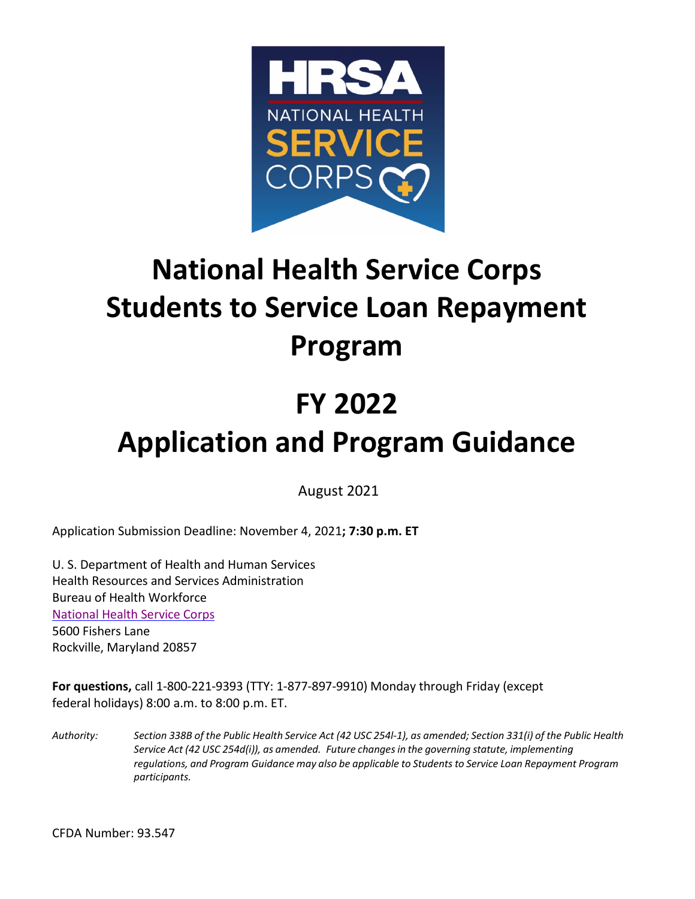# National Health Service Corps Students to Service Loan Repayment Program

# FY 2022 Application and Program Guidance

August 2021

Application Submission Deadline: November 4, 2021**; 7:30 p.m. ET**

U. S. Department of Health and Human Services
Health Resources and Services Administration
Bureau of Health Workforce
National Health Service Corps
5600 Fishers Lane
Rockville, Maryland 20857

**For questions,** call 1-800-221-9393 (TTY: 1-877-897-9910) Monday through Friday (except federal holidays) 8:00 a.m. to 8:00 p.m. ET.

*Authority:* *Section 338B of the Public Health Service Act (42 USC 254l-1), as amended; Section 331(i) of the Public Health Service Act (42 USC 254d(i)), as amended. Future changes in the governing statute, implementing regulations, and Program Guidance may also be applicable to Students to Service Loan Repayment Program participants.*

CFDA Number: 93.547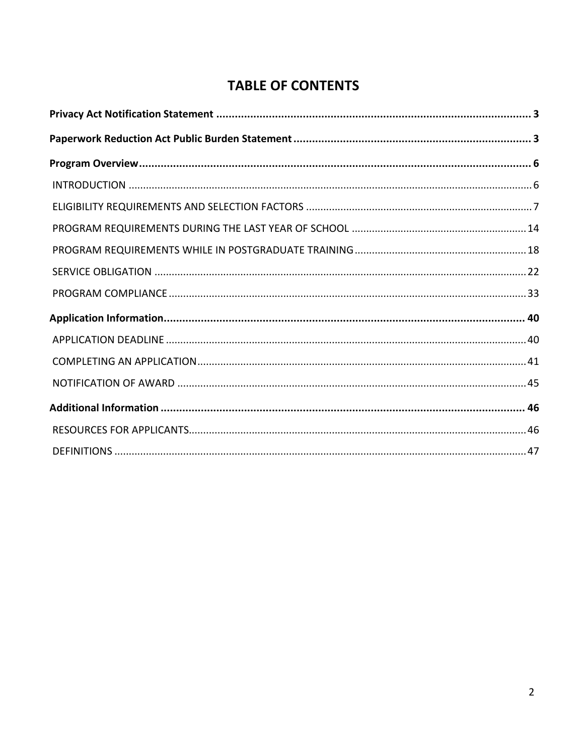# TABLE OF CONTENTS

**Privacy Act Notification Statement** .......... **3**

**Paperwork Reduction Act Public Burden Statement** .......... **3**

**Program Overview** .......... **6**

- INTRODUCTION .......... 6
- ELIGIBILITY REQUIREMENTS AND SELECTION FACTORS .......... 7
- PROGRAM REQUIREMENTS DURING THE LAST YEAR OF SCHOOL .......... 14
- PROGRAM REQUIREMENTS WHILE IN POSTGRADUATE TRAINING .......... 18
- SERVICE OBLIGATION .......... 22
- PROGRAM COMPLIANCE .......... 33

**Application Information** .......... **40**

- APPLICATION DEADLINE .......... 40
- COMPLETING AN APPLICATION .......... 41
- NOTIFICATION OF AWARD .......... 45

**Additional Information** .......... **46**

- RESOURCES FOR APPLICANTS .......... 46
- DEFINITIONS .......... 47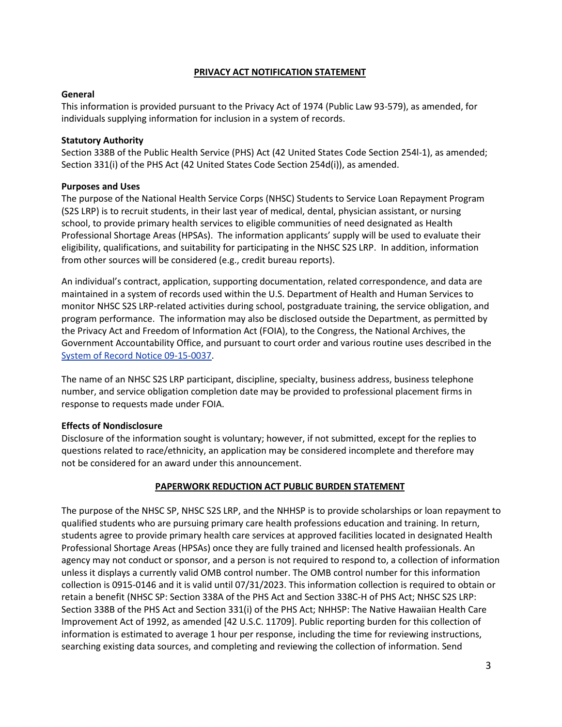## PRIVACY ACT NOTIFICATION STATEMENT

### General

This information is provided pursuant to the Privacy Act of 1974 (Public Law 93-579), as amended, for individuals supplying information for inclusion in a system of records.

### Statutory Authority

Section 338B of the Public Health Service (PHS) Act (42 United States Code Section 254l-1), as amended; Section 331(i) of the PHS Act (42 United States Code Section 254d(i)), as amended.

### Purposes and Uses

The purpose of the National Health Service Corps (NHSC) Students to Service Loan Repayment Program (S2S LRP) is to recruit students, in their last year of medical, dental, physician assistant, or nursing school, to provide primary health services to eligible communities of need designated as Health Professional Shortage Areas (HPSAs). The information applicants' supply will be used to evaluate their eligibility, qualifications, and suitability for participating in the NHSC S2S LRP. In addition, information from other sources will be considered (e.g., credit bureau reports).

An individual's contract, application, supporting documentation, related correspondence, and data are maintained in a system of records used within the U.S. Department of Health and Human Services to monitor NHSC S2S LRP-related activities during school, postgraduate training, the service obligation, and program performance. The information may also be disclosed outside the Department, as permitted by the Privacy Act and Freedom of Information Act (FOIA), to the Congress, the National Archives, the Government Accountability Office, and pursuant to court order and various routine uses described in the System of Record Notice 09-15-0037.

The name of an NHSC S2S LRP participant, discipline, specialty, business address, business telephone number, and service obligation completion date may be provided to professional placement firms in response to requests made under FOIA.

### Effects of Nondisclosure

Disclosure of the information sought is voluntary; however, if not submitted, except for the replies to questions related to race/ethnicity, an application may be considered incomplete and therefore may not be considered for an award under this announcement.

## PAPERWORK REDUCTION ACT PUBLIC BURDEN STATEMENT

The purpose of the NHSC SP, NHSC S2S LRP, and the NHHSP is to provide scholarships or loan repayment to qualified students who are pursuing primary care health professions education and training. In return, students agree to provide primary health care services at approved facilities located in designated Health Professional Shortage Areas (HPSAs) once they are fully trained and licensed health professionals. An agency may not conduct or sponsor, and a person is not required to respond to, a collection of information unless it displays a currently valid OMB control number. The OMB control number for this information collection is 0915-0146 and it is valid until 07/31/2023. This information collection is required to obtain or retain a benefit (NHSC SP: Section 338A of the PHS Act and Section 338C-H of PHS Act; NHSC S2S LRP: Section 338B of the PHS Act and Section 331(i) of the PHS Act; NHHSP: The Native Hawaiian Health Care Improvement Act of 1992, as amended [42 U.S.C. 11709]. Public reporting burden for this collection of information is estimated to average 1 hour per response, including the time for reviewing instructions, searching existing data sources, and completing and reviewing the collection of information. Send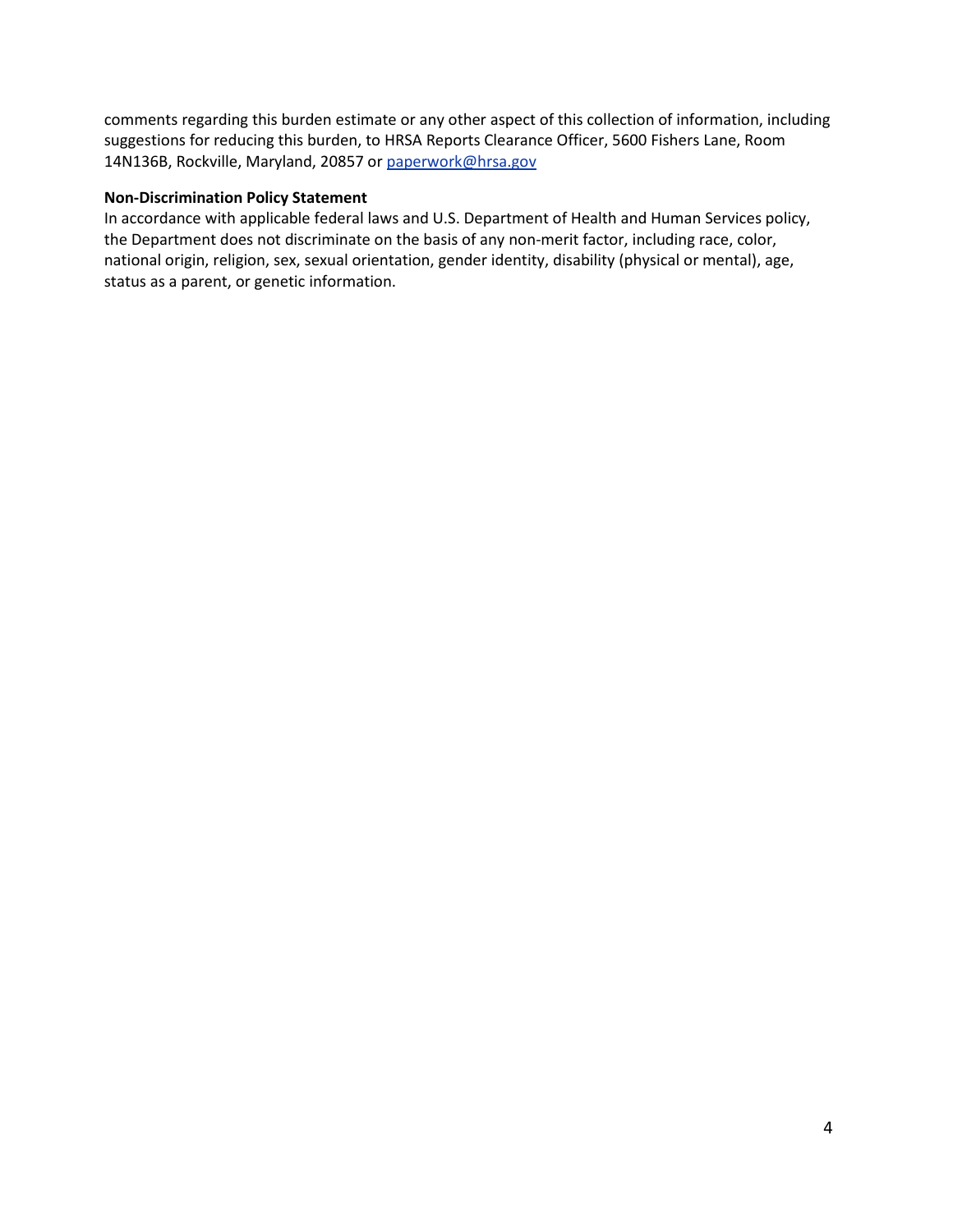comments regarding this burden estimate or any other aspect of this collection of information, including suggestions for reducing this burden, to HRSA Reports Clearance Officer, 5600 Fishers Lane, Room 14N136B, Rockville, Maryland, 20857 or paperwork@hrsa.gov

**Non-Discrimination Policy Statement**

In accordance with applicable federal laws and U.S. Department of Health and Human Services policy, the Department does not discriminate on the basis of any non-merit factor, including race, color, national origin, religion, sex, sexual orientation, gender identity, disability (physical or mental), age, status as a parent, or genetic information.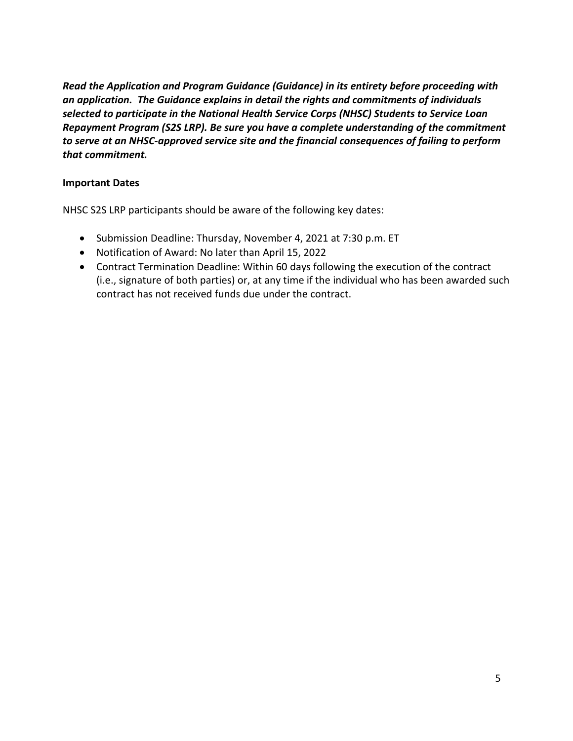***Read the Application and Program Guidance (Guidance) in its entirety before proceeding with an application. The Guidance explains in detail the rights and commitments of individuals selected to participate in the National Health Service Corps (NHSC) Students to Service Loan Repayment Program (S2S LRP). Be sure you have a complete understanding of the commitment to serve at an NHSC-approved service site and the financial consequences of failing to perform that commitment.***

**Important Dates**

NHSC S2S LRP participants should be aware of the following key dates:

- Submission Deadline: Thursday, November 4, 2021 at 7:30 p.m. ET
- Notification of Award: No later than April 15, 2022
- Contract Termination Deadline: Within 60 days following the execution of the contract (i.e., signature of both parties) or, at any time if the individual who has been awarded such contract has not received funds due under the contract.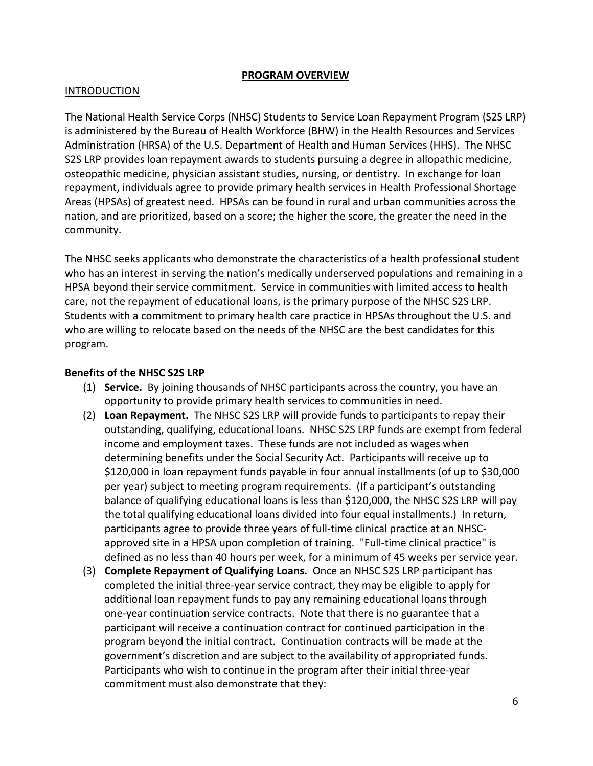## PROGRAM OVERVIEW

### INTRODUCTION

The National Health Service Corps (NHSC) Students to Service Loan Repayment Program (S2S LRP) is administered by the Bureau of Health Workforce (BHW) in the Health Resources and Services Administration (HRSA) of the U.S. Department of Health and Human Services (HHS). The NHSC S2S LRP provides loan repayment awards to students pursuing a degree in allopathic medicine, osteopathic medicine, physician assistant studies, nursing, or dentistry. In exchange for loan repayment, individuals agree to provide primary health services in Health Professional Shortage Areas (HPSAs) of greatest need. HPSAs can be found in rural and urban communities across the nation, and are prioritized, based on a score; the higher the score, the greater the need in the community.

The NHSC seeks applicants who demonstrate the characteristics of a health professional student who has an interest in serving the nation's medically underserved populations and remaining in a HPSA beyond their service commitment. Service in communities with limited access to health care, not the repayment of educational loans, is the primary purpose of the NHSC S2S LRP. Students with a commitment to primary health care practice in HPSAs throughout the U.S. and who are willing to relocate based on the needs of the NHSC are the best candidates for this program.

### Benefits of the NHSC S2S LRP

(1) **Service.** By joining thousands of NHSC participants across the country, you have an opportunity to provide primary health services to communities in need.

(2) **Loan Repayment.** The NHSC S2S LRP will provide funds to participants to repay their outstanding, qualifying, educational loans. NHSC S2S LRP funds are exempt from federal income and employment taxes. These funds are not included as wages when determining benefits under the Social Security Act. Participants will receive up to $120,000 in loan repayment funds payable in four annual installments (of up to $30,000 per year) subject to meeting program requirements. (If a participant's outstanding balance of qualifying educational loans is less than $120,000, the NHSC S2S LRP will pay the total qualifying educational loans divided into four equal installments.) In return, participants agree to provide three years of full-time clinical practice at an NHSC-approved site in a HPSA upon completion of training. "Full-time clinical practice" is defined as no less than 40 hours per week, for a minimum of 45 weeks per service year.

(3) **Complete Repayment of Qualifying Loans.** Once an NHSC S2S LRP participant has completed the initial three-year service contract, they may be eligible to apply for additional loan repayment funds to pay any remaining educational loans through one-year continuation service contracts. Note that there is no guarantee that a participant will receive a continuation contract for continued participation in the program beyond the initial contract. Continuation contracts will be made at the government's discretion and are subject to the availability of appropriated funds. Participants who wish to continue in the program after their initial three-year commitment must also demonstrate that they: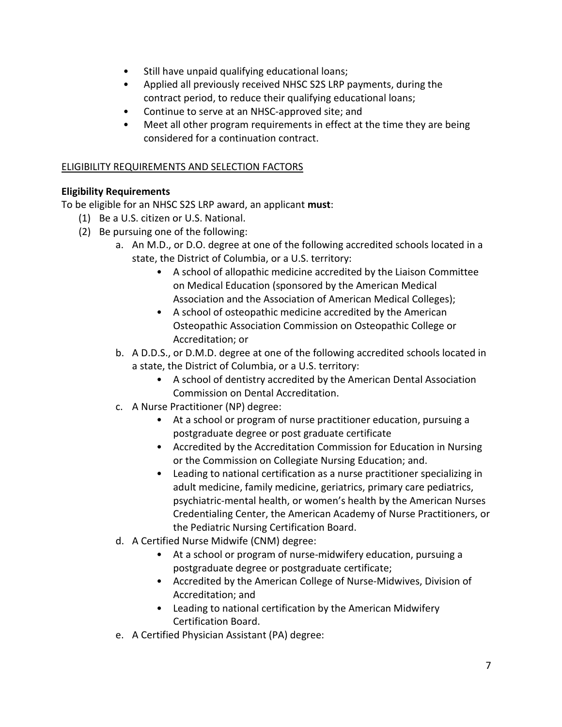- Still have unpaid qualifying educational loans;
- Applied all previously received NHSC S2S LRP payments, during the contract period, to reduce their qualifying educational loans;
- Continue to serve at an NHSC-approved site; and
- Meet all other program requirements in effect at the time they are being considered for a continuation contract.

## ELIGIBILITY REQUIREMENTS AND SELECTION FACTORS

### Eligibility Requirements

To be eligible for an NHSC S2S LRP award, an applicant **must**:

(1) Be a U.S. citizen or U.S. National.

(2) Be pursuing one of the following:

a. An M.D., or D.O. degree at one of the following accredited schools located in a state, the District of Columbia, or a U.S. territory:
   - A school of allopathic medicine accredited by the Liaison Committee on Medical Education (sponsored by the American Medical Association and the Association of American Medical Colleges);
   - A school of osteopathic medicine accredited by the American Osteopathic Association Commission on Osteopathic College or Accreditation; or

b. A D.D.S., or D.M.D. degree at one of the following accredited schools located in a state, the District of Columbia, or a U.S. territory:
   - A school of dentistry accredited by the American Dental Association Commission on Dental Accreditation.

c. A Nurse Practitioner (NP) degree:
   - At a school or program of nurse practitioner education, pursuing a postgraduate degree or post graduate certificate
   - Accredited by the Accreditation Commission for Education in Nursing or the Commission on Collegiate Nursing Education; and.
   - Leading to national certification as a nurse practitioner specializing in adult medicine, family medicine, geriatrics, primary care pediatrics, psychiatric-mental health, or women's health by the American Nurses Credentialing Center, the American Academy of Nurse Practitioners, or the Pediatric Nursing Certification Board.

d. A Certified Nurse Midwife (CNM) degree:
   - At a school or program of nurse-midwifery education, pursuing a postgraduate degree or postgraduate certificate;
   - Accredited by the American College of Nurse-Midwives, Division of Accreditation; and
   - Leading to national certification by the American Midwifery Certification Board.

e. A Certified Physician Assistant (PA) degree: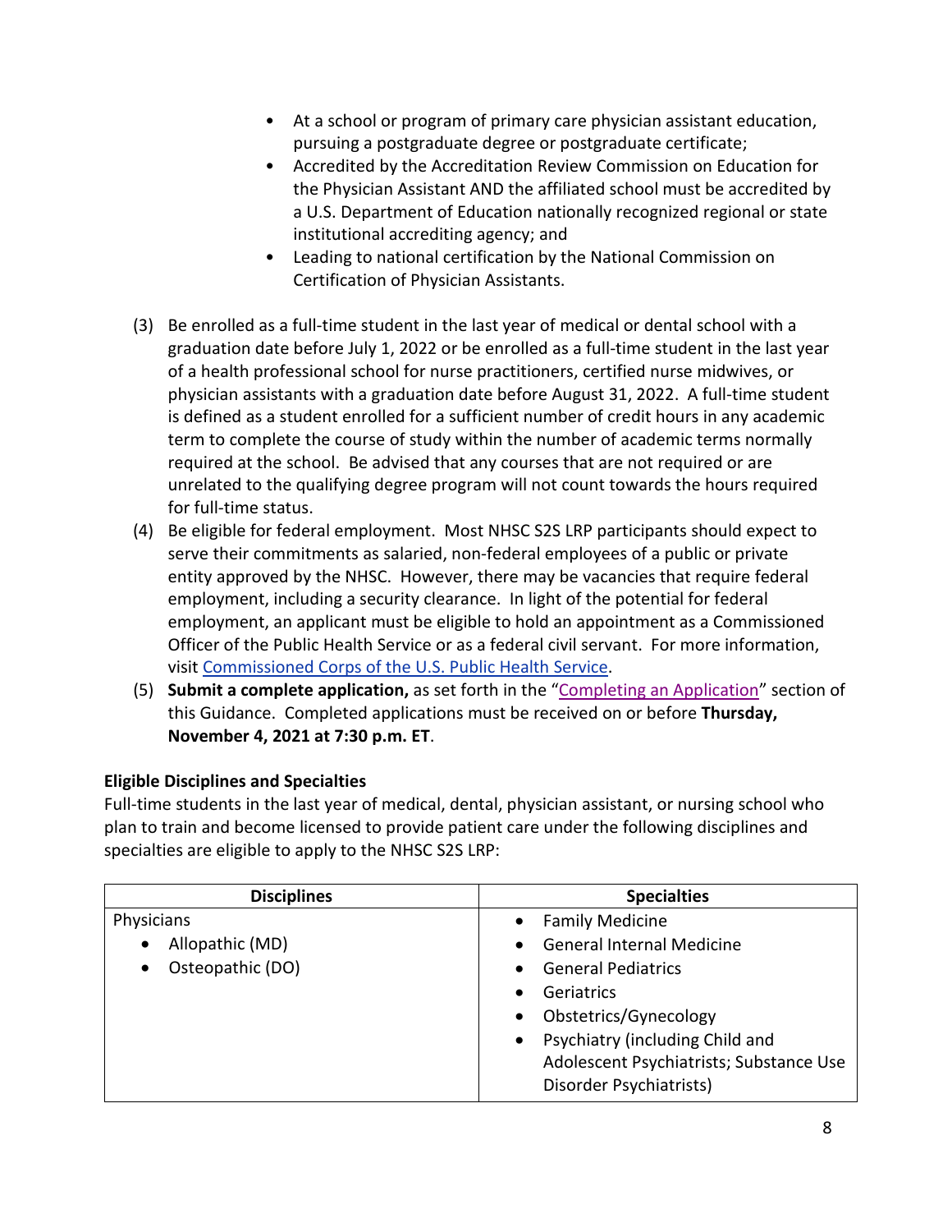- At a school or program of primary care physician assistant education, pursuing a postgraduate degree or postgraduate certificate;
- Accredited by the Accreditation Review Commission on Education for the Physician Assistant AND the affiliated school must be accredited by a U.S. Department of Education nationally recognized regional or state institutional accrediting agency; and
- Leading to national certification by the National Commission on Certification of Physician Assistants.

(3) Be enrolled as a full-time student in the last year of medical or dental school with a graduation date before July 1, 2022 or be enrolled as a full-time student in the last year of a health professional school for nurse practitioners, certified nurse midwives, or physician assistants with a graduation date before August 31, 2022. A full-time student is defined as a student enrolled for a sufficient number of credit hours in any academic term to complete the course of study within the number of academic terms normally required at the school. Be advised that any courses that are not required or are unrelated to the qualifying degree program will not count towards the hours required for full-time status.

(4) Be eligible for federal employment. Most NHSC S2S LRP participants should expect to serve their commitments as salaried, non-federal employees of a public or private entity approved by the NHSC. However, there may be vacancies that require federal employment, including a security clearance. In light of the potential for federal employment, an applicant must be eligible to hold an appointment as a Commissioned Officer of the Public Health Service or as a federal civil servant. For more information, visit Commissioned Corps of the U.S. Public Health Service.

(5) **Submit a complete application,** as set forth in the "Completing an Application" section of this Guidance. Completed applications must be received on or before **Thursday, November 4, 2021 at 7:30 p.m. ET**.

**Eligible Disciplines and Specialties**

Full-time students in the last year of medical, dental, physician assistant, or nursing school who plan to train and become licensed to provide patient care under the following disciplines and specialties are eligible to apply to the NHSC S2S LRP:

| Disciplines | Specialties |
|---|---|
| Physicians<br>• Allopathic (MD)<br>• Osteopathic (DO) | • Family Medicine<br>• General Internal Medicine<br>• General Pediatrics<br>• Geriatrics<br>• Obstetrics/Gynecology<br>• Psychiatry (including Child and Adolescent Psychiatrists; Substance Use Disorder Psychiatrists) |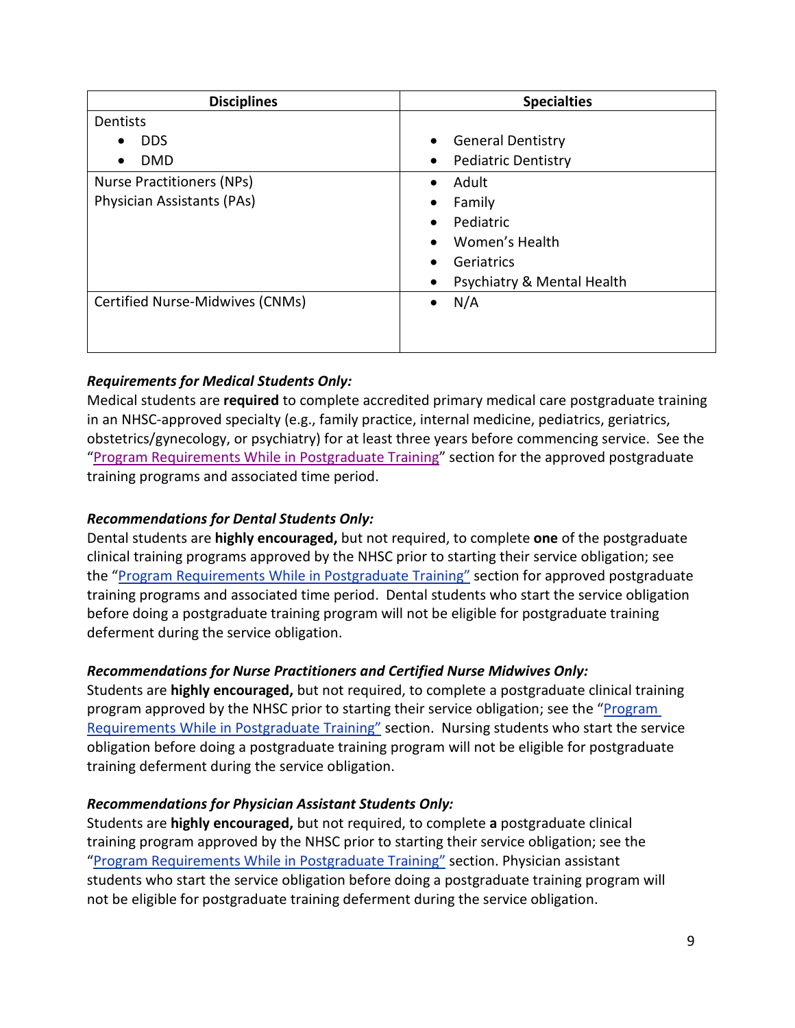| Disciplines | Specialties |
|---|---|
| Dentists<br>• DDS<br>• DMD | • General Dentistry<br>• Pediatric Dentistry |
| Nurse Practitioners (NPs)<br>Physician Assistants (PAs) | • Adult<br>• Family<br>• Pediatric<br>• Women's Health<br>• Geriatrics<br>• Psychiatry & Mental Health |
| Certified Nurse-Midwives (CNMs) | • N/A |

***Requirements for Medical Students Only:***

Medical students are **required** to complete accredited primary medical care postgraduate training in an NHSC-approved specialty (e.g., family practice, internal medicine, pediatrics, geriatrics, obstetrics/gynecology, or psychiatry) for at least three years before commencing service. See the "Program Requirements While in Postgraduate Training" section for the approved postgraduate training programs and associated time period.

***Recommendations for Dental Students Only:***

Dental students are **highly encouraged,** but not required, to complete **one** of the postgraduate clinical training programs approved by the NHSC prior to starting their service obligation; see the "Program Requirements While in Postgraduate Training" section for approved postgraduate training programs and associated time period. Dental students who start the service obligation before doing a postgraduate training program will not be eligible for postgraduate training deferment during the service obligation.

***Recommendations for Nurse Practitioners and Certified Nurse Midwives Only:***

Students are **highly encouraged,** but not required, to complete a postgraduate clinical training program approved by the NHSC prior to starting their service obligation; see the "Program Requirements While in Postgraduate Training" section. Nursing students who start the service obligation before doing a postgraduate training program will not be eligible for postgraduate training deferment during the service obligation.

***Recommendations for Physician Assistant Students Only:***

Students are **highly encouraged,** but not required, to complete **a** postgraduate clinical training program approved by the NHSC prior to starting their service obligation; see the "Program Requirements While in Postgraduate Training" section. Physician assistant students who start the service obligation before doing a postgraduate training program will not be eligible for postgraduate training deferment during the service obligation.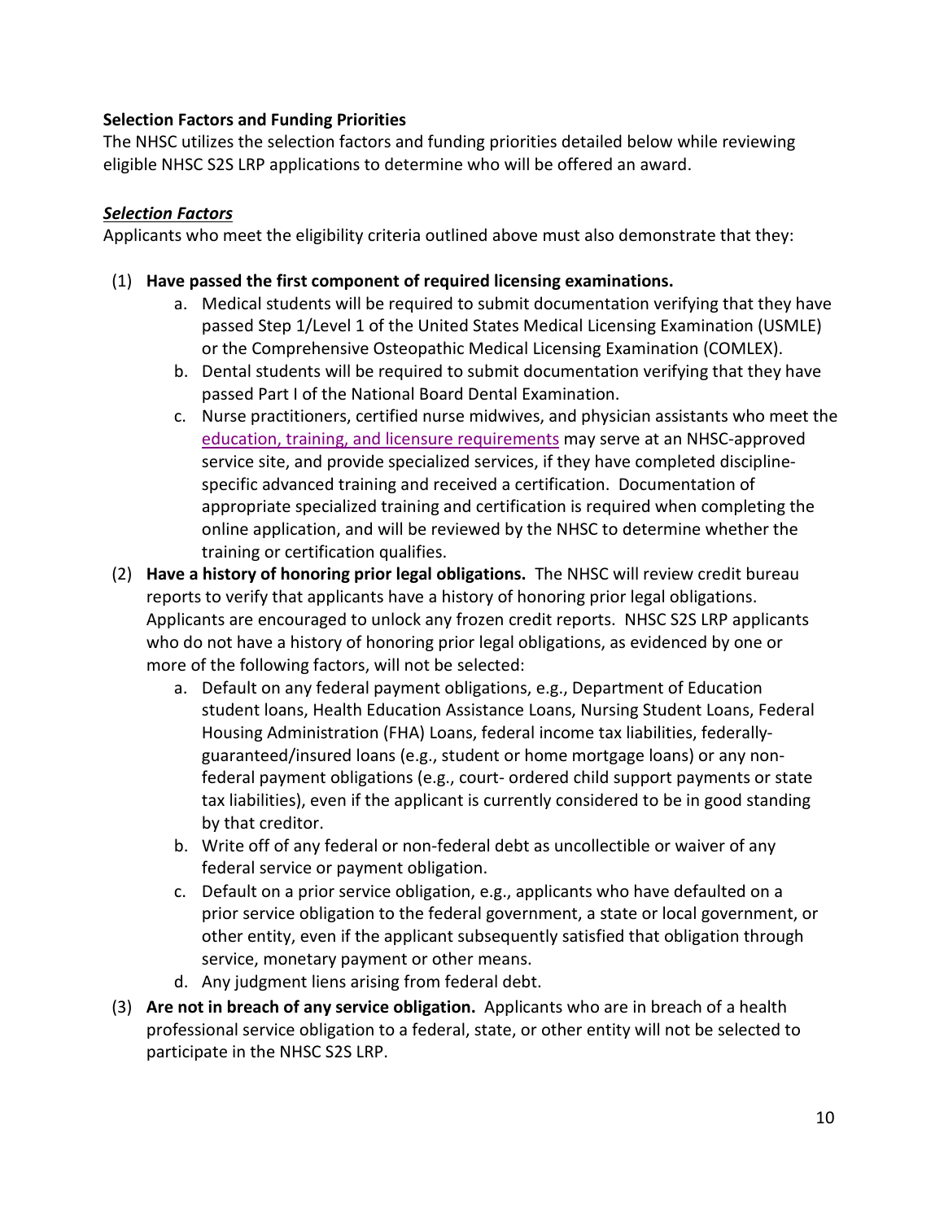**Selection Factors and Funding Priorities**

The NHSC utilizes the selection factors and funding priorities detailed below while reviewing eligible NHSC S2S LRP applications to determine who will be offered an award.

***Selection Factors***

Applicants who meet the eligibility criteria outlined above must also demonstrate that they:

(1) **Have passed the first component of required licensing examinations.**
   a. Medical students will be required to submit documentation verifying that they have passed Step 1/Level 1 of the United States Medical Licensing Examination (USMLE) or the Comprehensive Osteopathic Medical Licensing Examination (COMLEX).
   b. Dental students will be required to submit documentation verifying that they have passed Part I of the National Board Dental Examination.
   c. Nurse practitioners, certified nurse midwives, and physician assistants who meet the education, training, and licensure requirements may serve at an NHSC-approved service site, and provide specialized services, if they have completed discipline-specific advanced training and received a certification. Documentation of appropriate specialized training and certification is required when completing the online application, and will be reviewed by the NHSC to determine whether the training or certification qualifies.

(2) **Have a history of honoring prior legal obligations.** The NHSC will review credit bureau reports to verify that applicants have a history of honoring prior legal obligations. Applicants are encouraged to unlock any frozen credit reports. NHSC S2S LRP applicants who do not have a history of honoring prior legal obligations, as evidenced by one or more of the following factors, will not be selected:
   a. Default on any federal payment obligations, e.g., Department of Education student loans, Health Education Assistance Loans, Nursing Student Loans, Federal Housing Administration (FHA) Loans, federal income tax liabilities, federally-guaranteed/insured loans (e.g., student or home mortgage loans) or any non-federal payment obligations (e.g., court- ordered child support payments or state tax liabilities), even if the applicant is currently considered to be in good standing by that creditor.
   b. Write off of any federal or non-federal debt as uncollectible or waiver of any federal service or payment obligation.
   c. Default on a prior service obligation, e.g., applicants who have defaulted on a prior service obligation to the federal government, a state or local government, or other entity, even if the applicant subsequently satisfied that obligation through service, monetary payment or other means.
   d. Any judgment liens arising from federal debt.

(3) **Are not in breach of any service obligation.** Applicants who are in breach of a health professional service obligation to a federal, state, or other entity will not be selected to participate in the NHSC S2S LRP.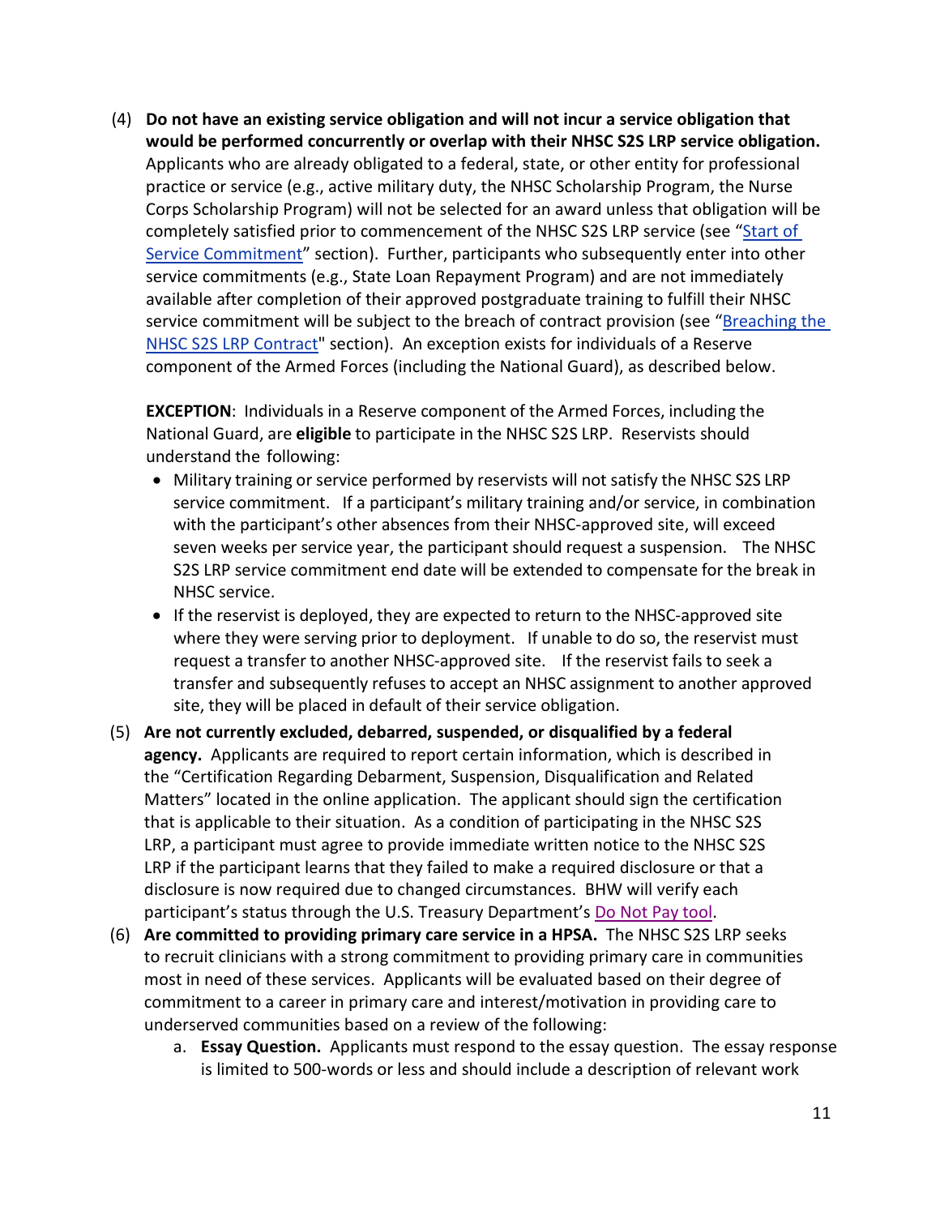(4) **Do not have an existing service obligation and will not incur a service obligation that would be performed concurrently or overlap with their NHSC S2S LRP service obligation.** Applicants who are already obligated to a federal, state, or other entity for professional practice or service (e.g., active military duty, the NHSC Scholarship Program, the Nurse Corps Scholarship Program) will not be selected for an award unless that obligation will be completely satisfied prior to commencement of the NHSC S2S LRP service (see "Start of Service Commitment" section). Further, participants who subsequently enter into other service commitments (e.g., State Loan Repayment Program) and are not immediately available after completion of their approved postgraduate training to fulfill their NHSC service commitment will be subject to the breach of contract provision (see "Breaching the NHSC S2S LRP Contract" section). An exception exists for individuals of a Reserve component of the Armed Forces (including the National Guard), as described below.

**EXCEPTION**: Individuals in a Reserve component of the Armed Forces, including the National Guard, are **eligible** to participate in the NHSC S2S LRP. Reservists should understand the following:

- Military training or service performed by reservists will not satisfy the NHSC S2S LRP service commitment. If a participant's military training and/or service, in combination with the participant's other absences from their NHSC-approved site, will exceed seven weeks per service year, the participant should request a suspension. The NHSC S2S LRP service commitment end date will be extended to compensate for the break in NHSC service.
- If the reservist is deployed, they are expected to return to the NHSC-approved site where they were serving prior to deployment. If unable to do so, the reservist must request a transfer to another NHSC-approved site. If the reservist fails to seek a transfer and subsequently refuses to accept an NHSC assignment to another approved site, they will be placed in default of their service obligation.

(5) **Are not currently excluded, debarred, suspended, or disqualified by a federal agency.** Applicants are required to report certain information, which is described in the "Certification Regarding Debarment, Suspension, Disqualification and Related Matters" located in the online application. The applicant should sign the certification that is applicable to their situation. As a condition of participating in the NHSC S2S LRP, a participant must agree to provide immediate written notice to the NHSC S2S LRP if the participant learns that they failed to make a required disclosure or that a disclosure is now required due to changed circumstances. BHW will verify each participant's status through the U.S. Treasury Department's Do Not Pay tool.

(6) **Are committed to providing primary care service in a HPSA.** The NHSC S2S LRP seeks to recruit clinicians with a strong commitment to providing primary care in communities most in need of these services. Applicants will be evaluated based on their degree of commitment to a career in primary care and interest/motivation in providing care to underserved communities based on a review of the following:

   a. **Essay Question.** Applicants must respond to the essay question. The essay response is limited to 500-words or less and should include a description of relevant work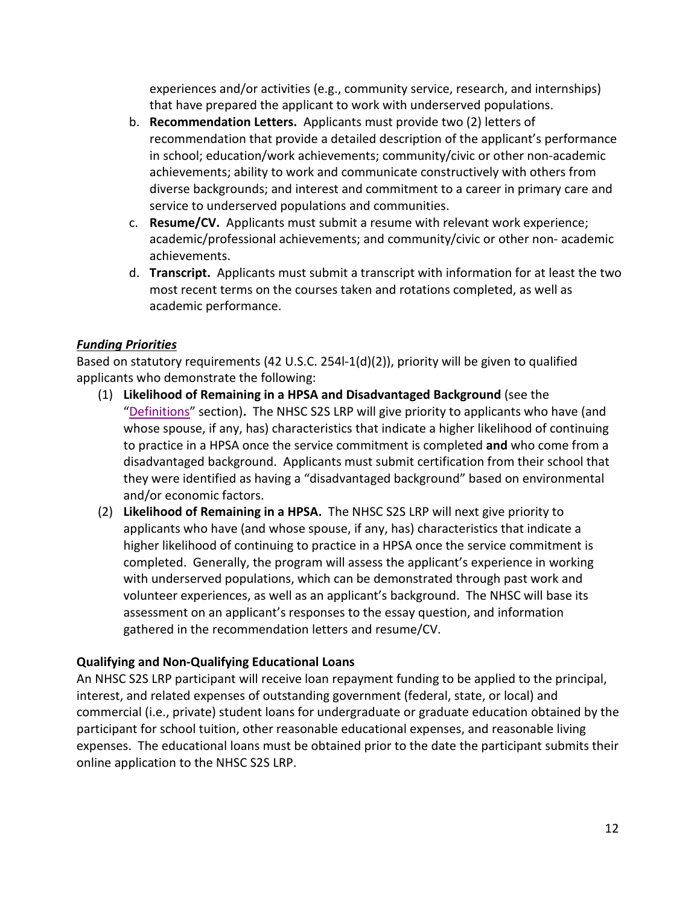experiences and/or activities (e.g., community service, research, and internships) that have prepared the applicant to work with underserved populations.

b. **Recommendation Letters.** Applicants must provide two (2) letters of recommendation that provide a detailed description of the applicant's performance in school; education/work achievements; community/civic or other non-academic achievements; ability to work and communicate constructively with others from diverse backgrounds; and interest and commitment to a career in primary care and service to underserved populations and communities.

c. **Resume/CV.** Applicants must submit a resume with relevant work experience; academic/professional achievements; and community/civic or other non- academic achievements.

d. **Transcript.** Applicants must submit a transcript with information for at least the two most recent terms on the courses taken and rotations completed, as well as academic performance.

***Funding Priorities***

Based on statutory requirements (42 U.S.C. 254l-1(d)(2)), priority will be given to qualified applicants who demonstrate the following:

(1) **Likelihood of Remaining in a HPSA and Disadvantaged Background** (see the "Definitions" section)**.** The NHSC S2S LRP will give priority to applicants who have (and whose spouse, if any, has) characteristics that indicate a higher likelihood of continuing to practice in a HPSA once the service commitment is completed **and** who come from a disadvantaged background. Applicants must submit certification from their school that they were identified as having a "disadvantaged background" based on environmental and/or economic factors.

(2) **Likelihood of Remaining in a HPSA.** The NHSC S2S LRP will next give priority to applicants who have (and whose spouse, if any, has) characteristics that indicate a higher likelihood of continuing to practice in a HPSA once the service commitment is completed. Generally, the program will assess the applicant's experience in working with underserved populations, which can be demonstrated through past work and volunteer experiences, as well as an applicant's background. The NHSC will base its assessment on an applicant's responses to the essay question, and information gathered in the recommendation letters and resume/CV.

**Qualifying and Non-Qualifying Educational Loans**

An NHSC S2S LRP participant will receive loan repayment funding to be applied to the principal, interest, and related expenses of outstanding government (federal, state, or local) and commercial (i.e., private) student loans for undergraduate or graduate education obtained by the participant for school tuition, other reasonable educational expenses, and reasonable living expenses. The educational loans must be obtained prior to the date the participant submits their online application to the NHSC S2S LRP.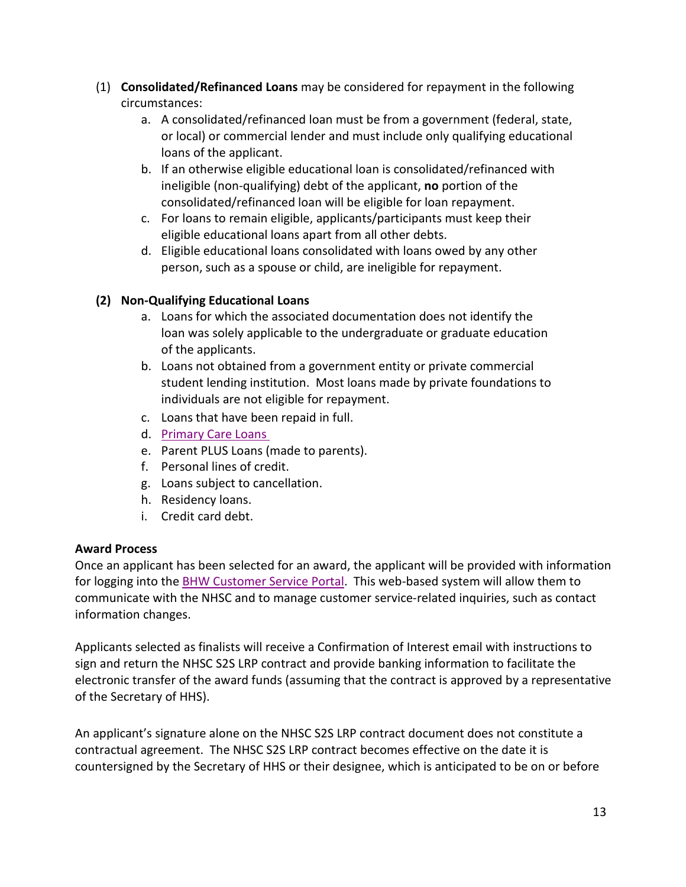(1) **Consolidated/Refinanced Loans** may be considered for repayment in the following circumstances:

   a. A consolidated/refinanced loan must be from a government (federal, state, or local) or commercial lender and must include only qualifying educational loans of the applicant.

   b. If an otherwise eligible educational loan is consolidated/refinanced with ineligible (non-qualifying) debt of the applicant, **no** portion of the consolidated/refinanced loan will be eligible for loan repayment.

   c. For loans to remain eligible, applicants/participants must keep their eligible educational loans apart from all other debts.

   d. Eligible educational loans consolidated with loans owed by any other person, such as a spouse or child, are ineligible for repayment.

**(2) Non-Qualifying Educational Loans**

   a. Loans for which the associated documentation does not identify the loan was solely applicable to the undergraduate or graduate education of the applicants.

   b. Loans not obtained from a government entity or private commercial student lending institution. Most loans made by private foundations to individuals are not eligible for repayment.

   c. Loans that have been repaid in full.

   d. Primary Care Loans

   e. Parent PLUS Loans (made to parents).

   f. Personal lines of credit.

   g. Loans subject to cancellation.

   h. Residency loans.

   i. Credit card debt.

**Award Process**

Once an applicant has been selected for an award, the applicant will be provided with information for logging into the BHW Customer Service Portal. This web-based system will allow them to communicate with the NHSC and to manage customer service-related inquiries, such as contact information changes.

Applicants selected as finalists will receive a Confirmation of Interest email with instructions to sign and return the NHSC S2S LRP contract and provide banking information to facilitate the electronic transfer of the award funds (assuming that the contract is approved by a representative of the Secretary of HHS).

An applicant's signature alone on the NHSC S2S LRP contract document does not constitute a contractual agreement. The NHSC S2S LRP contract becomes effective on the date it is countersigned by the Secretary of HHS or their designee, which is anticipated to be on or before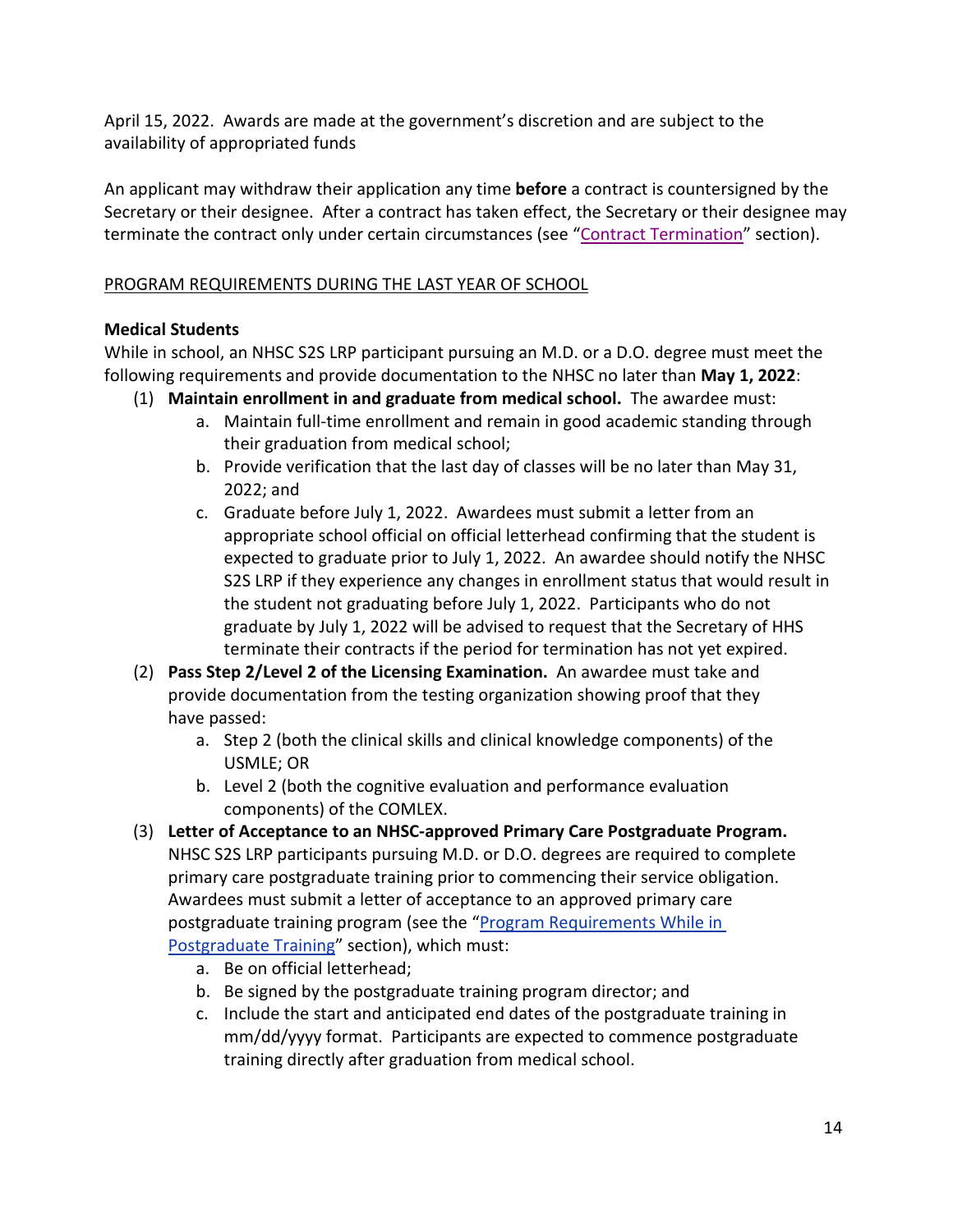April 15, 2022. Awards are made at the government's discretion and are subject to the availability of appropriated funds

An applicant may withdraw their application any time **before** a contract is countersigned by the Secretary or their designee. After a contract has taken effect, the Secretary or their designee may terminate the contract only under certain circumstances (see "Contract Termination" section).

## PROGRAM REQUIREMENTS DURING THE LAST YEAR OF SCHOOL

### Medical Students

While in school, an NHSC S2S LRP participant pursuing an M.D. or a D.O. degree must meet the following requirements and provide documentation to the NHSC no later than **May 1, 2022**:

(1) **Maintain enrollment in and graduate from medical school.** The awardee must:
   a. Maintain full-time enrollment and remain in good academic standing through their graduation from medical school;
   b. Provide verification that the last day of classes will be no later than May 31, 2022; and
   c. Graduate before July 1, 2022. Awardees must submit a letter from an appropriate school official on official letterhead confirming that the student is expected to graduate prior to July 1, 2022. An awardee should notify the NHSC S2S LRP if they experience any changes in enrollment status that would result in the student not graduating before July 1, 2022. Participants who do not graduate by July 1, 2022 will be advised to request that the Secretary of HHS terminate their contracts if the period for termination has not yet expired.

(2) **Pass Step 2/Level 2 of the Licensing Examination.** An awardee must take and provide documentation from the testing organization showing proof that they have passed:
   a. Step 2 (both the clinical skills and clinical knowledge components) of the USMLE; OR
   b. Level 2 (both the cognitive evaluation and performance evaluation components) of the COMLEX.

(3) **Letter of Acceptance to an NHSC-approved Primary Care Postgraduate Program.** NHSC S2S LRP participants pursuing M.D. or D.O. degrees are required to complete primary care postgraduate training prior to commencing their service obligation. Awardees must submit a letter of acceptance to an approved primary care postgraduate training program (see the "Program Requirements While in Postgraduate Training" section), which must:
   a. Be on official letterhead;
   b. Be signed by the postgraduate training program director; and
   c. Include the start and anticipated end dates of the postgraduate training in mm/dd/yyyy format. Participants are expected to commence postgraduate training directly after graduation from medical school.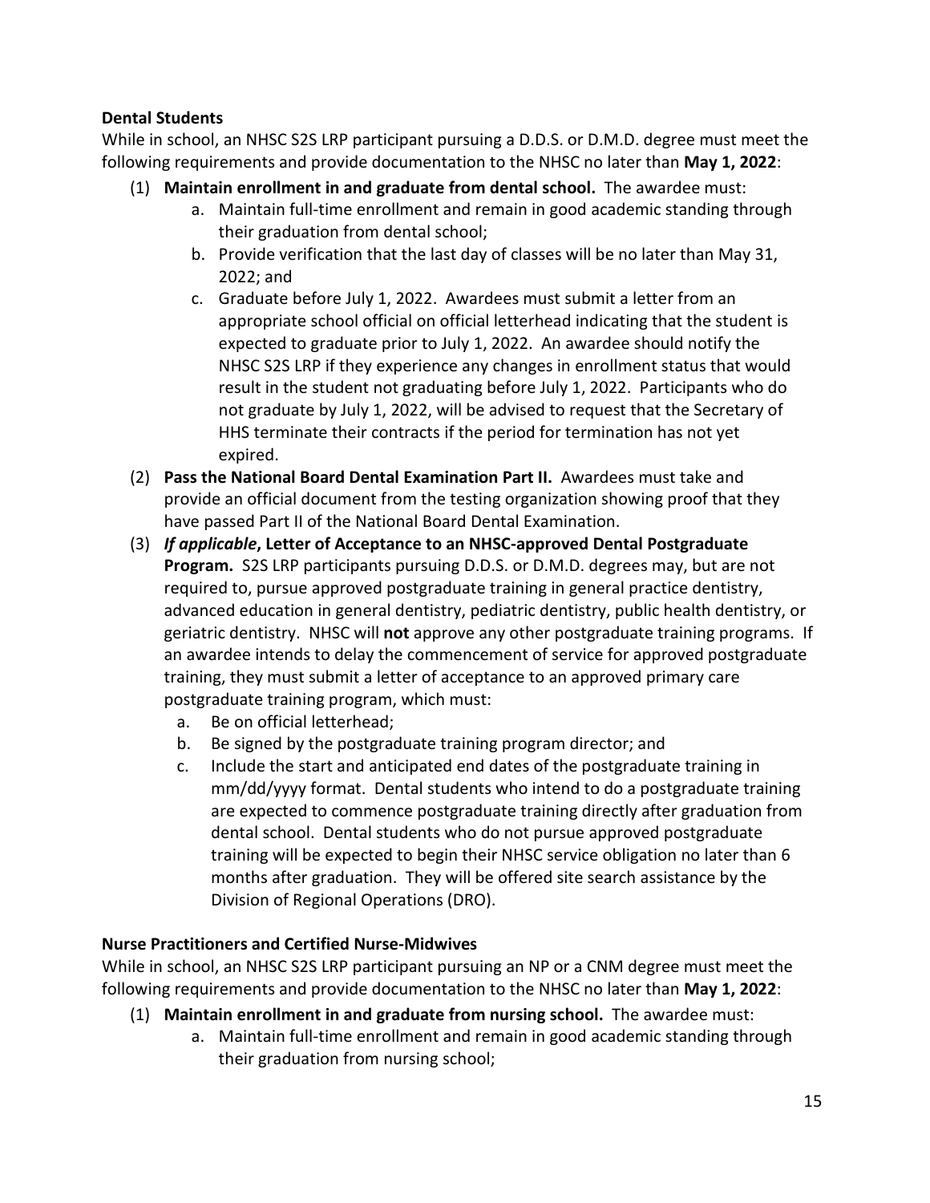**Dental Students**

While in school, an NHSC S2S LRP participant pursuing a D.D.S. or D.M.D. degree must meet the following requirements and provide documentation to the NHSC no later than **May 1, 2022**:

(1) **Maintain enrollment in and graduate from dental school.** The awardee must:
   a. Maintain full-time enrollment and remain in good academic standing through their graduation from dental school;
   b. Provide verification that the last day of classes will be no later than May 31, 2022; and
   c. Graduate before July 1, 2022. Awardees must submit a letter from an appropriate school official on official letterhead indicating that the student is expected to graduate prior to July 1, 2022. An awardee should notify the NHSC S2S LRP if they experience any changes in enrollment status that would result in the student not graduating before July 1, 2022. Participants who do not graduate by July 1, 2022, will be advised to request that the Secretary of HHS terminate their contracts if the period for termination has not yet expired.

(2) **Pass the National Board Dental Examination Part II.** Awardees must take and provide an official document from the testing organization showing proof that they have passed Part II of the National Board Dental Examination.

(3) ***If applicable*, Letter of Acceptance to an NHSC-approved Dental Postgraduate Program.** S2S LRP participants pursuing D.D.S. or D.M.D. degrees may, but are not required to, pursue approved postgraduate training in general practice dentistry, advanced education in general dentistry, pediatric dentistry, public health dentistry, or geriatric dentistry. NHSC will **not** approve any other postgraduate training programs. If an awardee intends to delay the commencement of service for approved postgraduate training, they must submit a letter of acceptance to an approved primary care postgraduate training program, which must:
   a. Be on official letterhead;
   b. Be signed by the postgraduate training program director; and
   c. Include the start and anticipated end dates of the postgraduate training in mm/dd/yyyy format. Dental students who intend to do a postgraduate training are expected to commence postgraduate training directly after graduation from dental school. Dental students who do not pursue approved postgraduate training will be expected to begin their NHSC service obligation no later than 6 months after graduation. They will be offered site search assistance by the Division of Regional Operations (DRO).

**Nurse Practitioners and Certified Nurse-Midwives**

While in school, an NHSC S2S LRP participant pursuing an NP or a CNM degree must meet the following requirements and provide documentation to the NHSC no later than **May 1, 2022**:

(1) **Maintain enrollment in and graduate from nursing school.** The awardee must:
   a. Maintain full-time enrollment and remain in good academic standing through their graduation from nursing school;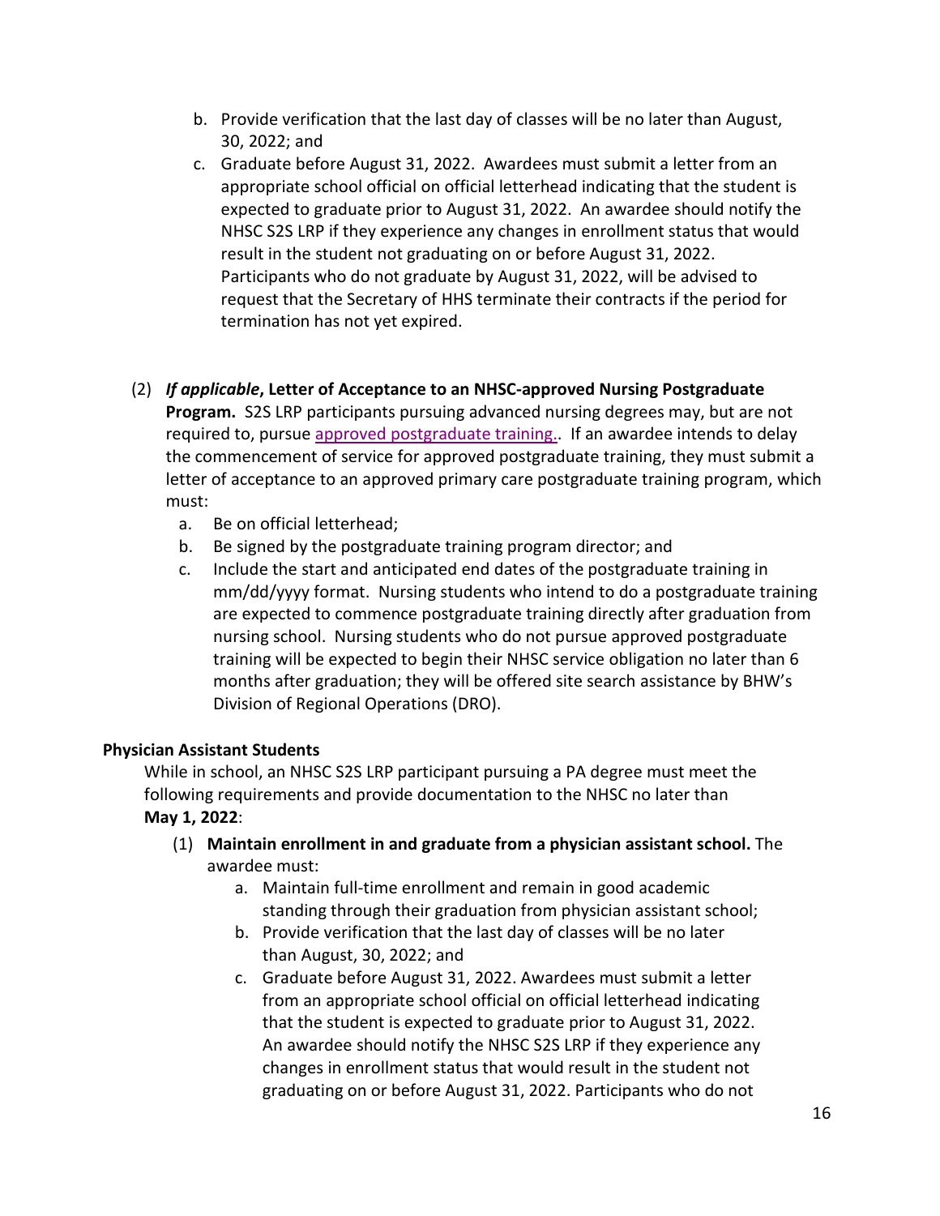b. Provide verification that the last day of classes will be no later than August, 30, 2022; and
c. Graduate before August 31, 2022. Awardees must submit a letter from an appropriate school official on official letterhead indicating that the student is expected to graduate prior to August 31, 2022. An awardee should notify the NHSC S2S LRP if they experience any changes in enrollment status that would result in the student not graduating on or before August 31, 2022. Participants who do not graduate by August 31, 2022, will be advised to request that the Secretary of HHS terminate their contracts if the period for termination has not yet expired.

(2) ***If applicable*, Letter of Acceptance to an NHSC-approved Nursing Postgraduate Program.** S2S LRP participants pursuing advanced nursing degrees may, but are not required to, pursue [approved postgraduate training.](). If an awardee intends to delay the commencement of service for approved postgraduate training, they must submit a letter of acceptance to an approved primary care postgraduate training program, which must:

   a. Be on official letterhead;
   b. Be signed by the postgraduate training program director; and
   c. Include the start and anticipated end dates of the postgraduate training in mm/dd/yyyy format. Nursing students who intend to do a postgraduate training are expected to commence postgraduate training directly after graduation from nursing school. Nursing students who do not pursue approved postgraduate training will be expected to begin their NHSC service obligation no later than 6 months after graduation; they will be offered site search assistance by BHW's Division of Regional Operations (DRO).

**Physician Assistant Students**

While in school, an NHSC S2S LRP participant pursuing a PA degree must meet the following requirements and provide documentation to the NHSC no later than **May 1, 2022**:

(1) **Maintain enrollment in and graduate from a physician assistant school.** The awardee must:

   a. Maintain full-time enrollment and remain in good academic standing through their graduation from physician assistant school;
   b. Provide verification that the last day of classes will be no later than August, 30, 2022; and
   c. Graduate before August 31, 2022. Awardees must submit a letter from an appropriate school official on official letterhead indicating that the student is expected to graduate prior to August 31, 2022. An awardee should notify the NHSC S2S LRP if they experience any changes in enrollment status that would result in the student not graduating on or before August 31, 2022. Participants who do not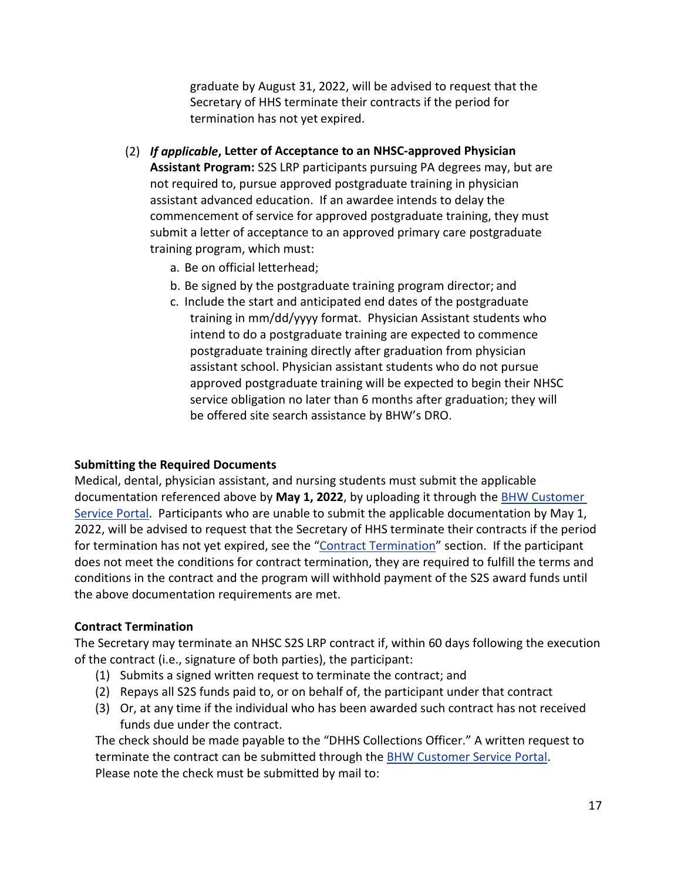graduate by August 31, 2022, will be advised to request that the Secretary of HHS terminate their contracts if the period for termination has not yet expired.

(2) ***If applicable*, Letter of Acceptance to an NHSC-approved Physician Assistant Program:** S2S LRP participants pursuing PA degrees may, but are not required to, pursue approved postgraduate training in physician assistant advanced education. If an awardee intends to delay the commencement of service for approved postgraduate training, they must submit a letter of acceptance to an approved primary care postgraduate training program, which must:

   a. Be on official letterhead;
   
   b. Be signed by the postgraduate training program director; and
   
   c. Include the start and anticipated end dates of the postgraduate training in mm/dd/yyyy format. Physician Assistant students who intend to do a postgraduate training are expected to commence postgraduate training directly after graduation from physician assistant school. Physician assistant students who do not pursue approved postgraduate training will be expected to begin their NHSC service obligation no later than 6 months after graduation; they will be offered site search assistance by BHW's DRO.

**Submitting the Required Documents**

Medical, dental, physician assistant, and nursing students must submit the applicable documentation referenced above by **May 1, 2022**, by uploading it through the [BHW Customer Service Portal](). Participants who are unable to submit the applicable documentation by May 1, 2022, will be advised to request that the Secretary of HHS terminate their contracts if the period for termination has not yet expired, see the "[Contract Termination]()" section. If the participant does not meet the conditions for contract termination, they are required to fulfill the terms and conditions in the contract and the program will withhold payment of the S2S award funds until the above documentation requirements are met.

**Contract Termination**

The Secretary may terminate an NHSC S2S LRP contract if, within 60 days following the execution of the contract (i.e., signature of both parties), the participant:

(1) Submits a signed written request to terminate the contract; and

(2) Repays all S2S funds paid to, or on behalf of, the participant under that contract

(3) Or, at any time if the individual who has been awarded such contract has not received funds due under the contract.

The check should be made payable to the "DHHS Collections Officer." A written request to terminate the contract can be submitted through the [BHW Customer Service Portal](). Please note the check must be submitted by mail to: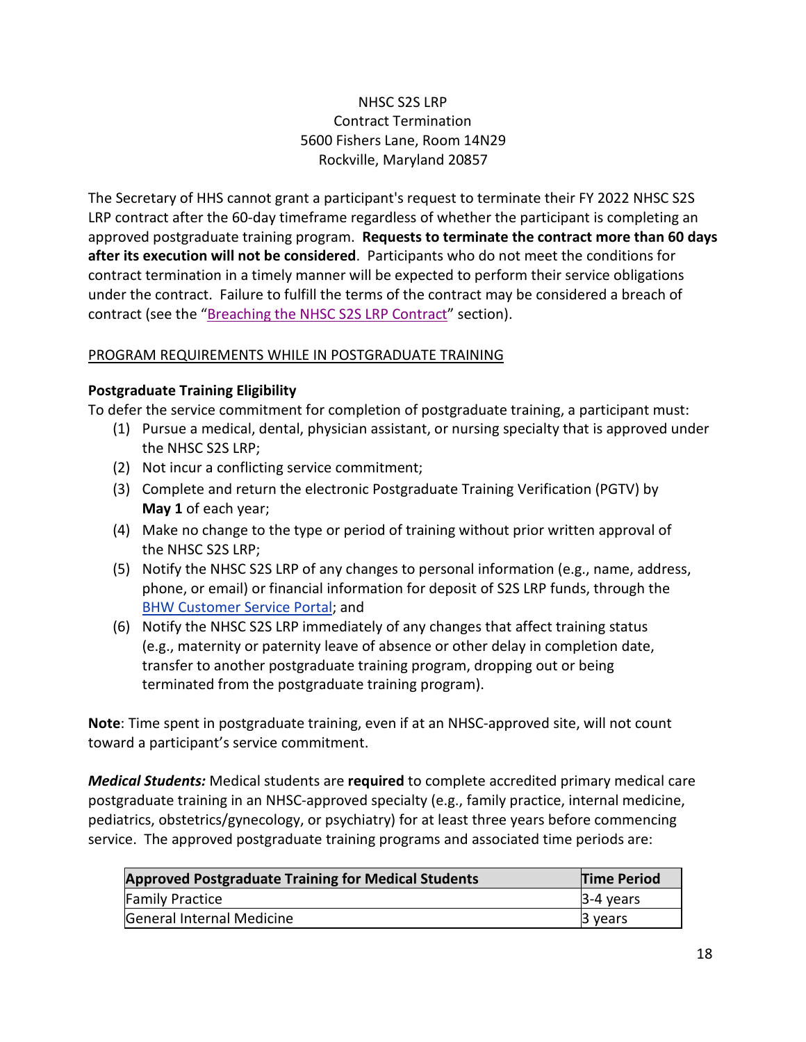NHSC S2S LRP
Contract Termination
5600 Fishers Lane, Room 14N29
Rockville, Maryland 20857

The Secretary of HHS cannot grant a participant's request to terminate their FY 2022 NHSC S2S LRP contract after the 60-day timeframe regardless of whether the participant is completing an approved postgraduate training program. **Requests to terminate the contract more than 60 days after its execution will not be considered**. Participants who do not meet the conditions for contract termination in a timely manner will be expected to perform their service obligations under the contract. Failure to fulfill the terms of the contract may be considered a breach of contract (see the "Breaching the NHSC S2S LRP Contract" section).

## PROGRAM REQUIREMENTS WHILE IN POSTGRADUATE TRAINING

### Postgraduate Training Eligibility

To defer the service commitment for completion of postgraduate training, a participant must:

1. Pursue a medical, dental, physician assistant, or nursing specialty that is approved under the NHSC S2S LRP;
2. Not incur a conflicting service commitment;
3. Complete and return the electronic Postgraduate Training Verification (PGTV) by **May 1** of each year;
4. Make no change to the type or period of training without prior written approval of the NHSC S2S LRP;
5. Notify the NHSC S2S LRP of any changes to personal information (e.g., name, address, phone, or email) or financial information for deposit of S2S LRP funds, through the BHW Customer Service Portal; and
6. Notify the NHSC S2S LRP immediately of any changes that affect training status (e.g., maternity or paternity leave of absence or other delay in completion date, transfer to another postgraduate training program, dropping out or being terminated from the postgraduate training program).

**Note**: Time spent in postgraduate training, even if at an NHSC-approved site, will not count toward a participant's service commitment.

***Medical Students:*** Medical students are **required** to complete accredited primary medical care postgraduate training in an NHSC-approved specialty (e.g., family practice, internal medicine, pediatrics, obstetrics/gynecology, or psychiatry) for at least three years before commencing service. The approved postgraduate training programs and associated time periods are:

| Approved Postgraduate Training for Medical Students | Time Period |
|---|---|
| Family Practice | 3-4 years |
| General Internal Medicine | 3 years |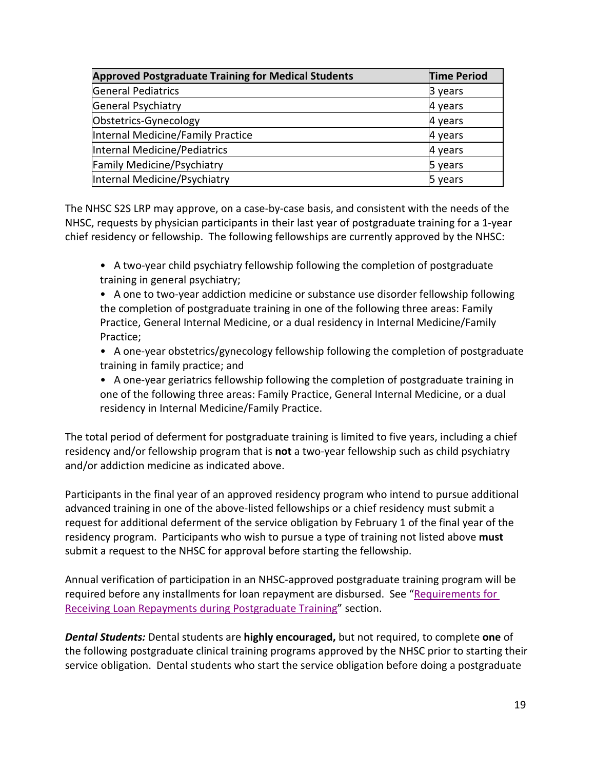| Approved Postgraduate Training for Medical Students | Time Period |
|---|---|
| General Pediatrics | 3 years |
| General Psychiatry | 4 years |
| Obstetrics-Gynecology | 4 years |
| Internal Medicine/Family Practice | 4 years |
| Internal Medicine/Pediatrics | 4 years |
| Family Medicine/Psychiatry | 5 years |
| Internal Medicine/Psychiatry | 5 years |

The NHSC S2S LRP may approve, on a case-by-case basis, and consistent with the needs of the NHSC, requests by physician participants in their last year of postgraduate training for a 1-year chief residency or fellowship. The following fellowships are currently approved by the NHSC:

- A two-year child psychiatry fellowship following the completion of postgraduate training in general psychiatry;
- A one to two-year addiction medicine or substance use disorder fellowship following the completion of postgraduate training in one of the following three areas: Family Practice, General Internal Medicine, or a dual residency in Internal Medicine/Family Practice;
- A one-year obstetrics/gynecology fellowship following the completion of postgraduate training in family practice; and
- A one-year geriatrics fellowship following the completion of postgraduate training in one of the following three areas: Family Practice, General Internal Medicine, or a dual residency in Internal Medicine/Family Practice.

The total period of deferment for postgraduate training is limited to five years, including a chief residency and/or fellowship program that is **not** a two-year fellowship such as child psychiatry and/or addiction medicine as indicated above.

Participants in the final year of an approved residency program who intend to pursue additional advanced training in one of the above-listed fellowships or a chief residency must submit a request for additional deferment of the service obligation by February 1 of the final year of the residency program. Participants who wish to pursue a type of training not listed above **must** submit a request to the NHSC for approval before starting the fellowship.

Annual verification of participation in an NHSC-approved postgraduate training program will be required before any installments for loan repayment are disbursed. See "Requirements for Receiving Loan Repayments during Postgraduate Training" section.

***Dental Students:*** Dental students are **highly encouraged,** but not required, to complete **one** of the following postgraduate clinical training programs approved by the NHSC prior to starting their service obligation. Dental students who start the service obligation before doing a postgraduate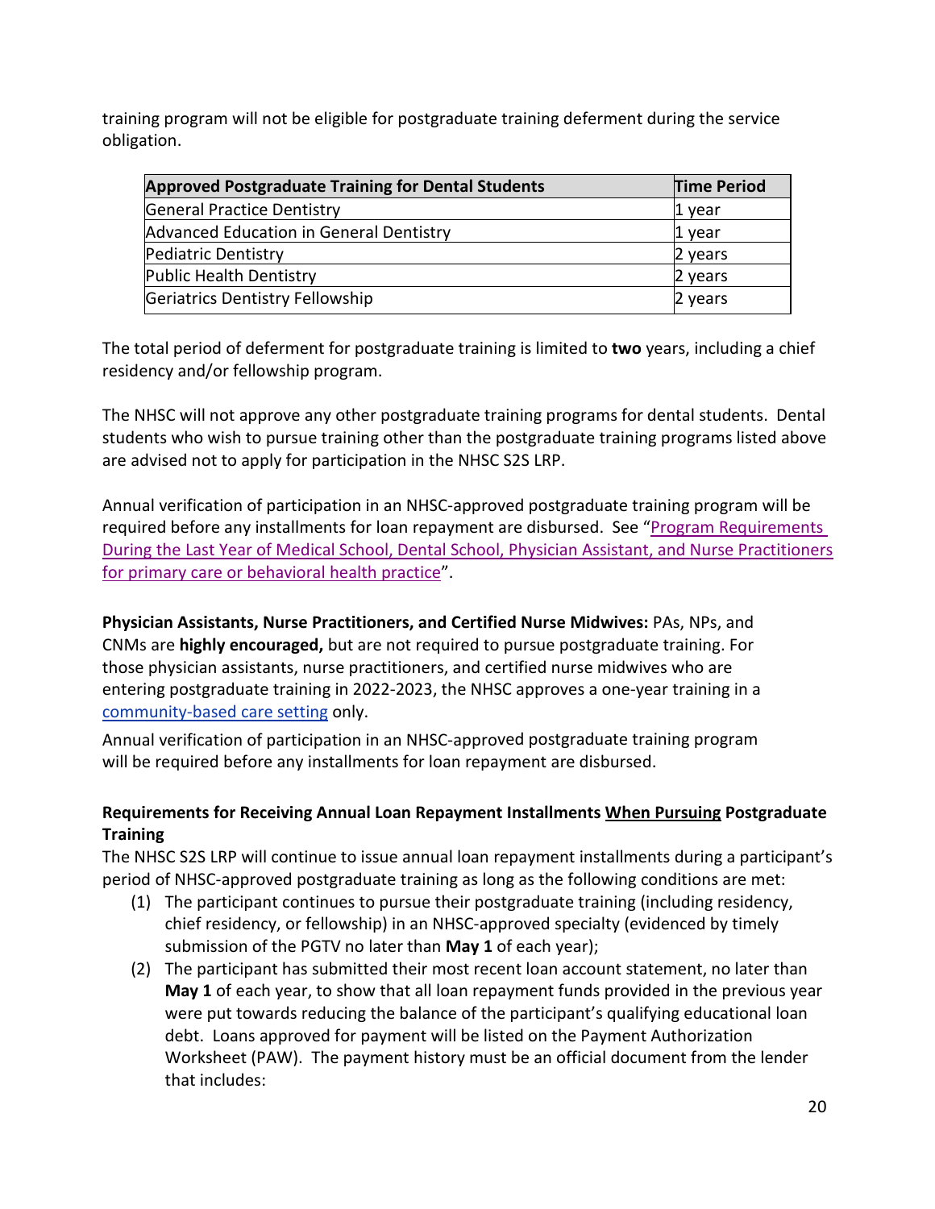training program will not be eligible for postgraduate training deferment during the service obligation.

| Approved Postgraduate Training for Dental Students | Time Period |
| --- | --- |
| General Practice Dentistry | 1 year |
| Advanced Education in General Dentistry | 1 year |
| Pediatric Dentistry | 2 years |
| Public Health Dentistry | 2 years |
| Geriatrics Dentistry Fellowship | 2 years |

The total period of deferment for postgraduate training is limited to **two** years, including a chief residency and/or fellowship program.

The NHSC will not approve any other postgraduate training programs for dental students. Dental students who wish to pursue training other than the postgraduate training programs listed above are advised not to apply for participation in the NHSC S2S LRP.

Annual verification of participation in an NHSC-approved postgraduate training program will be required before any installments for loan repayment are disbursed. See "Program Requirements During the Last Year of Medical School, Dental School, Physician Assistant, and Nurse Practitioners for primary care or behavioral health practice".

**Physician Assistants, Nurse Practitioners, and Certified Nurse Midwives:** PAs, NPs, and CNMs are **highly encouraged,** but are not required to pursue postgraduate training. For those physician assistants, nurse practitioners, and certified nurse midwives who are entering postgraduate training in 2022-2023, the NHSC approves a one-year training in a community-based care setting only.

Annual verification of participation in an NHSC-approved postgraduate training program will be required before any installments for loan repayment are disbursed.

**Requirements for Receiving Annual Loan Repayment Installments When Pursuing Postgraduate Training**

The NHSC S2S LRP will continue to issue annual loan repayment installments during a participant's period of NHSC-approved postgraduate training as long as the following conditions are met:

(1) The participant continues to pursue their postgraduate training (including residency, chief residency, or fellowship) in an NHSC-approved specialty (evidenced by timely submission of the PGTV no later than **May 1** of each year);

(2) The participant has submitted their most recent loan account statement, no later than **May 1** of each year, to show that all loan repayment funds provided in the previous year were put towards reducing the balance of the participant's qualifying educational loan debt. Loans approved for payment will be listed on the Payment Authorization Worksheet (PAW). The payment history must be an official document from the lender that includes: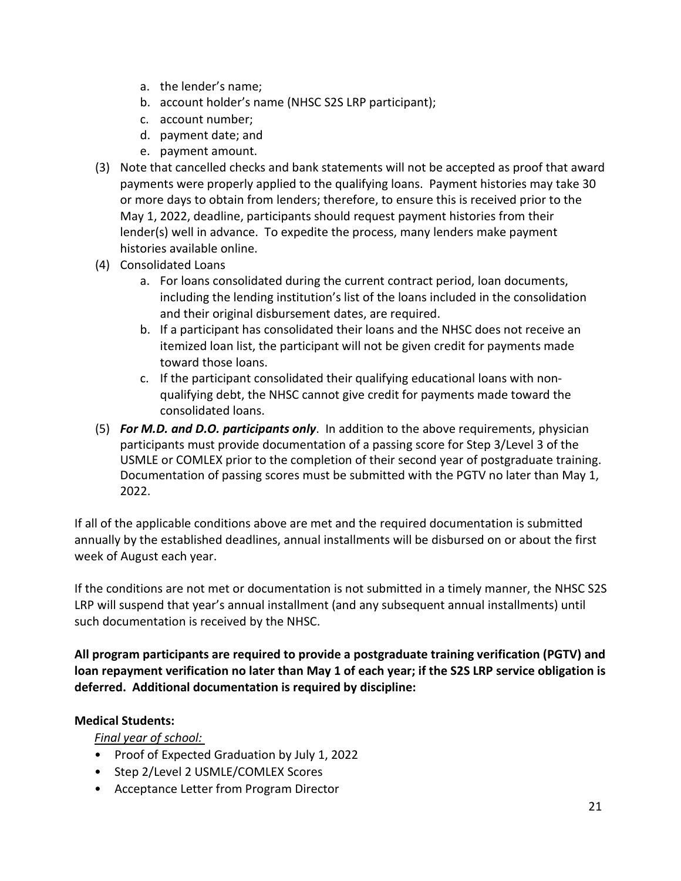a. the lender's name;
   b. account holder's name (NHSC S2S LRP participant);
   c. account number;
   d. payment date; and
   e. payment amount.

(3) Note that cancelled checks and bank statements will not be accepted as proof that award payments were properly applied to the qualifying loans. Payment histories may take 30 or more days to obtain from lenders; therefore, to ensure this is received prior to the May 1, 2022, deadline, participants should request payment histories from their lender(s) well in advance. To expedite the process, many lenders make payment histories available online.

(4) Consolidated Loans
   a. For loans consolidated during the current contract period, loan documents, including the lending institution's list of the loans included in the consolidation and their original disbursement dates, are required.
   b. If a participant has consolidated their loans and the NHSC does not receive an itemized loan list, the participant will not be given credit for payments made toward those loans.
   c. If the participant consolidated their qualifying educational loans with non-qualifying debt, the NHSC cannot give credit for payments made toward the consolidated loans.

(5) ***For M.D. and D.O. participants only***. In addition to the above requirements, physician participants must provide documentation of a passing score for Step 3/Level 3 of the USMLE or COMLEX prior to the completion of their second year of postgraduate training. Documentation of passing scores must be submitted with the PGTV no later than May 1, 2022.

If all of the applicable conditions above are met and the required documentation is submitted annually by the established deadlines, annual installments will be disbursed on or about the first week of August each year.

If the conditions are not met or documentation is not submitted in a timely manner, the NHSC S2S LRP will suspend that year's annual installment (and any subsequent annual installments) until such documentation is received by the NHSC.

**All program participants are required to provide a postgraduate training verification (PGTV) and loan repayment verification no later than May 1 of each year; if the S2S LRP service obligation is deferred. Additional documentation is required by discipline:**

**Medical Students:**

*Final year of school:*

- Proof of Expected Graduation by July 1, 2022
- Step 2/Level 2 USMLE/COMLEX Scores
- Acceptance Letter from Program Director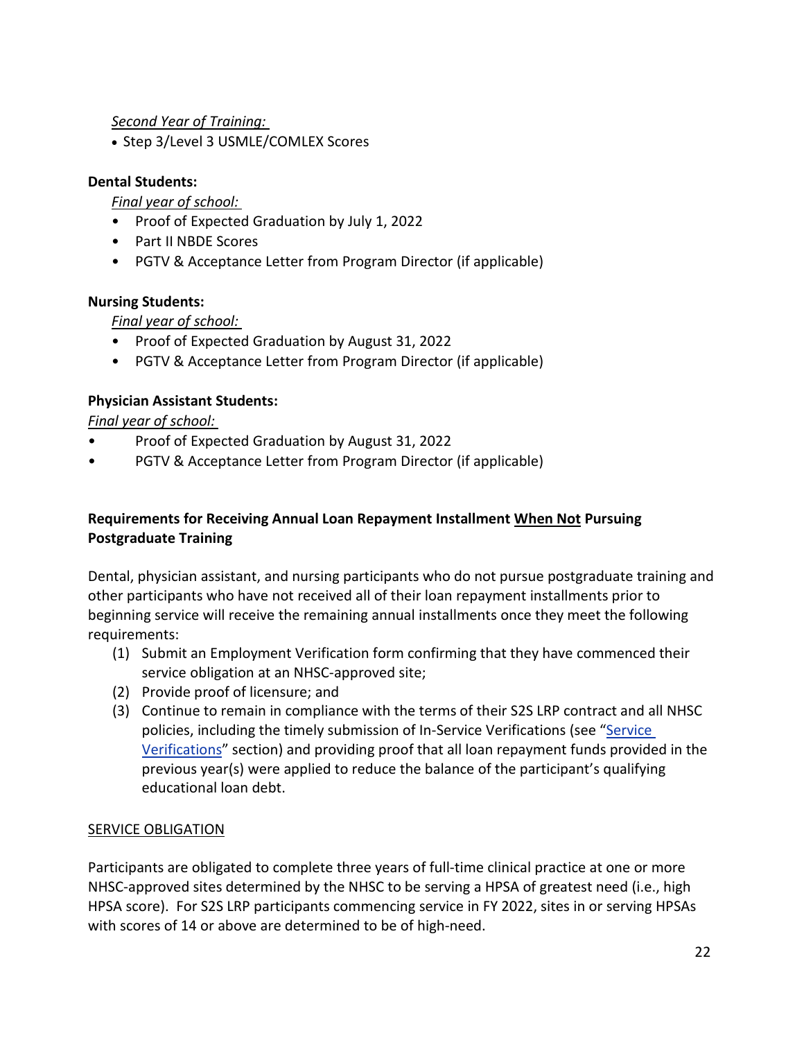*Second Year of Training:*

- Step 3/Level 3 USMLE/COMLEX Scores

**Dental Students:**

*Final year of school:*

- Proof of Expected Graduation by July 1, 2022
- Part II NBDE Scores
- PGTV & Acceptance Letter from Program Director (if applicable)

**Nursing Students:**

*Final year of school:*

- Proof of Expected Graduation by August 31, 2022
- PGTV & Acceptance Letter from Program Director (if applicable)

**Physician Assistant Students:**

*Final year of school:*

- Proof of Expected Graduation by August 31, 2022
- PGTV & Acceptance Letter from Program Director (if applicable)

**Requirements for Receiving Annual Loan Repayment Installment When Not Pursuing Postgraduate Training**

Dental, physician assistant, and nursing participants who do not pursue postgraduate training and other participants who have not received all of their loan repayment installments prior to beginning service will receive the remaining annual installments once they meet the following requirements:

(1) Submit an Employment Verification form confirming that they have commenced their service obligation at an NHSC-approved site;
(2) Provide proof of licensure; and
(3) Continue to remain in compliance with the terms of their S2S LRP contract and all NHSC policies, including the timely submission of In-Service Verifications (see "Service Verifications" section) and providing proof that all loan repayment funds provided in the previous year(s) were applied to reduce the balance of the participant's qualifying educational loan debt.

SERVICE OBLIGATION

Participants are obligated to complete three years of full-time clinical practice at one or more NHSC-approved sites determined by the NHSC to be serving a HPSA of greatest need (i.e., high HPSA score). For S2S LRP participants commencing service in FY 2022, sites in or serving HPSAs with scores of 14 or above are determined to be of high-need.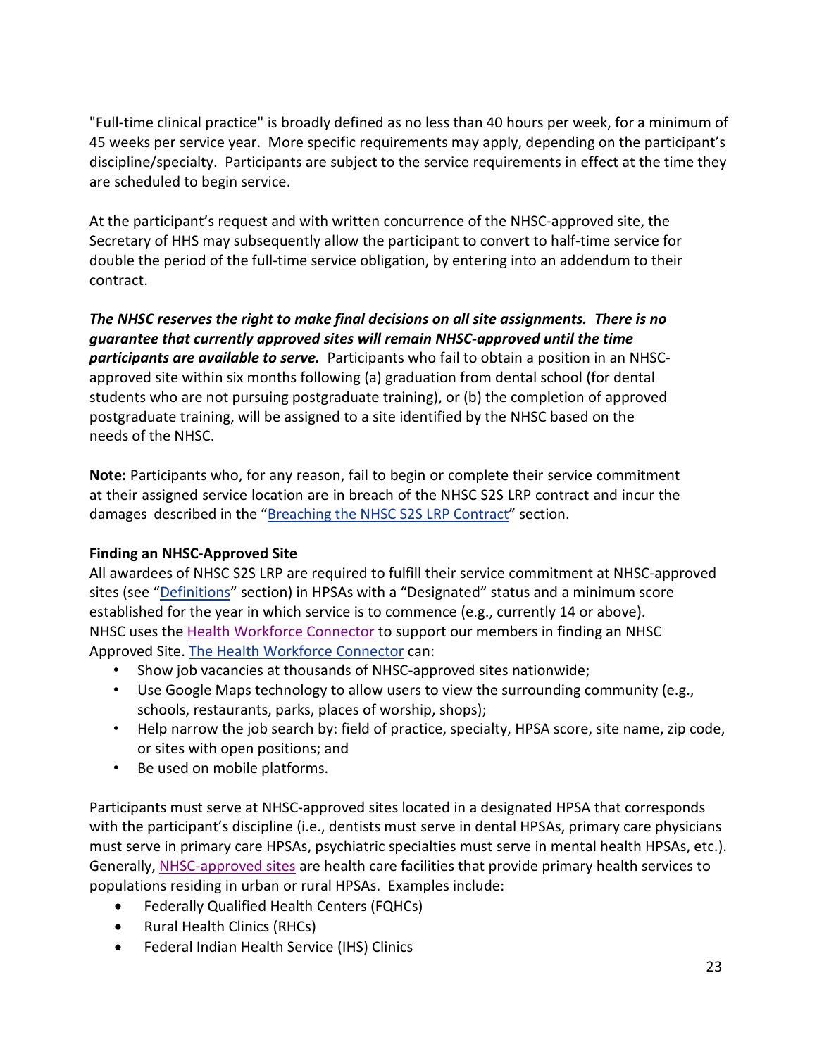"Full-time clinical practice" is broadly defined as no less than 40 hours per week, for a minimum of 45 weeks per service year. More specific requirements may apply, depending on the participant's discipline/specialty. Participants are subject to the service requirements in effect at the time they are scheduled to begin service.

At the participant's request and with written concurrence of the NHSC-approved site, the Secretary of HHS may subsequently allow the participant to convert to half-time service for double the period of the full-time service obligation, by entering into an addendum to their contract.

***The NHSC reserves the right to make final decisions on all site assignments. There is no guarantee that currently approved sites will remain NHSC-approved until the time participants are available to serve.*** Participants who fail to obtain a position in an NHSC-approved site within six months following (a) graduation from dental school (for dental students who are not pursuing postgraduate training), or (b) the completion of approved postgraduate training, will be assigned to a site identified by the NHSC based on the needs of the NHSC.

**Note:** Participants who, for any reason, fail to begin or complete their service commitment at their assigned service location are in breach of the NHSC S2S LRP contract and incur the damages described in the "Breaching the NHSC S2S LRP Contract" section.

**Finding an NHSC-Approved Site**

All awardees of NHSC S2S LRP are required to fulfill their service commitment at NHSC-approved sites (see "Definitions" section) in HPSAs with a "Designated" status and a minimum score established for the year in which service is to commence (e.g., currently 14 or above). NHSC uses the Health Workforce Connector to support our members in finding an NHSC Approved Site. The Health Workforce Connector can:

- Show job vacancies at thousands of NHSC-approved sites nationwide;
- Use Google Maps technology to allow users to view the surrounding community (e.g., schools, restaurants, parks, places of worship, shops);
- Help narrow the job search by: field of practice, specialty, HPSA score, site name, zip code, or sites with open positions; and
- Be used on mobile platforms.

Participants must serve at NHSC-approved sites located in a designated HPSA that corresponds with the participant's discipline (i.e., dentists must serve in dental HPSAs, primary care physicians must serve in primary care HPSAs, psychiatric specialties must serve in mental health HPSAs, etc.). Generally, NHSC-approved sites are health care facilities that provide primary health services to populations residing in urban or rural HPSAs. Examples include:

- Federally Qualified Health Centers (FQHCs)
- Rural Health Clinics (RHCs)
- Federal Indian Health Service (IHS) Clinics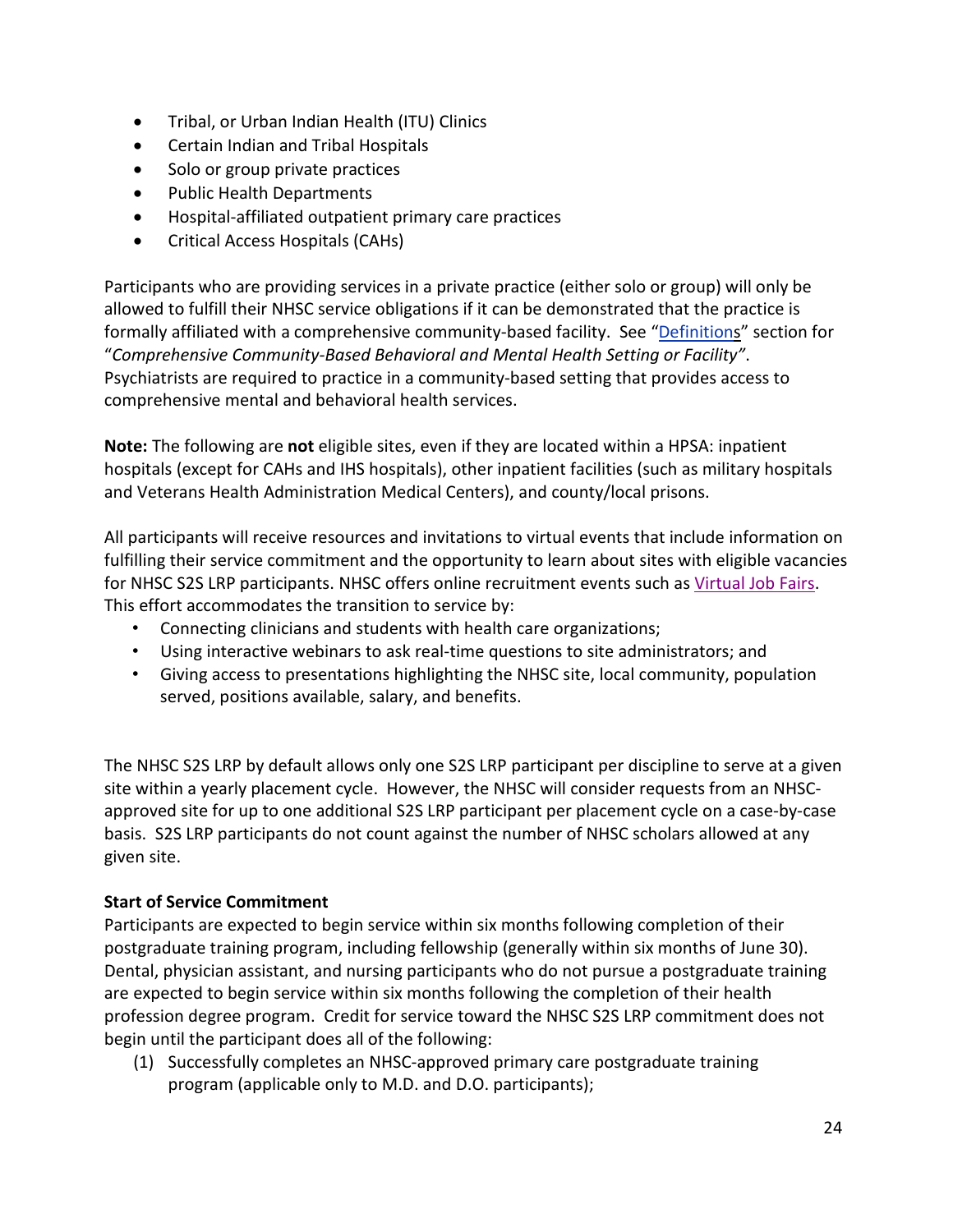- Tribal, or Urban Indian Health (ITU) Clinics
- Certain Indian and Tribal Hospitals
- Solo or group private practices
- Public Health Departments
- Hospital-affiliated outpatient primary care practices
- Critical Access Hospitals (CAHs)

Participants who are providing services in a private practice (either solo or group) will only be allowed to fulfill their NHSC service obligations if it can be demonstrated that the practice is formally affiliated with a comprehensive community-based facility. See "Definitions" section for "*Comprehensive Community-Based Behavioral and Mental Health Setting or Facility"*. Psychiatrists are required to practice in a community-based setting that provides access to comprehensive mental and behavioral health services.

**Note:** The following are **not** eligible sites, even if they are located within a HPSA: inpatient hospitals (except for CAHs and IHS hospitals), other inpatient facilities (such as military hospitals and Veterans Health Administration Medical Centers), and county/local prisons.

All participants will receive resources and invitations to virtual events that include information on fulfilling their service commitment and the opportunity to learn about sites with eligible vacancies for NHSC S2S LRP participants. NHSC offers online recruitment events such as Virtual Job Fairs. This effort accommodates the transition to service by:

- Connecting clinicians and students with health care organizations;
- Using interactive webinars to ask real-time questions to site administrators; and
- Giving access to presentations highlighting the NHSC site, local community, population served, positions available, salary, and benefits.

The NHSC S2S LRP by default allows only one S2S LRP participant per discipline to serve at a given site within a yearly placement cycle. However, the NHSC will consider requests from an NHSC-approved site for up to one additional S2S LRP participant per placement cycle on a case-by-case basis. S2S LRP participants do not count against the number of NHSC scholars allowed at any given site.

**Start of Service Commitment**

Participants are expected to begin service within six months following completion of their postgraduate training program, including fellowship (generally within six months of June 30). Dental, physician assistant, and nursing participants who do not pursue a postgraduate training are expected to begin service within six months following the completion of their health profession degree program. Credit for service toward the NHSC S2S LRP commitment does not begin until the participant does all of the following:

(1) Successfully completes an NHSC-approved primary care postgraduate training program (applicable only to M.D. and D.O. participants);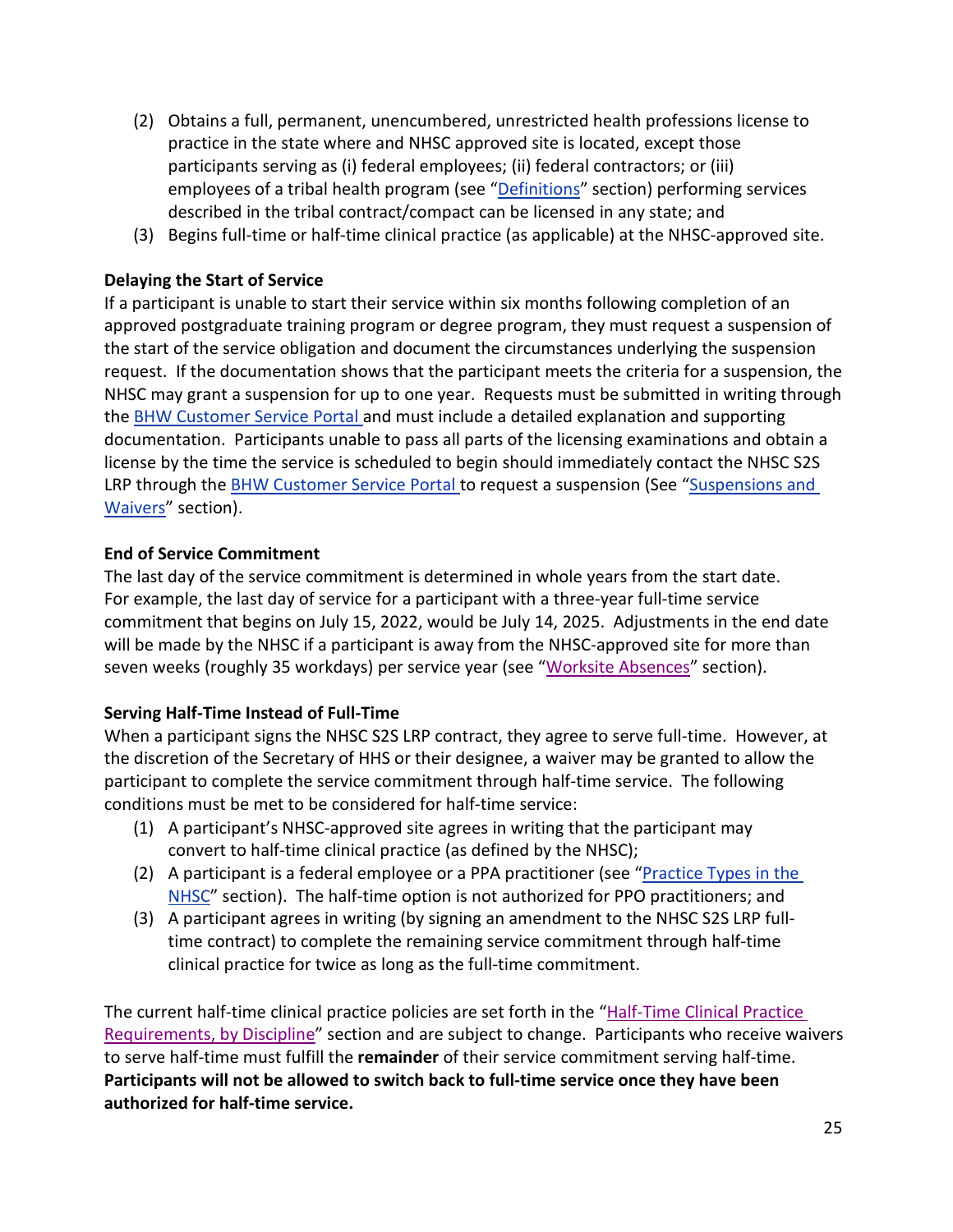(2) Obtains a full, permanent, unencumbered, unrestricted health professions license to practice in the state where and NHSC approved site is located, except those participants serving as (i) federal employees; (ii) federal contractors; or (iii) employees of a tribal health program (see "Definitions" section) performing services described in the tribal contract/compact can be licensed in any state; and
(3) Begins full-time or half-time clinical practice (as applicable) at the NHSC-approved site.

**Delaying the Start of Service**

If a participant is unable to start their service within six months following completion of an approved postgraduate training program or degree program, they must request a suspension of the start of the service obligation and document the circumstances underlying the suspension request. If the documentation shows that the participant meets the criteria for a suspension, the NHSC may grant a suspension for up to one year. Requests must be submitted in writing through the BHW Customer Service Portal and must include a detailed explanation and supporting documentation. Participants unable to pass all parts of the licensing examinations and obtain a license by the time the service is scheduled to begin should immediately contact the NHSC S2S LRP through the BHW Customer Service Portal to request a suspension (See "Suspensions and Waivers" section).

**End of Service Commitment**

The last day of the service commitment is determined in whole years from the start date. For example, the last day of service for a participant with a three-year full-time service commitment that begins on July 15, 2022, would be July 14, 2025. Adjustments in the end date will be made by the NHSC if a participant is away from the NHSC-approved site for more than seven weeks (roughly 35 workdays) per service year (see "Worksite Absences" section).

**Serving Half-Time Instead of Full-Time**

When a participant signs the NHSC S2S LRP contract, they agree to serve full-time. However, at the discretion of the Secretary of HHS or their designee, a waiver may be granted to allow the participant to complete the service commitment through half-time service. The following conditions must be met to be considered for half-time service:

(1) A participant's NHSC-approved site agrees in writing that the participant may convert to half-time clinical practice (as defined by the NHSC);
(2) A participant is a federal employee or a PPA practitioner (see "Practice Types in the NHSC" section). The half-time option is not authorized for PPO practitioners; and
(3) A participant agrees in writing (by signing an amendment to the NHSC S2S LRP full-time contract) to complete the remaining service commitment through half-time clinical practice for twice as long as the full-time commitment.

The current half-time clinical practice policies are set forth in the "Half-Time Clinical Practice Requirements, by Discipline" section and are subject to change. Participants who receive waivers to serve half-time must fulfill the **remainder** of their service commitment serving half-time. **Participants will not be allowed to switch back to full-time service once they have been authorized for half-time service.**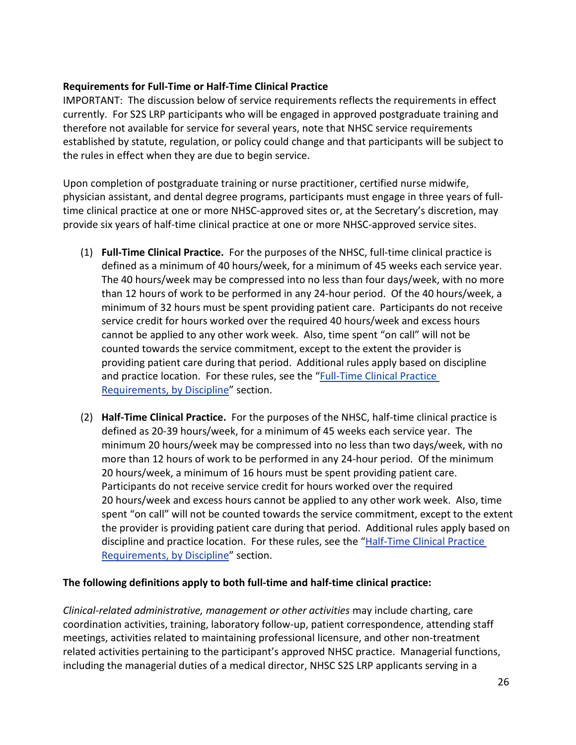**Requirements for Full-Time or Half-Time Clinical Practice**

IMPORTANT: The discussion below of service requirements reflects the requirements in effect currently. For S2S LRP participants who will be engaged in approved postgraduate training and therefore not available for service for several years, note that NHSC service requirements established by statute, regulation, or policy could change and that participants will be subject to the rules in effect when they are due to begin service.

Upon completion of postgraduate training or nurse practitioner, certified nurse midwife, physician assistant, and dental degree programs, participants must engage in three years of full-time clinical practice at one or more NHSC-approved sites or, at the Secretary's discretion, may provide six years of half-time clinical practice at one or more NHSC-approved service sites.

(1) **Full-Time Clinical Practice.** For the purposes of the NHSC, full-time clinical practice is defined as a minimum of 40 hours/week, for a minimum of 45 weeks each service year. The 40 hours/week may be compressed into no less than four days/week, with no more than 12 hours of work to be performed in any 24-hour period. Of the 40 hours/week, a minimum of 32 hours must be spent providing patient care. Participants do not receive service credit for hours worked over the required 40 hours/week and excess hours cannot be applied to any other work week. Also, time spent "on call" will not be counted towards the service commitment, except to the extent the provider is providing patient care during that period. Additional rules apply based on discipline and practice location. For these rules, see the "[Full-Time Clinical Practice Requirements, by Discipline]()" section.

(2) **Half-Time Clinical Practice.** For the purposes of the NHSC, half-time clinical practice is defined as 20-39 hours/week, for a minimum of 45 weeks each service year. The minimum 20 hours/week may be compressed into no less than two days/week, with no more than 12 hours of work to be performed in any 24-hour period. Of the minimum 20 hours/week, a minimum of 16 hours must be spent providing patient care. Participants do not receive service credit for hours worked over the required 20 hours/week and excess hours cannot be applied to any other work week. Also, time spent "on call" will not be counted towards the service commitment, except to the extent the provider is providing patient care during that period. Additional rules apply based on discipline and practice location. For these rules, see the "[Half-Time Clinical Practice Requirements, by Discipline]()" section.

**The following definitions apply to both full-time and half-time clinical practice:**

*Clinical-related administrative, management or other activities* may include charting, care coordination activities, training, laboratory follow-up, patient correspondence, attending staff meetings, activities related to maintaining professional licensure, and other non-treatment related activities pertaining to the participant's approved NHSC practice. Managerial functions, including the managerial duties of a medical director, NHSC S2S LRP applicants serving in a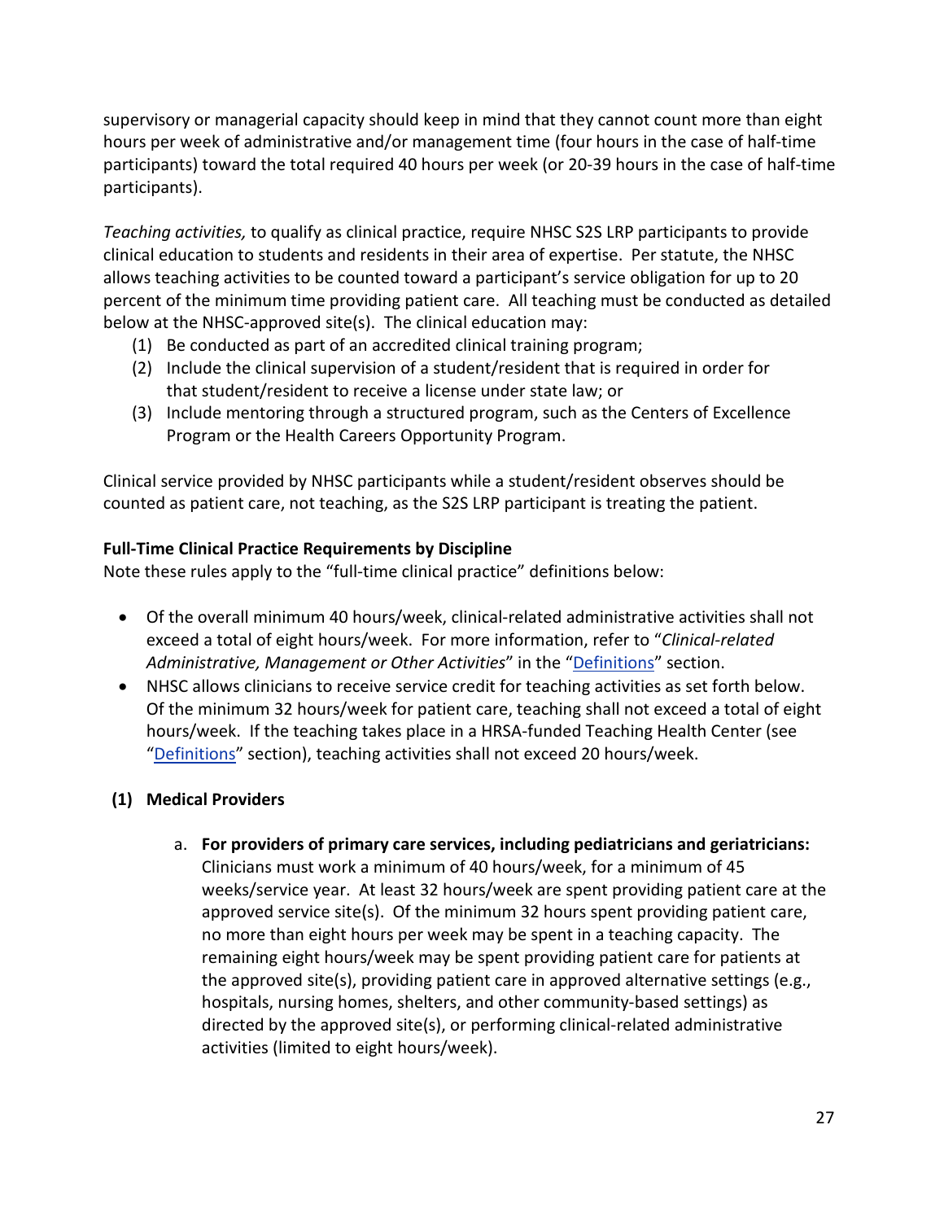supervisory or managerial capacity should keep in mind that they cannot count more than eight hours per week of administrative and/or management time (four hours in the case of half-time participants) toward the total required 40 hours per week (or 20-39 hours in the case of half-time participants).

*Teaching activities,* to qualify as clinical practice, require NHSC S2S LRP participants to provide clinical education to students and residents in their area of expertise. Per statute, the NHSC allows teaching activities to be counted toward a participant's service obligation for up to 20 percent of the minimum time providing patient care. All teaching must be conducted as detailed below at the NHSC-approved site(s). The clinical education may:

1. Be conducted as part of an accredited clinical training program;
2. Include the clinical supervision of a student/resident that is required in order for that student/resident to receive a license under state law; or
3. Include mentoring through a structured program, such as the Centers of Excellence Program or the Health Careers Opportunity Program.

Clinical service provided by NHSC participants while a student/resident observes should be counted as patient care, not teaching, as the S2S LRP participant is treating the patient.

**Full-Time Clinical Practice Requirements by Discipline**

Note these rules apply to the "full-time clinical practice" definitions below:

- Of the overall minimum 40 hours/week, clinical-related administrative activities shall not exceed a total of eight hours/week. For more information, refer to "*Clinical-related Administrative, Management or Other Activities*" in the "Definitions" section.
- NHSC allows clinicians to receive service credit for teaching activities as set forth below. Of the minimum 32 hours/week for patient care, teaching shall not exceed a total of eight hours/week. If the teaching takes place in a HRSA-funded Teaching Health Center (see "Definitions" section), teaching activities shall not exceed 20 hours/week.

**(1) Medical Providers**

a. **For providers of primary care services, including pediatricians and geriatricians:** Clinicians must work a minimum of 40 hours/week, for a minimum of 45 weeks/service year. At least 32 hours/week are spent providing patient care at the approved service site(s). Of the minimum 32 hours spent providing patient care, no more than eight hours per week may be spent in a teaching capacity. The remaining eight hours/week may be spent providing patient care for patients at the approved site(s), providing patient care in approved alternative settings (e.g., hospitals, nursing homes, shelters, and other community-based settings) as directed by the approved site(s), or performing clinical-related administrative activities (limited to eight hours/week).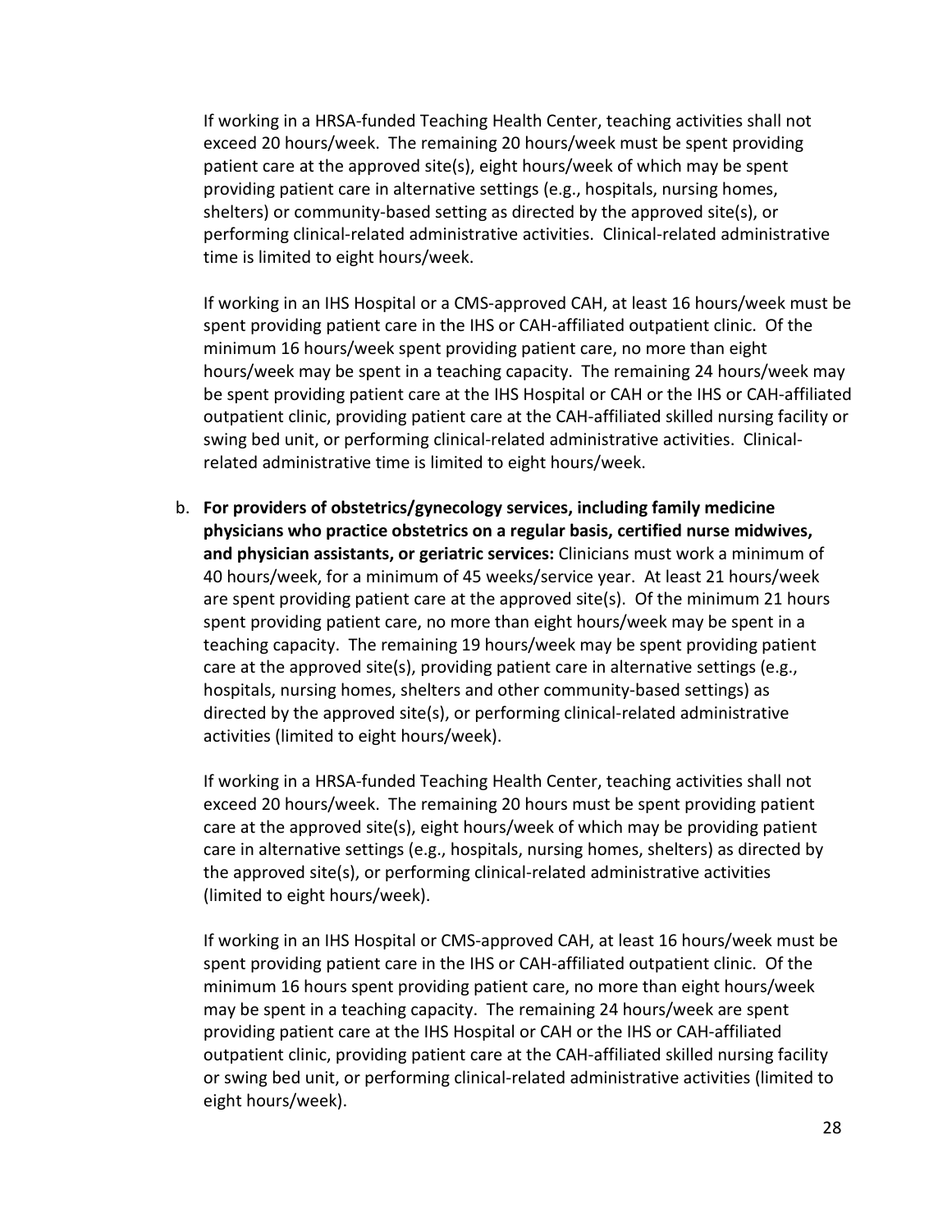If working in a HRSA-funded Teaching Health Center, teaching activities shall not exceed 20 hours/week. The remaining 20 hours/week must be spent providing patient care at the approved site(s), eight hours/week of which may be spent providing patient care in alternative settings (e.g., hospitals, nursing homes, shelters) or community-based setting as directed by the approved site(s), or performing clinical-related administrative activities. Clinical-related administrative time is limited to eight hours/week.

If working in an IHS Hospital or a CMS-approved CAH, at least 16 hours/week must be spent providing patient care in the IHS or CAH-affiliated outpatient clinic. Of the minimum 16 hours/week spent providing patient care, no more than eight hours/week may be spent in a teaching capacity. The remaining 24 hours/week may be spent providing patient care at the IHS Hospital or CAH or the IHS or CAH-affiliated outpatient clinic, providing patient care at the CAH-affiliated skilled nursing facility or swing bed unit, or performing clinical-related administrative activities. Clinical-related administrative time is limited to eight hours/week.

b. **For providers of obstetrics/gynecology services, including family medicine physicians who practice obstetrics on a regular basis, certified nurse midwives, and physician assistants, or geriatric services:** Clinicians must work a minimum of 40 hours/week, for a minimum of 45 weeks/service year. At least 21 hours/week are spent providing patient care at the approved site(s). Of the minimum 21 hours spent providing patient care, no more than eight hours/week may be spent in a teaching capacity. The remaining 19 hours/week may be spent providing patient care at the approved site(s), providing patient care in alternative settings (e.g., hospitals, nursing homes, shelters and other community-based settings) as directed by the approved site(s), or performing clinical-related administrative activities (limited to eight hours/week).

   If working in a HRSA-funded Teaching Health Center, teaching activities shall not exceed 20 hours/week. The remaining 20 hours must be spent providing patient care at the approved site(s), eight hours/week of which may be providing patient care in alternative settings (e.g., hospitals, nursing homes, shelters) as directed by the approved site(s), or performing clinical-related administrative activities (limited to eight hours/week).

   If working in an IHS Hospital or CMS-approved CAH, at least 16 hours/week must be spent providing patient care in the IHS or CAH-affiliated outpatient clinic. Of the minimum 16 hours spent providing patient care, no more than eight hours/week may be spent in a teaching capacity. The remaining 24 hours/week are spent providing patient care at the IHS Hospital or CAH or the IHS or CAH-affiliated outpatient clinic, providing patient care at the CAH-affiliated skilled nursing facility or swing bed unit, or performing clinical-related administrative activities (limited to eight hours/week).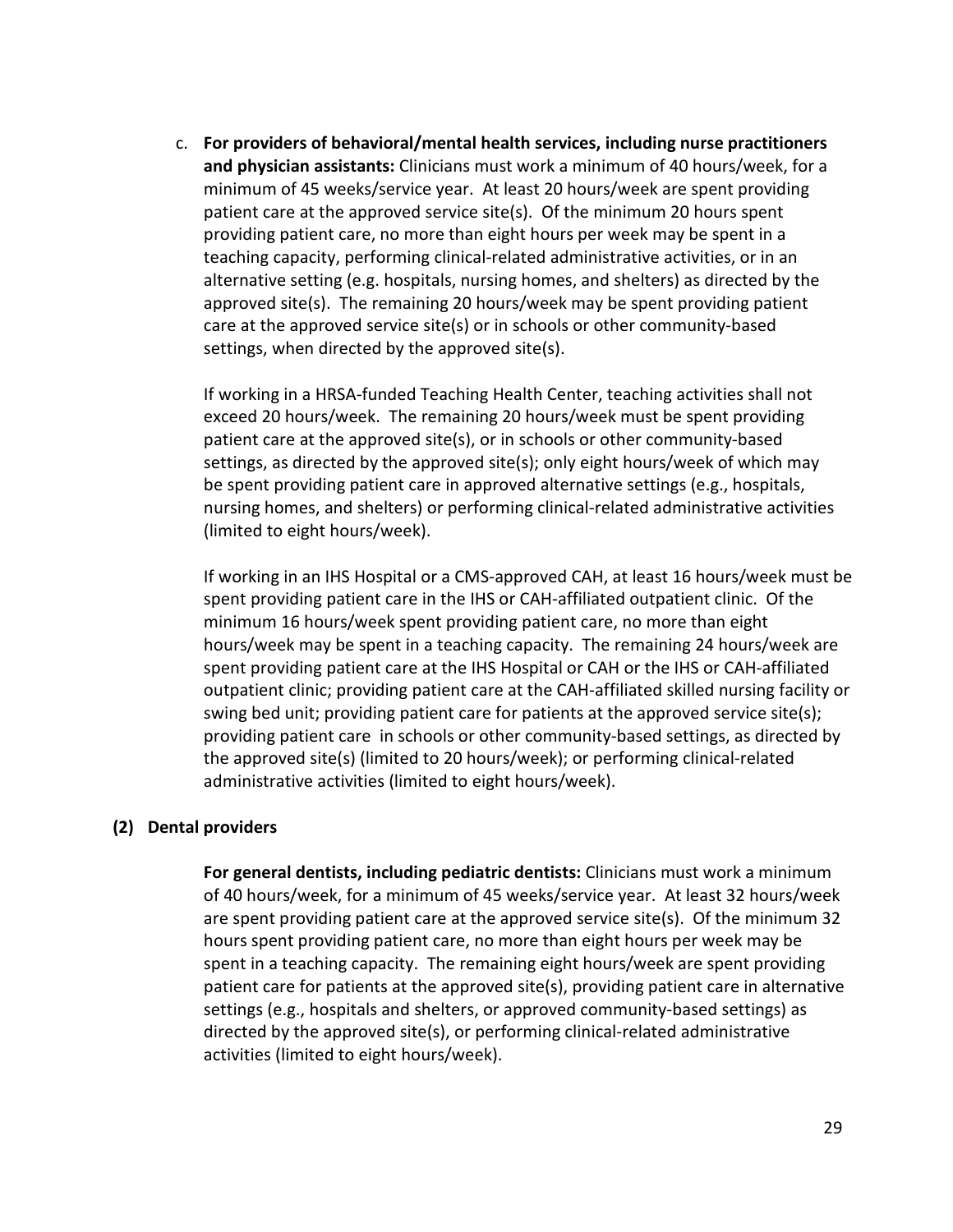c. **For providers of behavioral/mental health services, including nurse practitioners and physician assistants:** Clinicians must work a minimum of 40 hours/week, for a minimum of 45 weeks/service year. At least 20 hours/week are spent providing patient care at the approved service site(s). Of the minimum 20 hours spent providing patient care, no more than eight hours per week may be spent in a teaching capacity, performing clinical-related administrative activities, or in an alternative setting (e.g. hospitals, nursing homes, and shelters) as directed by the approved site(s). The remaining 20 hours/week may be spent providing patient care at the approved service site(s) or in schools or other community-based settings, when directed by the approved site(s).

   If working in a HRSA-funded Teaching Health Center, teaching activities shall not exceed 20 hours/week. The remaining 20 hours/week must be spent providing patient care at the approved site(s), or in schools or other community-based settings, as directed by the approved site(s); only eight hours/week of which may be spent providing patient care in approved alternative settings (e.g., hospitals, nursing homes, and shelters) or performing clinical-related administrative activities (limited to eight hours/week).

   If working in an IHS Hospital or a CMS-approved CAH, at least 16 hours/week must be spent providing patient care in the IHS or CAH-affiliated outpatient clinic. Of the minimum 16 hours/week spent providing patient care, no more than eight hours/week may be spent in a teaching capacity. The remaining 24 hours/week are spent providing patient care at the IHS Hospital or CAH or the IHS or CAH-affiliated outpatient clinic; providing patient care at the CAH-affiliated skilled nursing facility or swing bed unit; providing patient care for patients at the approved service site(s); providing patient care in schools or other community-based settings, as directed by the approved site(s) (limited to 20 hours/week); or performing clinical-related administrative activities (limited to eight hours/week).

**(2) Dental providers**

**For general dentists, including pediatric dentists:** Clinicians must work a minimum of 40 hours/week, for a minimum of 45 weeks/service year. At least 32 hours/week are spent providing patient care at the approved service site(s). Of the minimum 32 hours spent providing patient care, no more than eight hours per week may be spent in a teaching capacity. The remaining eight hours/week are spent providing patient care for patients at the approved site(s), providing patient care in alternative settings (e.g., hospitals and shelters, or approved community-based settings) as directed by the approved site(s), or performing clinical-related administrative activities (limited to eight hours/week).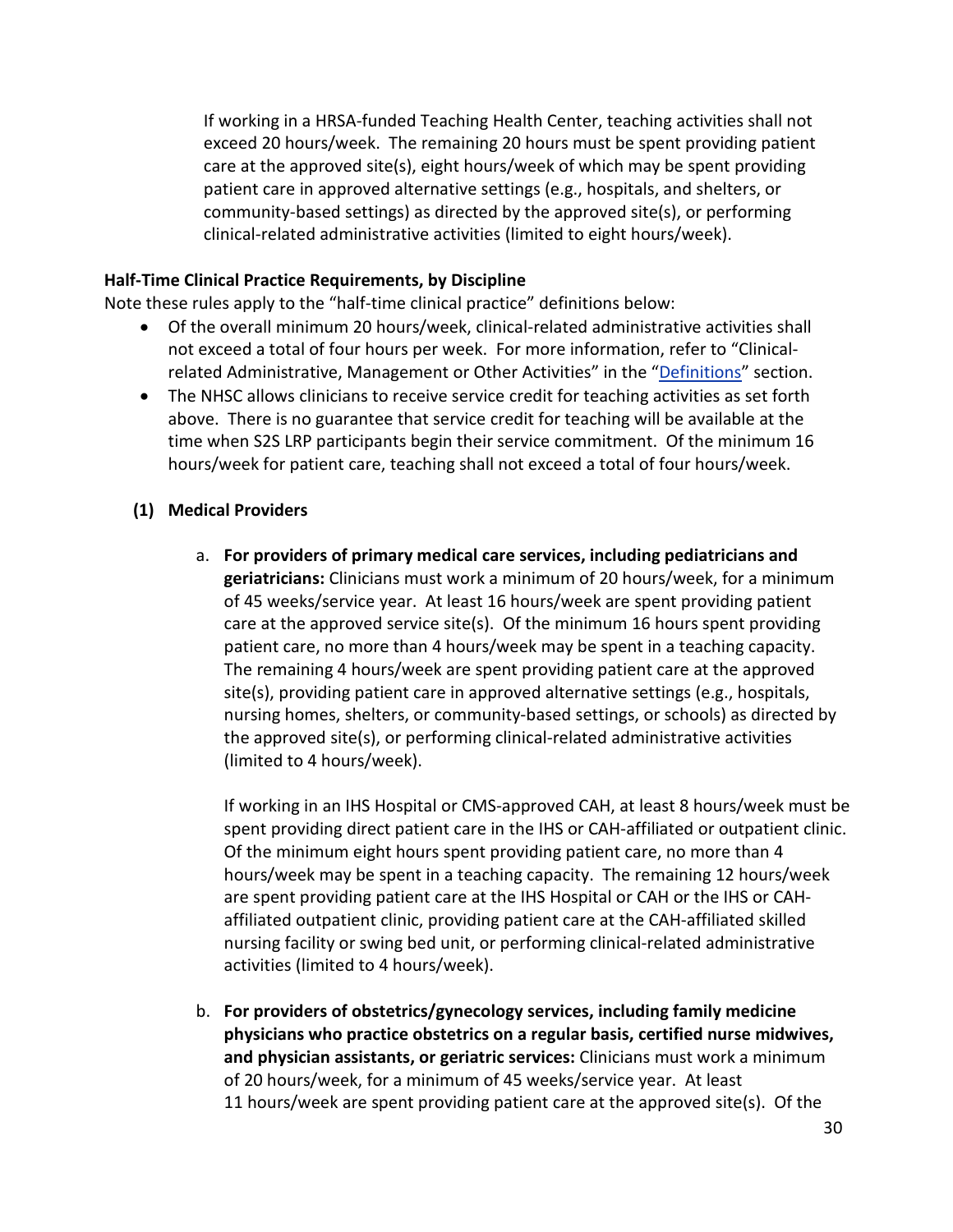If working in a HRSA-funded Teaching Health Center, teaching activities shall not exceed 20 hours/week. The remaining 20 hours must be spent providing patient care at the approved site(s), eight hours/week of which may be spent providing patient care in approved alternative settings (e.g., hospitals, and shelters, or community-based settings) as directed by the approved site(s), or performing clinical-related administrative activities (limited to eight hours/week).

**Half-Time Clinical Practice Requirements, by Discipline**

Note these rules apply to the "half-time clinical practice" definitions below:

- Of the overall minimum 20 hours/week, clinical-related administrative activities shall not exceed a total of four hours per week. For more information, refer to "Clinical-related Administrative, Management or Other Activities" in the "Definitions" section.
- The NHSC allows clinicians to receive service credit for teaching activities as set forth above. There is no guarantee that service credit for teaching will be available at the time when S2S LRP participants begin their service commitment. Of the minimum 16 hours/week for patient care, teaching shall not exceed a total of four hours/week.

**(1) Medical Providers**

a. **For providers of primary medical care services, including pediatricians and geriatricians:** Clinicians must work a minimum of 20 hours/week, for a minimum of 45 weeks/service year. At least 16 hours/week are spent providing patient care at the approved service site(s). Of the minimum 16 hours spent providing patient care, no more than 4 hours/week may be spent in a teaching capacity. The remaining 4 hours/week are spent providing patient care at the approved site(s), providing patient care in approved alternative settings (e.g., hospitals, nursing homes, shelters, or community-based settings, or schools) as directed by the approved site(s), or performing clinical-related administrative activities (limited to 4 hours/week).

   If working in an IHS Hospital or CMS-approved CAH, at least 8 hours/week must be spent providing direct patient care in the IHS or CAH-affiliated or outpatient clinic. Of the minimum eight hours spent providing patient care, no more than 4 hours/week may be spent in a teaching capacity. The remaining 12 hours/week are spent providing patient care at the IHS Hospital or CAH or the IHS or CAH-affiliated outpatient clinic, providing patient care at the CAH-affiliated skilled nursing facility or swing bed unit, or performing clinical-related administrative activities (limited to 4 hours/week).

b. **For providers of obstetrics/gynecology services, including family medicine physicians who practice obstetrics on a regular basis, certified nurse midwives, and physician assistants, or geriatric services:** Clinicians must work a minimum of 20 hours/week, for a minimum of 45 weeks/service year. At least 11 hours/week are spent providing patient care at the approved site(s). Of the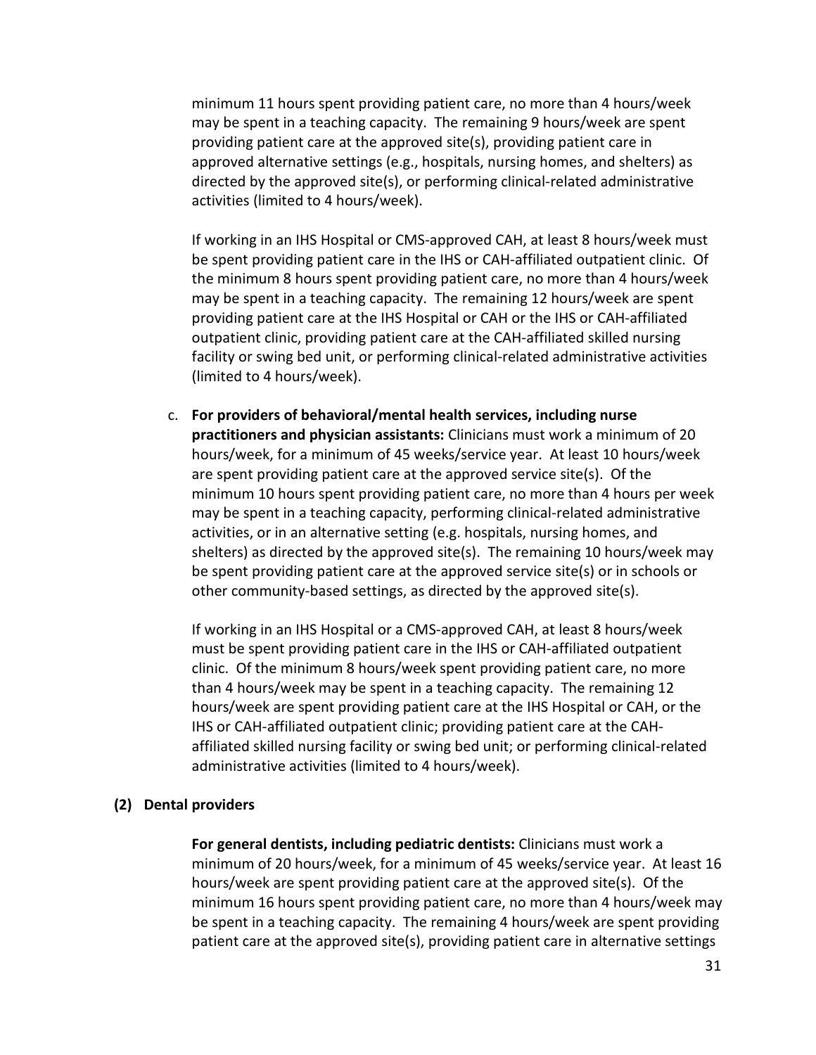minimum 11 hours spent providing patient care, no more than 4 hours/week may be spent in a teaching capacity. The remaining 9 hours/week are spent providing patient care at the approved site(s), providing patient care in approved alternative settings (e.g., hospitals, nursing homes, and shelters) as directed by the approved site(s), or performing clinical-related administrative activities (limited to 4 hours/week).

If working in an IHS Hospital or CMS-approved CAH, at least 8 hours/week must be spent providing patient care in the IHS or CAH-affiliated outpatient clinic. Of the minimum 8 hours spent providing patient care, no more than 4 hours/week may be spent in a teaching capacity. The remaining 12 hours/week are spent providing patient care at the IHS Hospital or CAH or the IHS or CAH-affiliated outpatient clinic, providing patient care at the CAH-affiliated skilled nursing facility or swing bed unit, or performing clinical-related administrative activities (limited to 4 hours/week).

c. **For providers of behavioral/mental health services, including nurse practitioners and physician assistants:** Clinicians must work a minimum of 20 hours/week, for a minimum of 45 weeks/service year. At least 10 hours/week are spent providing patient care at the approved service site(s). Of the minimum 10 hours spent providing patient care, no more than 4 hours per week may be spent in a teaching capacity, performing clinical-related administrative activities, or in an alternative setting (e.g. hospitals, nursing homes, and shelters) as directed by the approved site(s). The remaining 10 hours/week may be spent providing patient care at the approved service site(s) or in schools or other community-based settings, as directed by the approved site(s).

   If working in an IHS Hospital or a CMS-approved CAH, at least 8 hours/week must be spent providing patient care in the IHS or CAH-affiliated outpatient clinic. Of the minimum 8 hours/week spent providing patient care, no more than 4 hours/week may be spent in a teaching capacity. The remaining 12 hours/week are spent providing patient care at the IHS Hospital or CAH, or the IHS or CAH-affiliated outpatient clinic; providing patient care at the CAH-affiliated skilled nursing facility or swing bed unit; or performing clinical-related administrative activities (limited to 4 hours/week).

**(2) Dental providers**

**For general dentists, including pediatric dentists:** Clinicians must work a minimum of 20 hours/week, for a minimum of 45 weeks/service year. At least 16 hours/week are spent providing patient care at the approved site(s). Of the minimum 16 hours spent providing patient care, no more than 4 hours/week may be spent in a teaching capacity. The remaining 4 hours/week are spent providing patient care at the approved site(s), providing patient care in alternative settings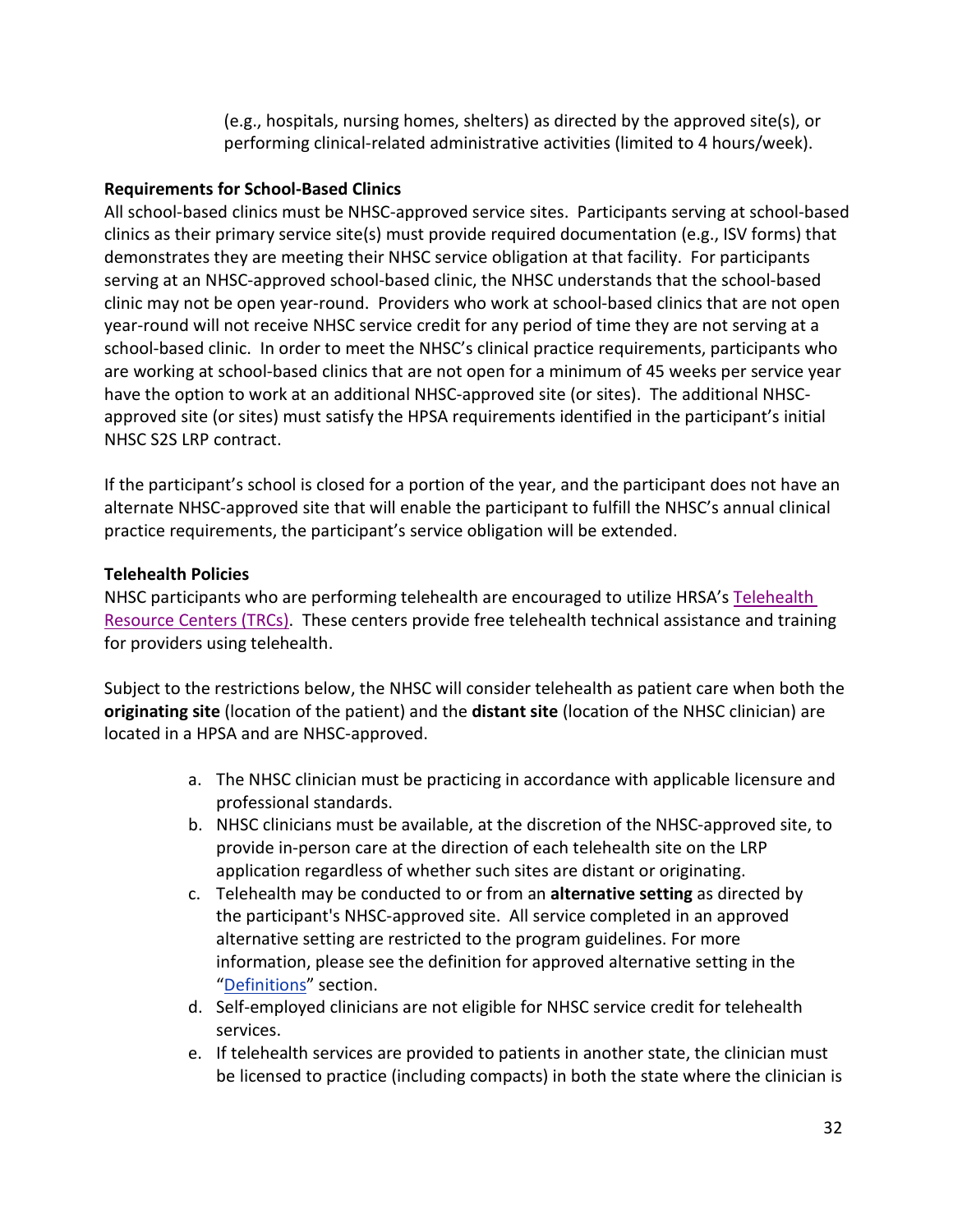(e.g., hospitals, nursing homes, shelters) as directed by the approved site(s), or performing clinical-related administrative activities (limited to 4 hours/week).

**Requirements for School-Based Clinics**

All school-based clinics must be NHSC-approved service sites. Participants serving at school-based clinics as their primary service site(s) must provide required documentation (e.g., ISV forms) that demonstrates they are meeting their NHSC service obligation at that facility. For participants serving at an NHSC-approved school-based clinic, the NHSC understands that the school-based clinic may not be open year-round. Providers who work at school-based clinics that are not open year-round will not receive NHSC service credit for any period of time they are not serving at a school-based clinic. In order to meet the NHSC's clinical practice requirements, participants who are working at school-based clinics that are not open for a minimum of 45 weeks per service year have the option to work at an additional NHSC-approved site (or sites). The additional NHSC-approved site (or sites) must satisfy the HPSA requirements identified in the participant's initial NHSC S2S LRP contract.

If the participant's school is closed for a portion of the year, and the participant does not have an alternate NHSC-approved site that will enable the participant to fulfill the NHSC's annual clinical practice requirements, the participant's service obligation will be extended.

**Telehealth Policies**

NHSC participants who are performing telehealth are encouraged to utilize HRSA's Telehealth Resource Centers (TRCs). These centers provide free telehealth technical assistance and training for providers using telehealth.

Subject to the restrictions below, the NHSC will consider telehealth as patient care when both the **originating site** (location of the patient) and the **distant site** (location of the NHSC clinician) are located in a HPSA and are NHSC-approved.

a. The NHSC clinician must be practicing in accordance with applicable licensure and professional standards.
b. NHSC clinicians must be available, at the discretion of the NHSC-approved site, to provide in-person care at the direction of each telehealth site on the LRP application regardless of whether such sites are distant or originating.
c. Telehealth may be conducted to or from an **alternative setting** as directed by the participant's NHSC-approved site. All service completed in an approved alternative setting are restricted to the program guidelines. For more information, please see the definition for approved alternative setting in the "Definitions" section.
d. Self-employed clinicians are not eligible for NHSC service credit for telehealth services.
e. If telehealth services are provided to patients in another state, the clinician must be licensed to practice (including compacts) in both the state where the clinician is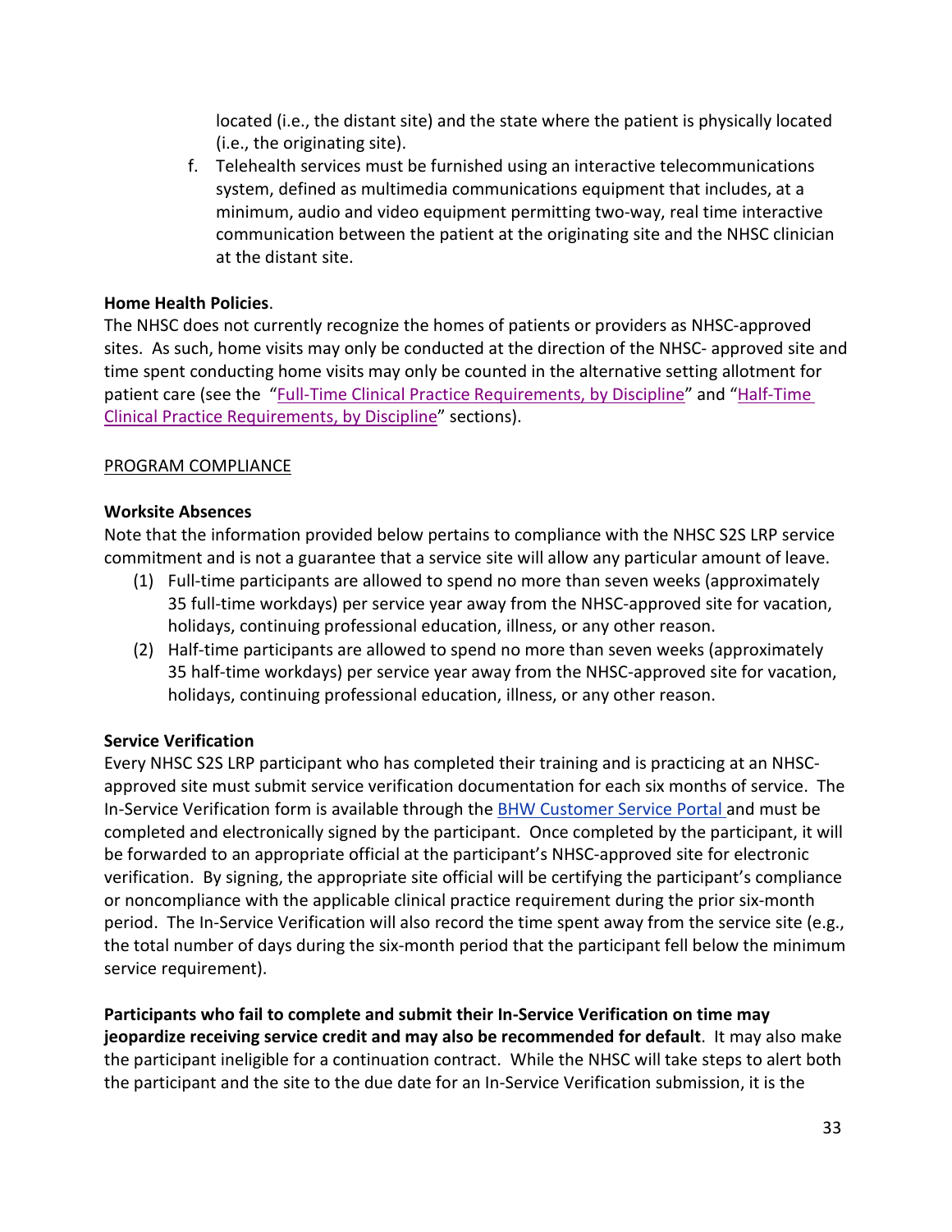located (i.e., the distant site) and the state where the patient is physically located (i.e., the originating site).

f. Telehealth services must be furnished using an interactive telecommunications system, defined as multimedia communications equipment that includes, at a minimum, audio and video equipment permitting two-way, real time interactive communication between the patient at the originating site and the NHSC clinician at the distant site.

**Home Health Policies**.

The NHSC does not currently recognize the homes of patients or providers as NHSC-approved sites. As such, home visits may only be conducted at the direction of the NHSC- approved site and time spent conducting home visits may only be counted in the alternative setting allotment for patient care (see the "Full-Time Clinical Practice Requirements, by Discipline" and "Half-Time Clinical Practice Requirements, by Discipline" sections).

PROGRAM COMPLIANCE

**Worksite Absences**

Note that the information provided below pertains to compliance with the NHSC S2S LRP service commitment and is not a guarantee that a service site will allow any particular amount of leave.

(1) Full-time participants are allowed to spend no more than seven weeks (approximately 35 full-time workdays) per service year away from the NHSC-approved site for vacation, holidays, continuing professional education, illness, or any other reason.

(2) Half-time participants are allowed to spend no more than seven weeks (approximately 35 half-time workdays) per service year away from the NHSC-approved site for vacation, holidays, continuing professional education, illness, or any other reason.

**Service Verification**

Every NHSC S2S LRP participant who has completed their training and is practicing at an NHSC-approved site must submit service verification documentation for each six months of service. The In-Service Verification form is available through the BHW Customer Service Portal and must be completed and electronically signed by the participant. Once completed by the participant, it will be forwarded to an appropriate official at the participant's NHSC-approved site for electronic verification. By signing, the appropriate site official will be certifying the participant's compliance or noncompliance with the applicable clinical practice requirement during the prior six-month period. The In-Service Verification will also record the time spent away from the service site (e.g., the total number of days during the six-month period that the participant fell below the minimum service requirement).

**Participants who fail to complete and submit their In-Service Verification on time may jeopardize receiving service credit and may also be recommended for default**. It may also make the participant ineligible for a continuation contract. While the NHSC will take steps to alert both the participant and the site to the due date for an In-Service Verification submission, it is the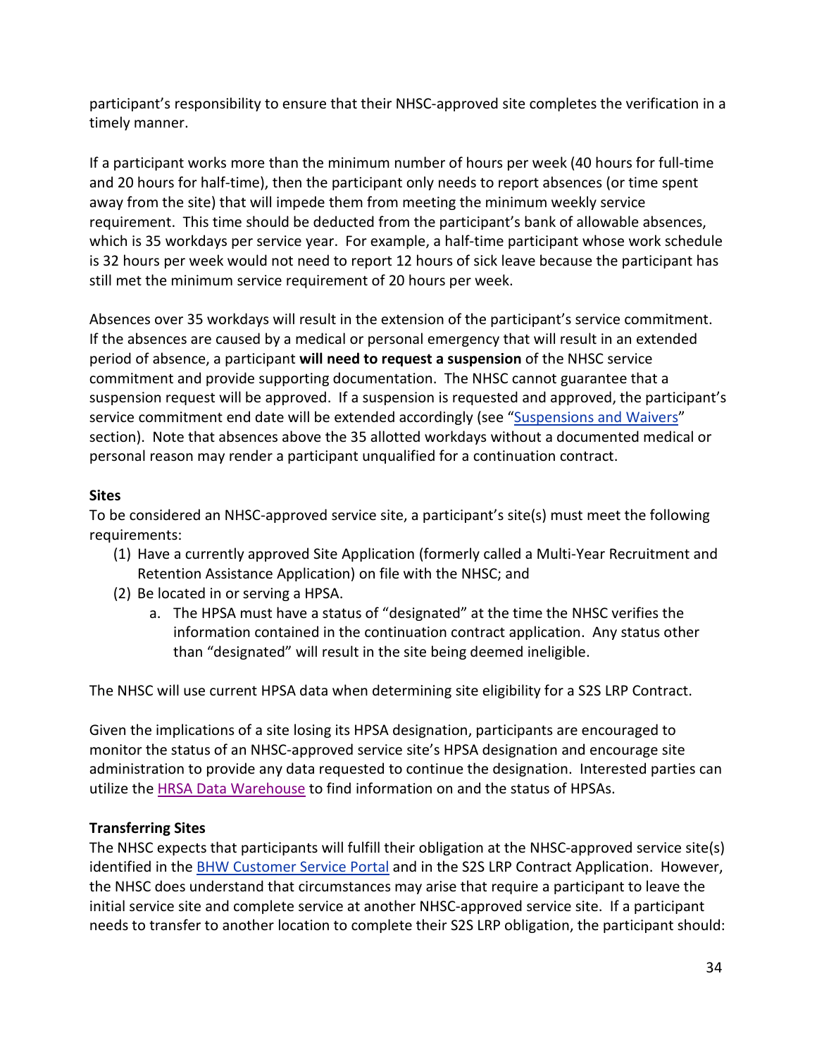participant's responsibility to ensure that their NHSC-approved site completes the verification in a timely manner.

If a participant works more than the minimum number of hours per week (40 hours for full-time and 20 hours for half-time), then the participant only needs to report absences (or time spent away from the site) that will impede them from meeting the minimum weekly service requirement. This time should be deducted from the participant's bank of allowable absences, which is 35 workdays per service year. For example, a half-time participant whose work schedule is 32 hours per week would not need to report 12 hours of sick leave because the participant has still met the minimum service requirement of 20 hours per week.

Absences over 35 workdays will result in the extension of the participant's service commitment. If the absences are caused by a medical or personal emergency that will result in an extended period of absence, a participant **will need to request a suspension** of the NHSC service commitment and provide supporting documentation. The NHSC cannot guarantee that a suspension request will be approved. If a suspension is requested and approved, the participant's service commitment end date will be extended accordingly (see "Suspensions and Waivers" section). Note that absences above the 35 allotted workdays without a documented medical or personal reason may render a participant unqualified for a continuation contract.

**Sites**

To be considered an NHSC-approved service site, a participant's site(s) must meet the following requirements:

(1) Have a currently approved Site Application (formerly called a Multi-Year Recruitment and Retention Assistance Application) on file with the NHSC; and
(2) Be located in or serving a HPSA.
    a. The HPSA must have a status of "designated" at the time the NHSC verifies the information contained in the continuation contract application. Any status other than "designated" will result in the site being deemed ineligible.

The NHSC will use current HPSA data when determining site eligibility for a S2S LRP Contract.

Given the implications of a site losing its HPSA designation, participants are encouraged to monitor the status of an NHSC-approved service site's HPSA designation and encourage site administration to provide any data requested to continue the designation. Interested parties can utilize the HRSA Data Warehouse to find information on and the status of HPSAs.

**Transferring Sites**

The NHSC expects that participants will fulfill their obligation at the NHSC-approved service site(s) identified in the BHW Customer Service Portal and in the S2S LRP Contract Application. However, the NHSC does understand that circumstances may arise that require a participant to leave the initial service site and complete service at another NHSC-approved service site. If a participant needs to transfer to another location to complete their S2S LRP obligation, the participant should: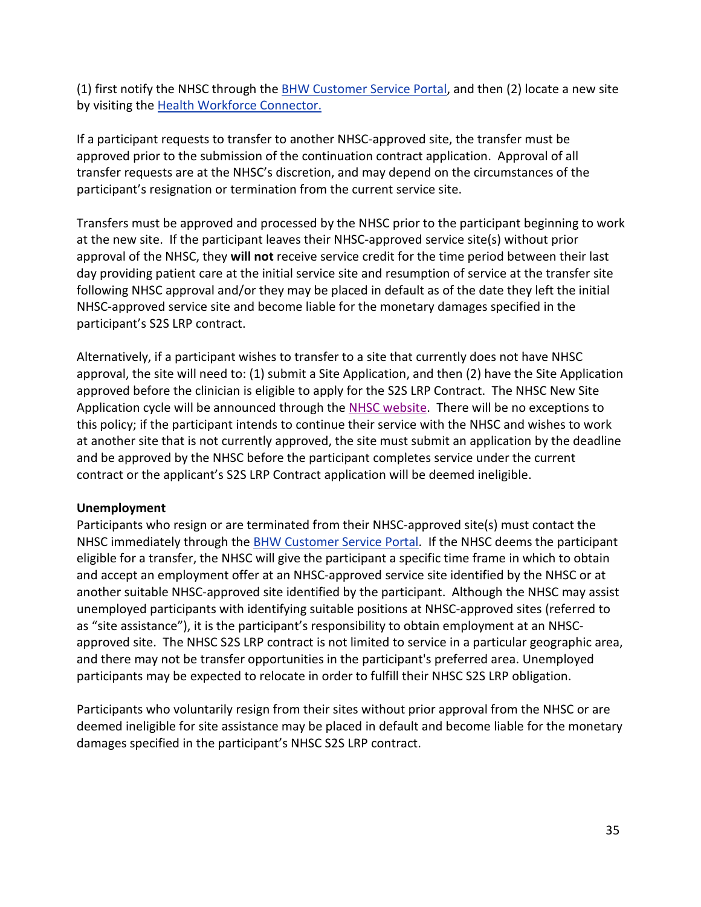(1) first notify the NHSC through the BHW Customer Service Portal, and then (2) locate a new site by visiting the Health Workforce Connector.

If a participant requests to transfer to another NHSC-approved site, the transfer must be approved prior to the submission of the continuation contract application. Approval of all transfer requests are at the NHSC's discretion, and may depend on the circumstances of the participant's resignation or termination from the current service site.

Transfers must be approved and processed by the NHSC prior to the participant beginning to work at the new site. If the participant leaves their NHSC-approved service site(s) without prior approval of the NHSC, they **will not** receive service credit for the time period between their last day providing patient care at the initial service site and resumption of service at the transfer site following NHSC approval and/or they may be placed in default as of the date they left the initial NHSC-approved service site and become liable for the monetary damages specified in the participant's S2S LRP contract.

Alternatively, if a participant wishes to transfer to a site that currently does not have NHSC approval, the site will need to: (1) submit a Site Application, and then (2) have the Site Application approved before the clinician is eligible to apply for the S2S LRP Contract. The NHSC New Site Application cycle will be announced through the NHSC website. There will be no exceptions to this policy; if the participant intends to continue their service with the NHSC and wishes to work at another site that is not currently approved, the site must submit an application by the deadline and be approved by the NHSC before the participant completes service under the current contract or the applicant's S2S LRP Contract application will be deemed ineligible.

**Unemployment**

Participants who resign or are terminated from their NHSC-approved site(s) must contact the NHSC immediately through the BHW Customer Service Portal. If the NHSC deems the participant eligible for a transfer, the NHSC will give the participant a specific time frame in which to obtain and accept an employment offer at an NHSC-approved service site identified by the NHSC or at another suitable NHSC-approved site identified by the participant. Although the NHSC may assist unemployed participants with identifying suitable positions at NHSC-approved sites (referred to as "site assistance"), it is the participant's responsibility to obtain employment at an NHSC-approved site. The NHSC S2S LRP contract is not limited to service in a particular geographic area, and there may not be transfer opportunities in the participant's preferred area. Unemployed participants may be expected to relocate in order to fulfill their NHSC S2S LRP obligation.

Participants who voluntarily resign from their sites without prior approval from the NHSC or are deemed ineligible for site assistance may be placed in default and become liable for the monetary damages specified in the participant's NHSC S2S LRP contract.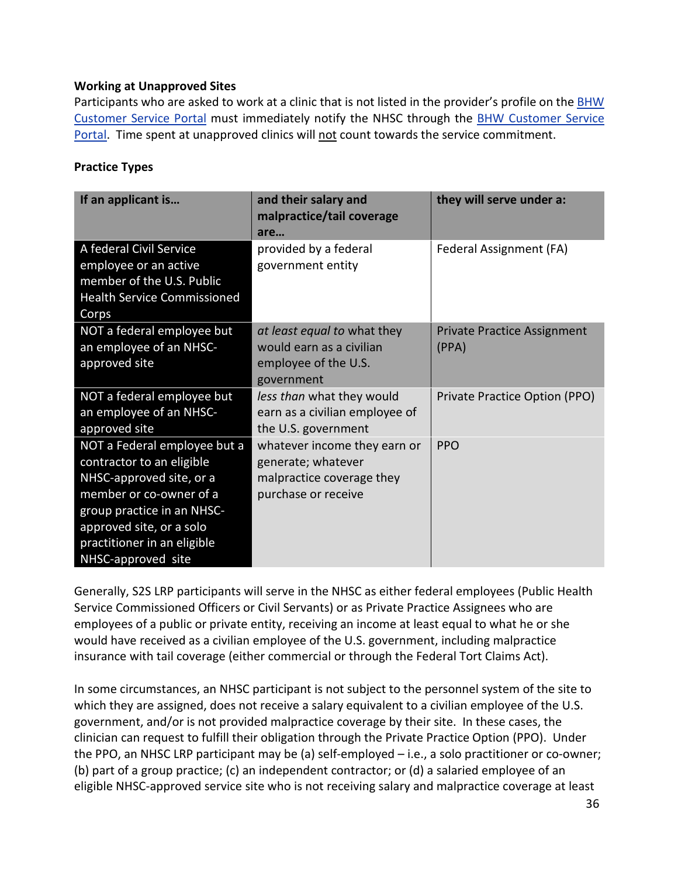**Working at Unapproved Sites**

Participants who are asked to work at a clinic that is not listed in the provider's profile on the [BHW Customer Service Portal](#) must immediately notify the NHSC through the [BHW Customer Service Portal](#). Time spent at unapproved clinics will not count towards the service commitment.

**Practice Types**

| If an applicant is… | and their salary and malpractice/tail coverage are… | they will serve under a: |
|---|---|---|
| A federal Civil Service employee or an active member of the U.S. Public Health Service Commissioned Corps | provided by a federal government entity | Federal Assignment (FA) |
| NOT a federal employee but an employee of an NHSC-approved site | *at least equal to* what they would earn as a civilian employee of the U.S. government | Private Practice Assignment (PPA) |
| NOT a federal employee but an employee of an NHSC-approved site | *less than* what they would earn as a civilian employee of the U.S. government | Private Practice Option (PPO) |
| NOT a Federal employee but a contractor to an eligible NHSC-approved site, or a member or co-owner of a group practice in an NHSC-approved site, or a solo practitioner in an eligible NHSC-approved site | whatever income they earn or generate; whatever malpractice coverage they purchase or receive | PPO |

Generally, S2S LRP participants will serve in the NHSC as either federal employees (Public Health Service Commissioned Officers or Civil Servants) or as Private Practice Assignees who are employees of a public or private entity, receiving an income at least equal to what he or she would have received as a civilian employee of the U.S. government, including malpractice insurance with tail coverage (either commercial or through the Federal Tort Claims Act).

In some circumstances, an NHSC participant is not subject to the personnel system of the site to which they are assigned, does not receive a salary equivalent to a civilian employee of the U.S. government, and/or is not provided malpractice coverage by their site. In these cases, the clinician can request to fulfill their obligation through the Private Practice Option (PPO). Under the PPO, an NHSC LRP participant may be (a) self-employed – i.e., a solo practitioner or co-owner; (b) part of a group practice; (c) an independent contractor; or (d) a salaried employee of an eligible NHSC-approved service site who is not receiving salary and malpractice coverage at least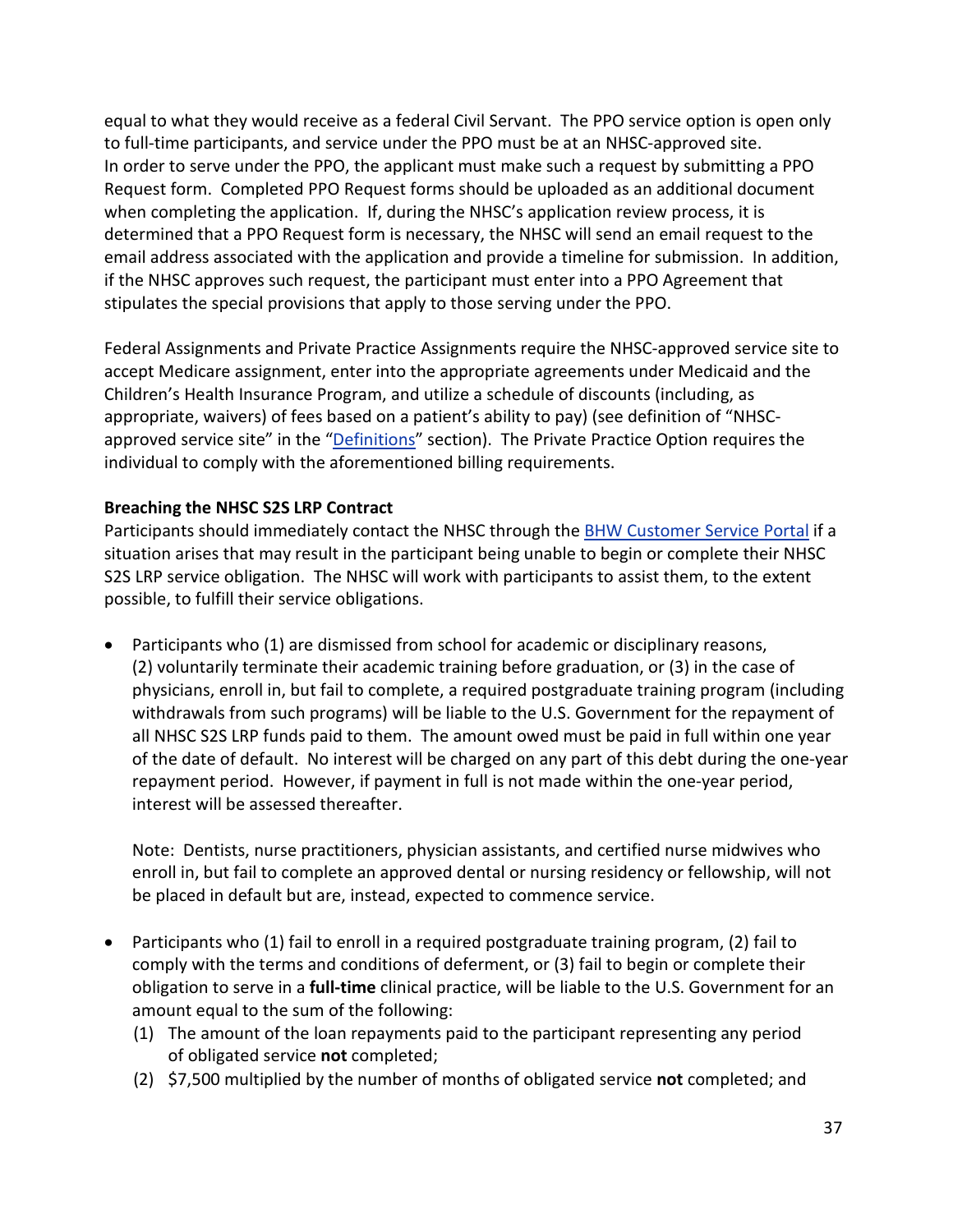equal to what they would receive as a federal Civil Servant. The PPO service option is open only to full-time participants, and service under the PPO must be at an NHSC-approved site. In order to serve under the PPO, the applicant must make such a request by submitting a PPO Request form. Completed PPO Request forms should be uploaded as an additional document when completing the application. If, during the NHSC's application review process, it is determined that a PPO Request form is necessary, the NHSC will send an email request to the email address associated with the application and provide a timeline for submission. In addition, if the NHSC approves such request, the participant must enter into a PPO Agreement that stipulates the special provisions that apply to those serving under the PPO.

Federal Assignments and Private Practice Assignments require the NHSC-approved service site to accept Medicare assignment, enter into the appropriate agreements under Medicaid and the Children's Health Insurance Program, and utilize a schedule of discounts (including, as appropriate, waivers) of fees based on a patient's ability to pay) (see definition of "NHSC-approved service site" in the "Definitions" section). The Private Practice Option requires the individual to comply with the aforementioned billing requirements.

**Breaching the NHSC S2S LRP Contract**

Participants should immediately contact the NHSC through the BHW Customer Service Portal if a situation arises that may result in the participant being unable to begin or complete their NHSC S2S LRP service obligation. The NHSC will work with participants to assist them, to the extent possible, to fulfill their service obligations.

- Participants who (1) are dismissed from school for academic or disciplinary reasons, (2) voluntarily terminate their academic training before graduation, or (3) in the case of physicians, enroll in, but fail to complete, a required postgraduate training program (including withdrawals from such programs) will be liable to the U.S. Government for the repayment of all NHSC S2S LRP funds paid to them. The amount owed must be paid in full within one year of the date of default. No interest will be charged on any part of this debt during the one-year repayment period. However, if payment in full is not made within the one-year period, interest will be assessed thereafter.

  Note: Dentists, nurse practitioners, physician assistants, and certified nurse midwives who enroll in, but fail to complete an approved dental or nursing residency or fellowship, will not be placed in default but are, instead, expected to commence service.

- Participants who (1) fail to enroll in a required postgraduate training program, (2) fail to comply with the terms and conditions of deferment, or (3) fail to begin or complete their obligation to serve in a **full-time** clinical practice, will be liable to the U.S. Government for an amount equal to the sum of the following:
  (1) The amount of the loan repayments paid to the participant representing any period of obligated service **not** completed;
  (2) $7,500 multiplied by the number of months of obligated service **not** completed; and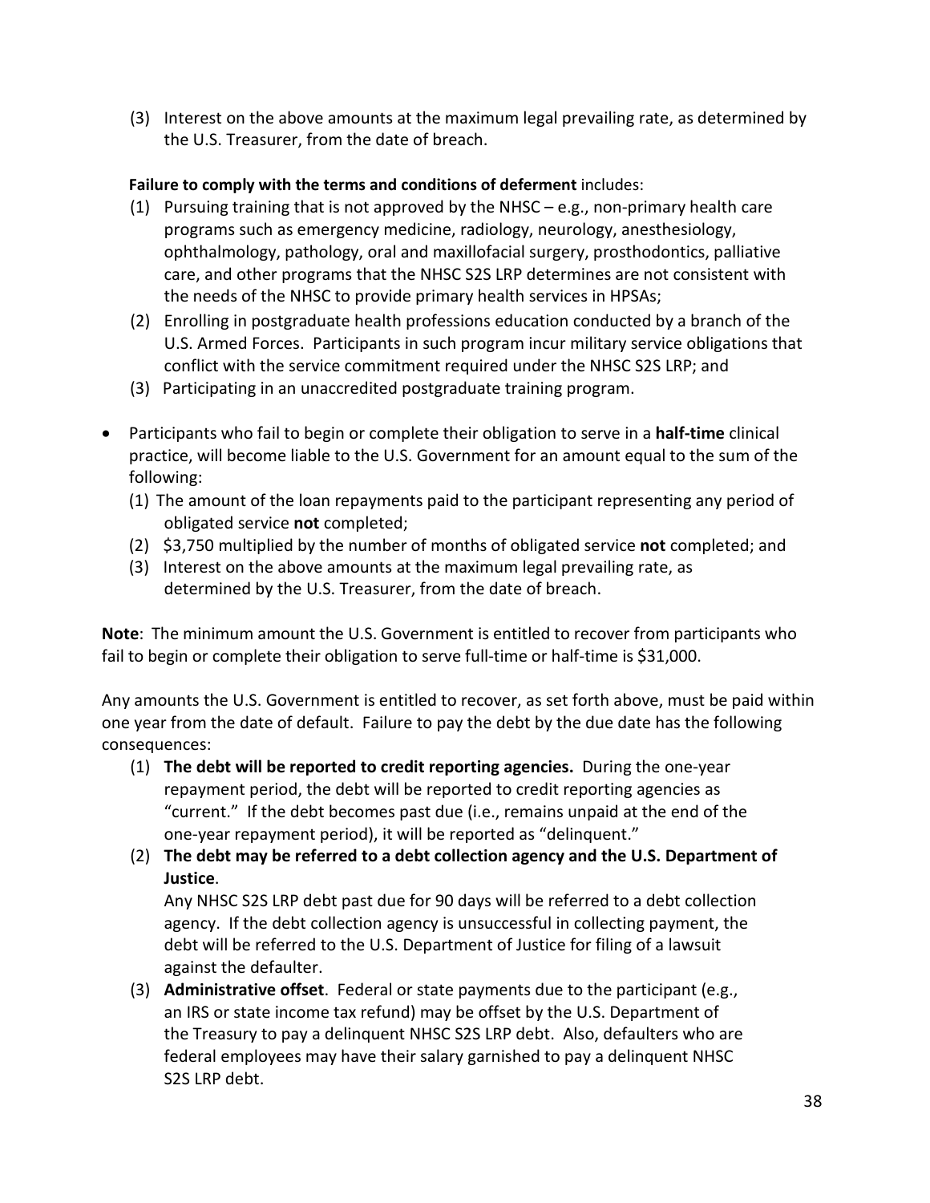(3) Interest on the above amounts at the maximum legal prevailing rate, as determined by the U.S. Treasurer, from the date of breach.

**Failure to comply with the terms and conditions of deferment** includes:

(1) Pursuing training that is not approved by the NHSC – e.g., non-primary health care programs such as emergency medicine, radiology, neurology, anesthesiology, ophthalmology, pathology, oral and maxillofacial surgery, prosthodontics, palliative care, and other programs that the NHSC S2S LRP determines are not consistent with the needs of the NHSC to provide primary health services in HPSAs;

(2) Enrolling in postgraduate health professions education conducted by a branch of the U.S. Armed Forces. Participants in such program incur military service obligations that conflict with the service commitment required under the NHSC S2S LRP; and

(3) Participating in an unaccredited postgraduate training program.

- Participants who fail to begin or complete their obligation to serve in a **half-time** clinical practice, will become liable to the U.S. Government for an amount equal to the sum of the following:
  (1) The amount of the loan repayments paid to the participant representing any period of obligated service **not** completed;
  (2) $3,750 multiplied by the number of months of obligated service **not** completed; and
  (3) Interest on the above amounts at the maximum legal prevailing rate, as determined by the U.S. Treasurer, from the date of breach.

**Note**: The minimum amount the U.S. Government is entitled to recover from participants who fail to begin or complete their obligation to serve full-time or half-time is $31,000.

Any amounts the U.S. Government is entitled to recover, as set forth above, must be paid within one year from the date of default. Failure to pay the debt by the due date has the following consequences:

(1) **The debt will be reported to credit reporting agencies.** During the one-year repayment period, the debt will be reported to credit reporting agencies as "current." If the debt becomes past due (i.e., remains unpaid at the end of the one-year repayment period), it will be reported as "delinquent."

(2) **The debt may be referred to a debt collection agency and the U.S. Department of Justice**.
Any NHSC S2S LRP debt past due for 90 days will be referred to a debt collection agency. If the debt collection agency is unsuccessful in collecting payment, the debt will be referred to the U.S. Department of Justice for filing of a lawsuit against the defaulter.

(3) **Administrative offset**. Federal or state payments due to the participant (e.g., an IRS or state income tax refund) may be offset by the U.S. Department of the Treasury to pay a delinquent NHSC S2S LRP debt. Also, defaulters who are federal employees may have their salary garnished to pay a delinquent NHSC S2S LRP debt.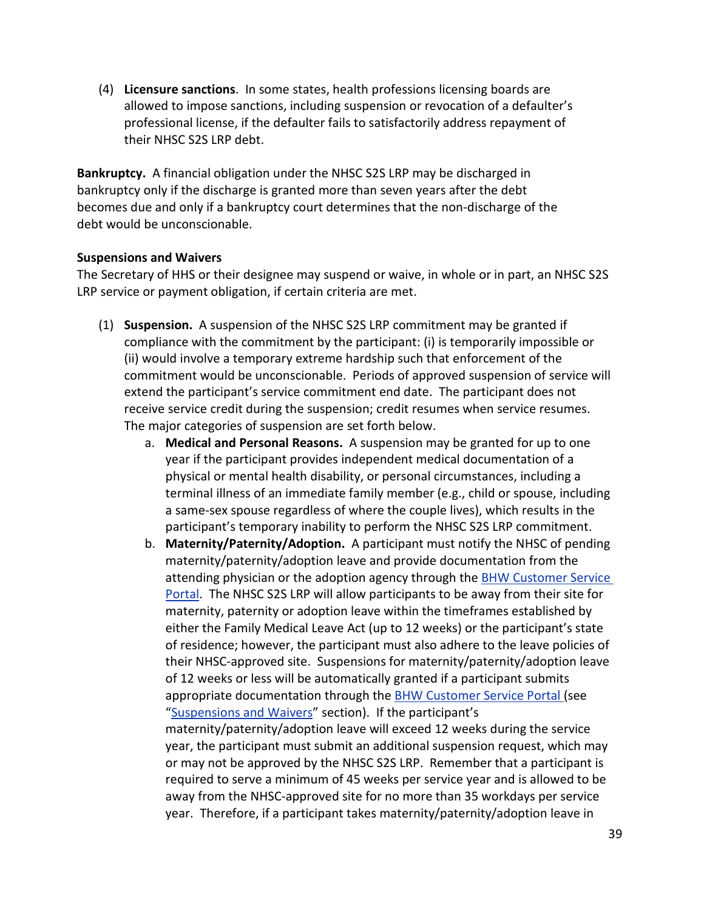(4) **Licensure sanctions**. In some states, health professions licensing boards are allowed to impose sanctions, including suspension or revocation of a defaulter's professional license, if the defaulter fails to satisfactorily address repayment of their NHSC S2S LRP debt.

**Bankruptcy.** A financial obligation under the NHSC S2S LRP may be discharged in bankruptcy only if the discharge is granted more than seven years after the debt becomes due and only if a bankruptcy court determines that the non-discharge of the debt would be unconscionable.

**Suspensions and Waivers**

The Secretary of HHS or their designee may suspend or waive, in whole or in part, an NHSC S2S LRP service or payment obligation, if certain criteria are met.

(1) **Suspension.** A suspension of the NHSC S2S LRP commitment may be granted if compliance with the commitment by the participant: (i) is temporarily impossible or (ii) would involve a temporary extreme hardship such that enforcement of the commitment would be unconscionable. Periods of approved suspension of service will extend the participant's service commitment end date. The participant does not receive service credit during the suspension; credit resumes when service resumes. The major categories of suspension are set forth below.

   a. **Medical and Personal Reasons.** A suspension may be granted for up to one year if the participant provides independent medical documentation of a physical or mental health disability, or personal circumstances, including a terminal illness of an immediate family member (e.g., child or spouse, including a same-sex spouse regardless of where the couple lives), which results in the participant's temporary inability to perform the NHSC S2S LRP commitment.

   b. **Maternity/Paternity/Adoption.** A participant must notify the NHSC of pending maternity/paternity/adoption leave and provide documentation from the attending physician or the adoption agency through the [BHW Customer Service Portal](). The NHSC S2S LRP will allow participants to be away from their site for maternity, paternity or adoption leave within the timeframes established by either the Family Medical Leave Act (up to 12 weeks) or the participant's state of residence; however, the participant must also adhere to the leave policies of their NHSC-approved site. Suspensions for maternity/paternity/adoption leave of 12 weeks or less will be automatically granted if a participant submits appropriate documentation through the [BHW Customer Service Portal]() (see "[Suspensions and Waivers]()" section). If the participant's maternity/paternity/adoption leave will exceed 12 weeks during the service year, the participant must submit an additional suspension request, which may or may not be approved by the NHSC S2S LRP. Remember that a participant is required to serve a minimum of 45 weeks per service year and is allowed to be away from the NHSC-approved site for no more than 35 workdays per service year. Therefore, if a participant takes maternity/paternity/adoption leave in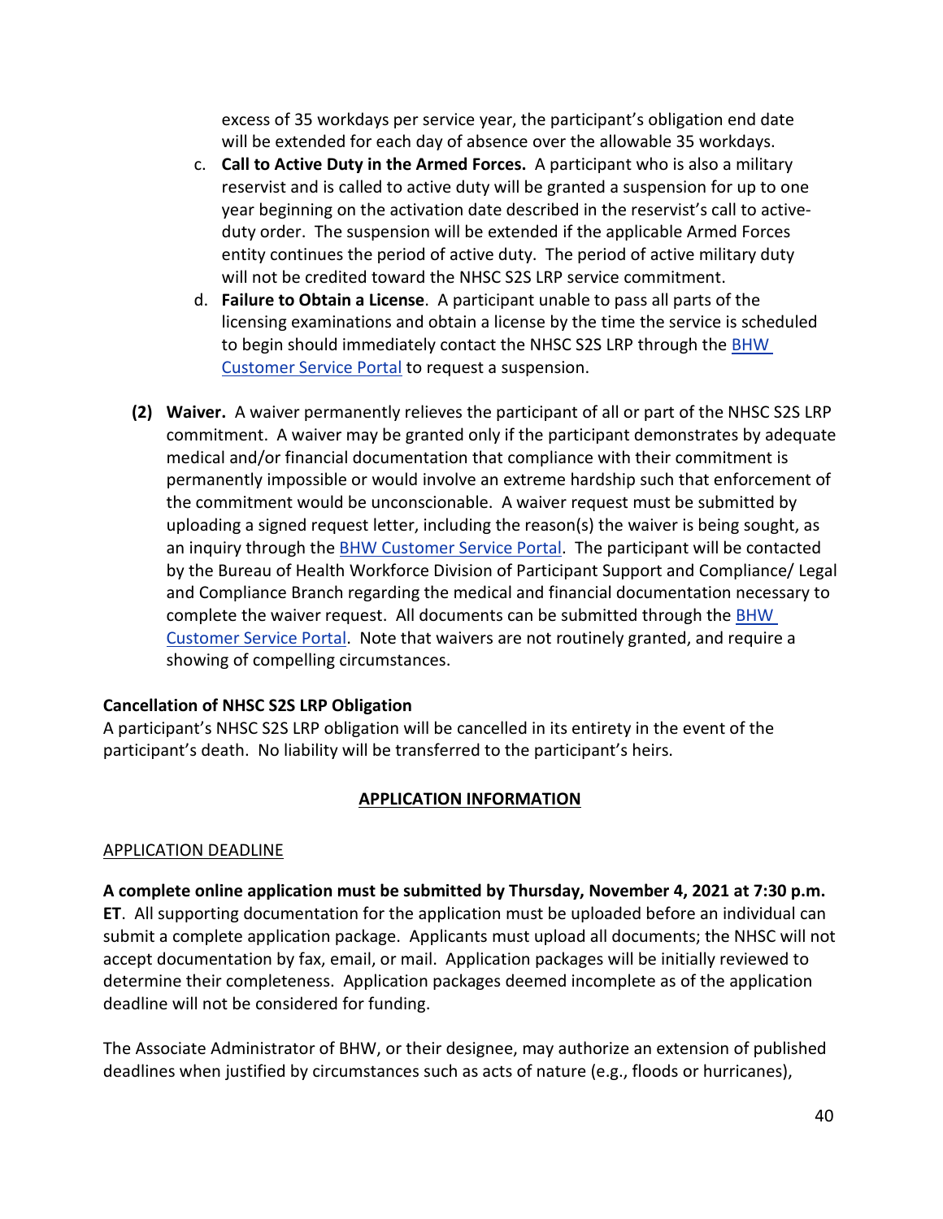excess of 35 workdays per service year, the participant's obligation end date will be extended for each day of absence over the allowable 35 workdays.

c. **Call to Active Duty in the Armed Forces.** A participant who is also a military reservist and is called to active duty will be granted a suspension for up to one year beginning on the activation date described in the reservist's call to active-duty order. The suspension will be extended if the applicable Armed Forces entity continues the period of active duty. The period of active military duty will not be credited toward the NHSC S2S LRP service commitment.

d. **Failure to Obtain a License**. A participant unable to pass all parts of the licensing examinations and obtain a license by the time the service is scheduled to begin should immediately contact the NHSC S2S LRP through the BHW Customer Service Portal to request a suspension.

**(2) Waiver.** A waiver permanently relieves the participant of all or part of the NHSC S2S LRP commitment. A waiver may be granted only if the participant demonstrates by adequate medical and/or financial documentation that compliance with their commitment is permanently impossible or would involve an extreme hardship such that enforcement of the commitment would be unconscionable. A waiver request must be submitted by uploading a signed request letter, including the reason(s) the waiver is being sought, as an inquiry through the BHW Customer Service Portal. The participant will be contacted by the Bureau of Health Workforce Division of Participant Support and Compliance/ Legal and Compliance Branch regarding the medical and financial documentation necessary to complete the waiver request. All documents can be submitted through the BHW Customer Service Portal. Note that waivers are not routinely granted, and require a showing of compelling circumstances.

**Cancellation of NHSC S2S LRP Obligation**

A participant's NHSC S2S LRP obligation will be cancelled in its entirety in the event of the participant's death. No liability will be transferred to the participant's heirs.

## APPLICATION INFORMATION

### APPLICATION DEADLINE

**A complete online application must be submitted by Thursday, November 4, 2021 at 7:30 p.m. ET**. All supporting documentation for the application must be uploaded before an individual can submit a complete application package. Applicants must upload all documents; the NHSC will not accept documentation by fax, email, or mail. Application packages will be initially reviewed to determine their completeness. Application packages deemed incomplete as of the application deadline will not be considered for funding.

The Associate Administrator of BHW, or their designee, may authorize an extension of published deadlines when justified by circumstances such as acts of nature (e.g., floods or hurricanes),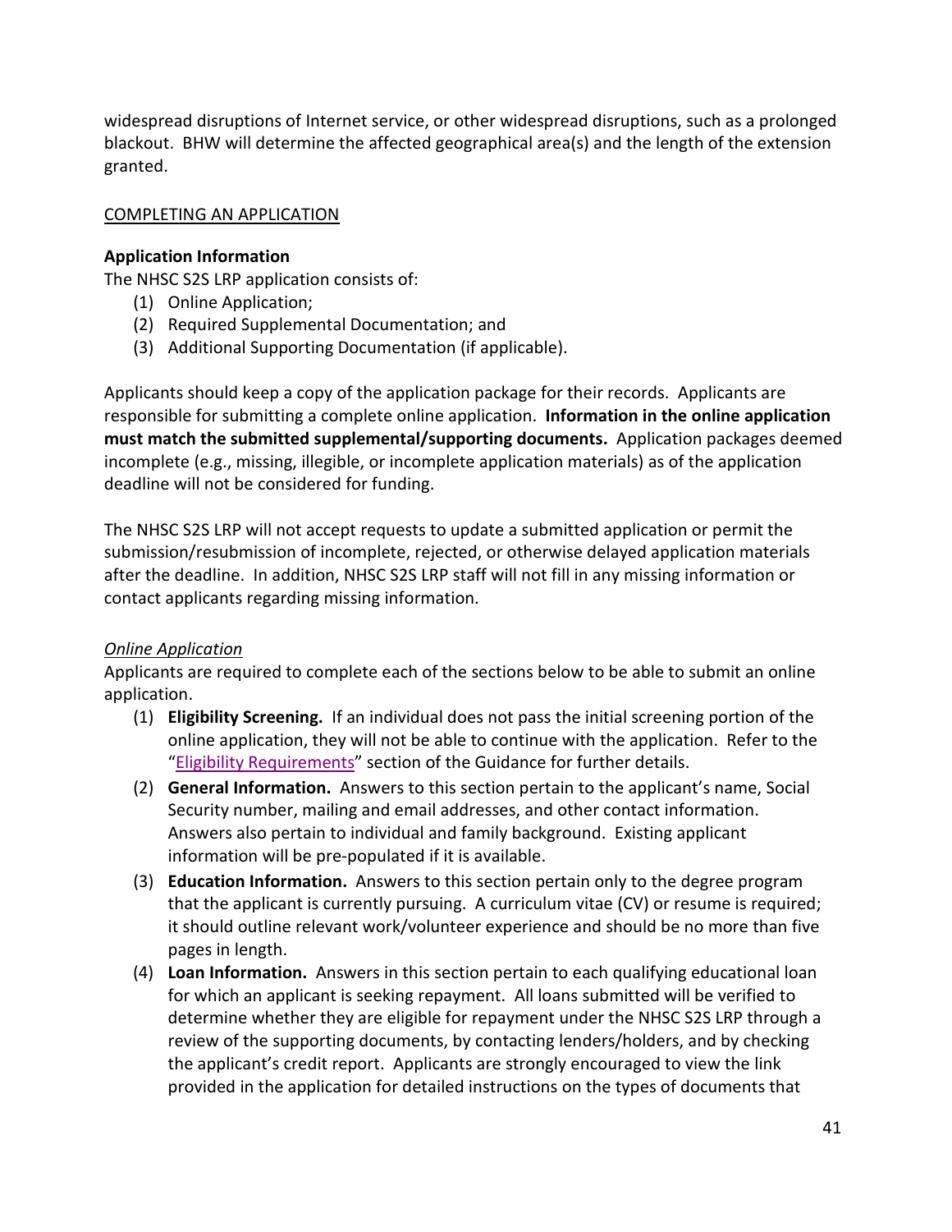widespread disruptions of Internet service, or other widespread disruptions, such as a prolonged blackout. BHW will determine the affected geographical area(s) and the length of the extension granted.

## COMPLETING AN APPLICATION

### Application Information

The NHSC S2S LRP application consists of:

(1) Online Application;
(2) Required Supplemental Documentation; and
(3) Additional Supporting Documentation (if applicable).

Applicants should keep a copy of the application package for their records. Applicants are responsible for submitting a complete online application. **Information in the online application must match the submitted supplemental/supporting documents.** Application packages deemed incomplete (e.g., missing, illegible, or incomplete application materials) as of the application deadline will not be considered for funding.

The NHSC S2S LRP will not accept requests to update a submitted application or permit the submission/resubmission of incomplete, rejected, or otherwise delayed application materials after the deadline. In addition, NHSC S2S LRP staff will not fill in any missing information or contact applicants regarding missing information.

#### *Online Application*

Applicants are required to complete each of the sections below to be able to submit an online application.

(1) **Eligibility Screening.** If an individual does not pass the initial screening portion of the online application, they will not be able to continue with the application. Refer to the "Eligibility Requirements" section of the Guidance for further details.
(2) **General Information.** Answers to this section pertain to the applicant's name, Social Security number, mailing and email addresses, and other contact information. Answers also pertain to individual and family background. Existing applicant information will be pre-populated if it is available.
(3) **Education Information.** Answers to this section pertain only to the degree program that the applicant is currently pursuing. A curriculum vitae (CV) or resume is required; it should outline relevant work/volunteer experience and should be no more than five pages in length.
(4) **Loan Information.** Answers in this section pertain to each qualifying educational loan for which an applicant is seeking repayment. All loans submitted will be verified to determine whether they are eligible for repayment under the NHSC S2S LRP through a review of the supporting documents, by contacting lenders/holders, and by checking the applicant's credit report. Applicants are strongly encouraged to view the link provided in the application for detailed instructions on the types of documents that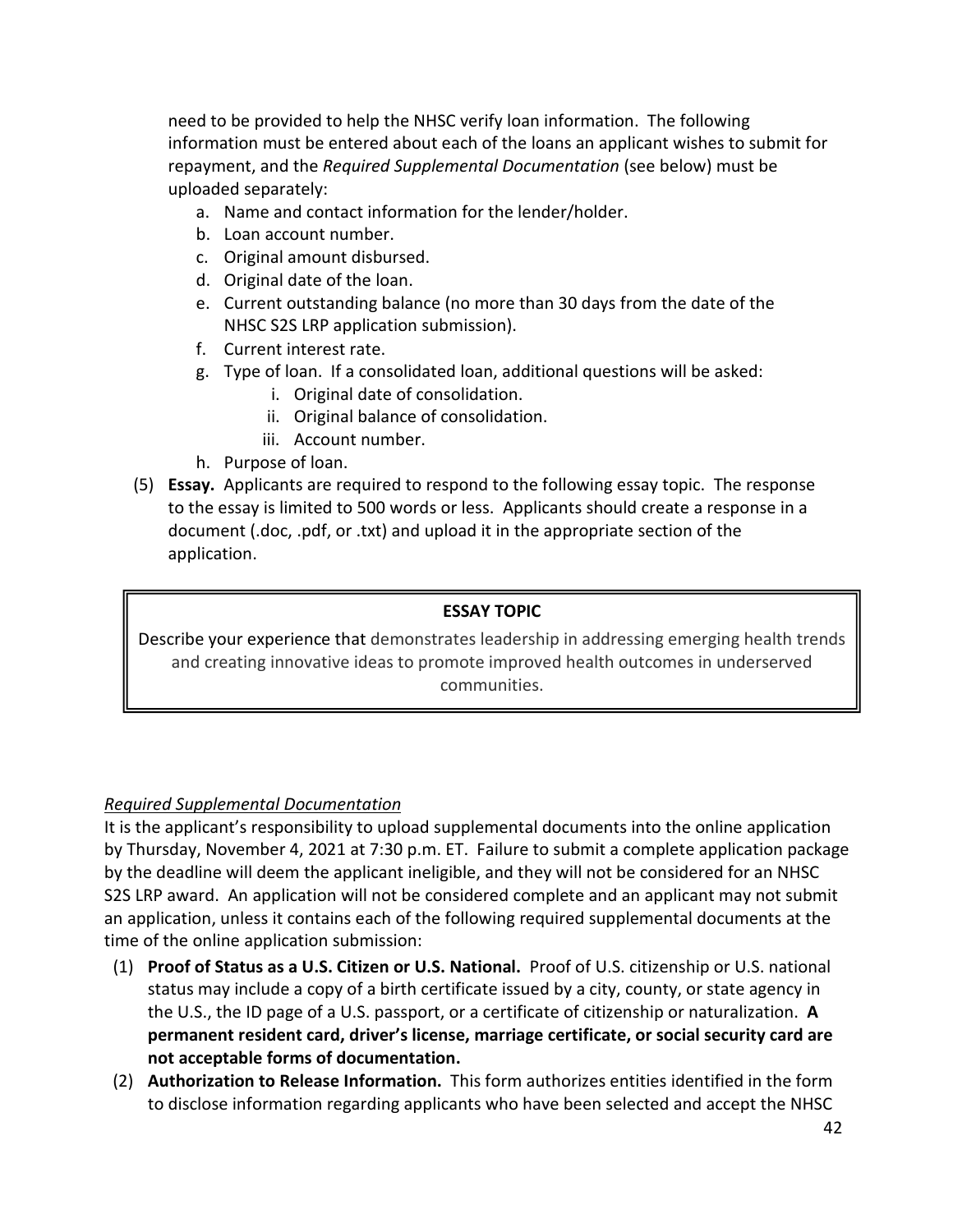need to be provided to help the NHSC verify loan information. The following information must be entered about each of the loans an applicant wishes to submit for repayment, and the *Required Supplemental Documentation* (see below) must be uploaded separately:

a. Name and contact information for the lender/holder.
b. Loan account number.
c. Original amount disbursed.
d. Original date of the loan.
e. Current outstanding balance (no more than 30 days from the date of the NHSC S2S LRP application submission).
f. Current interest rate.
g. Type of loan. If a consolidated loan, additional questions will be asked:
   i. Original date of consolidation.
   ii. Original balance of consolidation.
   iii. Account number.
h. Purpose of loan.

(5) **Essay.** Applicants are required to respond to the following essay topic. The response to the essay is limited to 500 words or less. Applicants should create a response in a document (.doc, .pdf, or .txt) and upload it in the appropriate section of the application.

| **ESSAY TOPIC** |
|---|
| Describe your experience that demonstrates leadership in addressing emerging health trends and creating innovative ideas to promote improved health outcomes in underserved communities. |

*Required Supplemental Documentation*

It is the applicant's responsibility to upload supplemental documents into the online application by Thursday, November 4, 2021 at 7:30 p.m. ET. Failure to submit a complete application package by the deadline will deem the applicant ineligible, and they will not be considered for an NHSC S2S LRP award. An application will not be considered complete and an applicant may not submit an application, unless it contains each of the following required supplemental documents at the time of the online application submission:

(1) **Proof of Status as a U.S. Citizen or U.S. National.** Proof of U.S. citizenship or U.S. national status may include a copy of a birth certificate issued by a city, county, or state agency in the U.S., the ID page of a U.S. passport, or a certificate of citizenship or naturalization. **A permanent resident card, driver's license, marriage certificate, or social security card are not acceptable forms of documentation.**

(2) **Authorization to Release Information.** This form authorizes entities identified in the form to disclose information regarding applicants who have been selected and accept the NHSC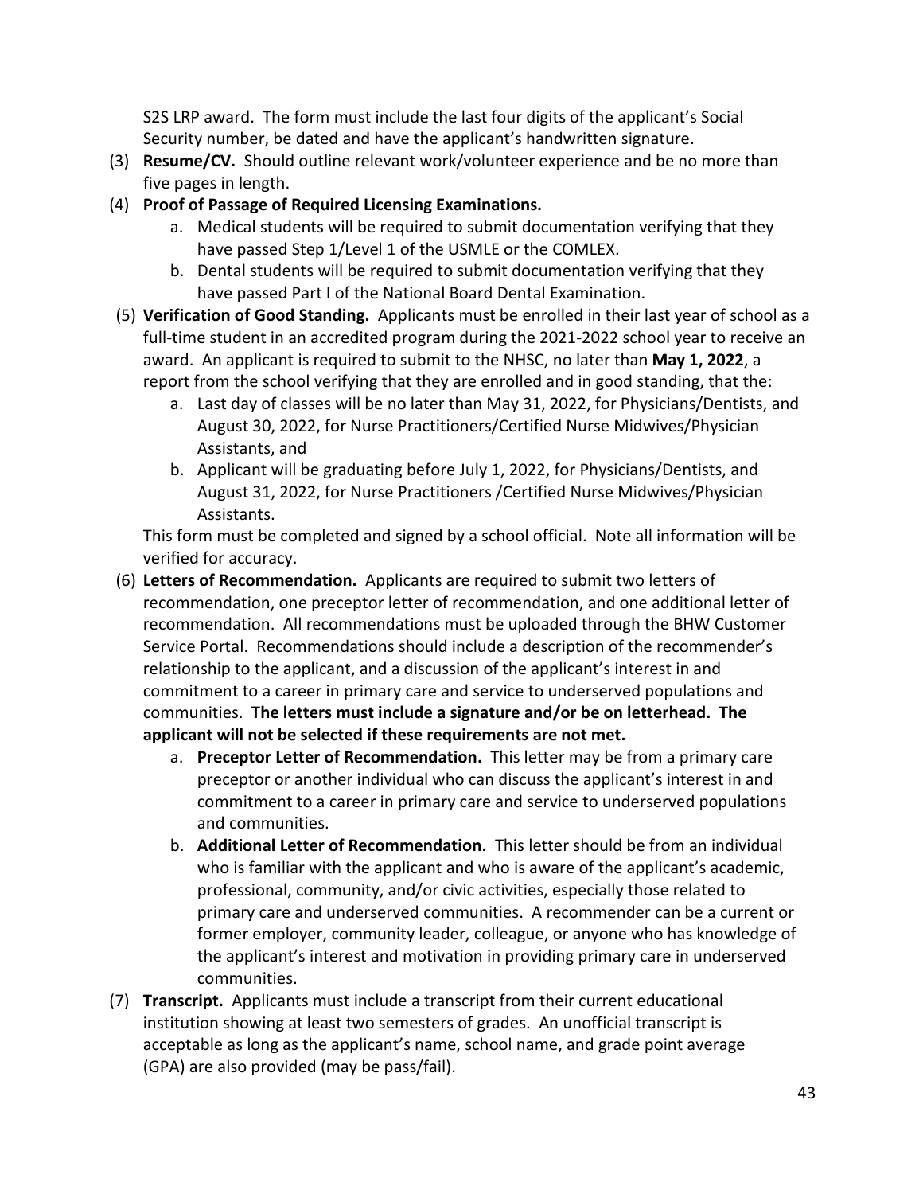S2S LRP award. The form must include the last four digits of the applicant's Social Security number, be dated and have the applicant's handwritten signature.

(3) **Resume/CV.** Should outline relevant work/volunteer experience and be no more than five pages in length.

(4) **Proof of Passage of Required Licensing Examinations.**
   a. Medical students will be required to submit documentation verifying that they have passed Step 1/Level 1 of the USMLE or the COMLEX.
   b. Dental students will be required to submit documentation verifying that they have passed Part I of the National Board Dental Examination.

(5) **Verification of Good Standing.** Applicants must be enrolled in their last year of school as a full-time student in an accredited program during the 2021-2022 school year to receive an award. An applicant is required to submit to the NHSC, no later than **May 1, 2022**, a report from the school verifying that they are enrolled and in good standing, that the:
   a. Last day of classes will be no later than May 31, 2022, for Physicians/Dentists, and August 30, 2022, for Nurse Practitioners/Certified Nurse Midwives/Physician Assistants, and
   b. Applicant will be graduating before July 1, 2022, for Physicians/Dentists, and August 31, 2022, for Nurse Practitioners /Certified Nurse Midwives/Physician Assistants.

   This form must be completed and signed by a school official. Note all information will be verified for accuracy.

(6) **Letters of Recommendation.** Applicants are required to submit two letters of recommendation, one preceptor letter of recommendation, and one additional letter of recommendation. All recommendations must be uploaded through the BHW Customer Service Portal. Recommendations should include a description of the recommender's relationship to the applicant, and a discussion of the applicant's interest in and commitment to a career in primary care and service to underserved populations and communities. **The letters must include a signature and/or be on letterhead. The applicant will not be selected if these requirements are not met.**
   a. **Preceptor Letter of Recommendation.** This letter may be from a primary care preceptor or another individual who can discuss the applicant's interest in and commitment to a career in primary care and service to underserved populations and communities.
   b. **Additional Letter of Recommendation.** This letter should be from an individual who is familiar with the applicant and who is aware of the applicant's academic, professional, community, and/or civic activities, especially those related to primary care and underserved communities. A recommender can be a current or former employer, community leader, colleague, or anyone who has knowledge of the applicant's interest and motivation in providing primary care in underserved communities.

(7) **Transcript.** Applicants must include a transcript from their current educational institution showing at least two semesters of grades. An unofficial transcript is acceptable as long as the applicant's name, school name, and grade point average (GPA) are also provided (may be pass/fail).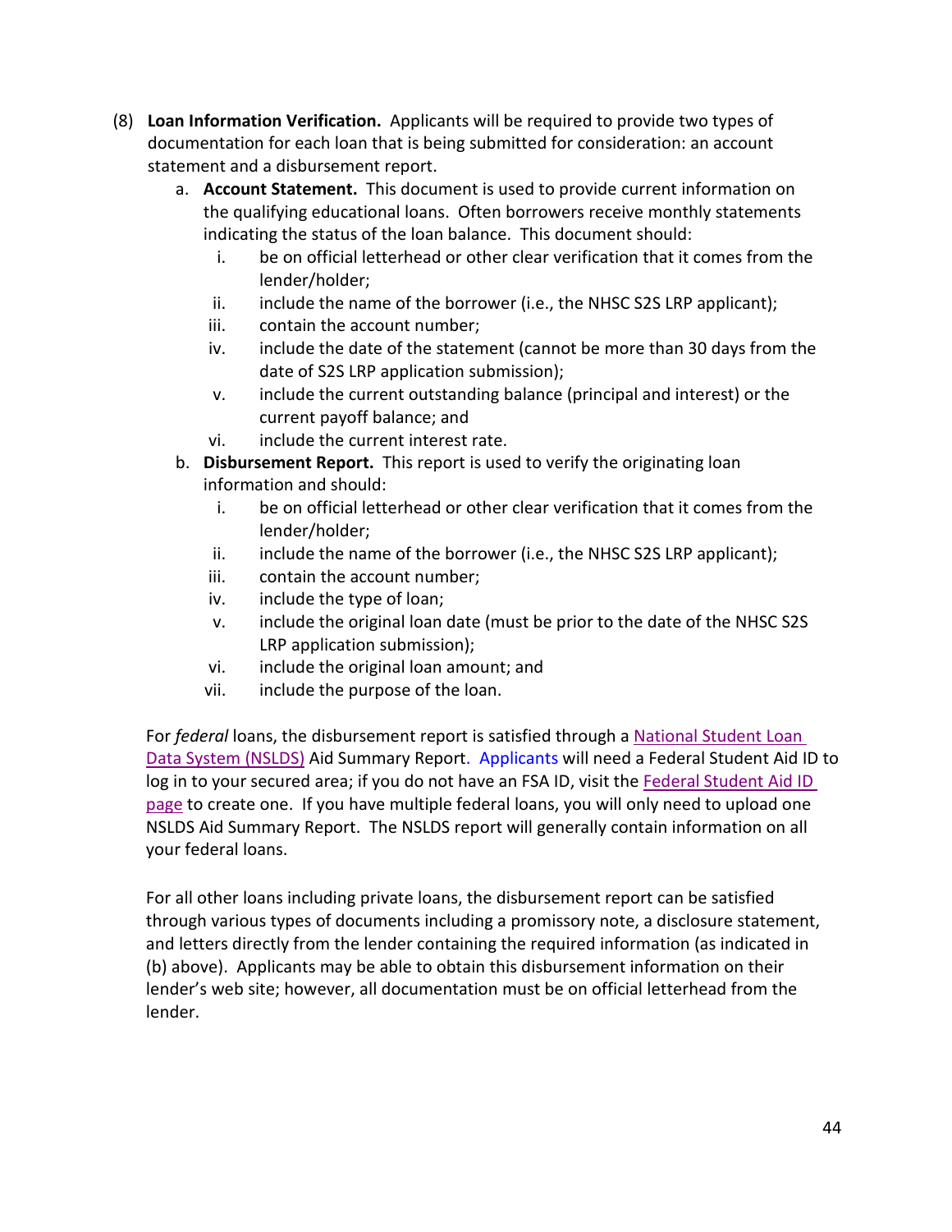(8) **Loan Information Verification.** Applicants will be required to provide two types of documentation for each loan that is being submitted for consideration: an account statement and a disbursement report.

   a. **Account Statement.** This document is used to provide current information on the qualifying educational loans. Often borrowers receive monthly statements indicating the status of the loan balance. This document should:
      1. be on official letterhead or other clear verification that it comes from the lender/holder;
      2. include the name of the borrower (i.e., the NHSC S2S LRP applicant);
      3. contain the account number;
      4. include the date of the statement (cannot be more than 30 days from the date of S2S LRP application submission);
      5. include the current outstanding balance (principal and interest) or the current payoff balance; and
      6. include the current interest rate.

   b. **Disbursement Report.** This report is used to verify the originating loan information and should:
      1. be on official letterhead or other clear verification that it comes from the lender/holder;
      2. include the name of the borrower (i.e., the NHSC S2S LRP applicant);
      3. contain the account number;
      4. include the type of loan;
      5. include the original loan date (must be prior to the date of the NHSC S2S LRP application submission);
      6. include the original loan amount; and
      7. include the purpose of the loan.

For *federal* loans, the disbursement report is satisfied through a National Student Loan Data System (NSLDS) Aid Summary Report. Applicants will need a Federal Student Aid ID to log in to your secured area; if you do not have an FSA ID, visit the Federal Student Aid ID page to create one. If you have multiple federal loans, you will only need to upload one NSLDS Aid Summary Report. The NSLDS report will generally contain information on all your federal loans.

For all other loans including private loans, the disbursement report can be satisfied through various types of documents including a promissory note, a disclosure statement, and letters directly from the lender containing the required information (as indicated in (b) above). Applicants may be able to obtain this disbursement information on their lender's web site; however, all documentation must be on official letterhead from the lender.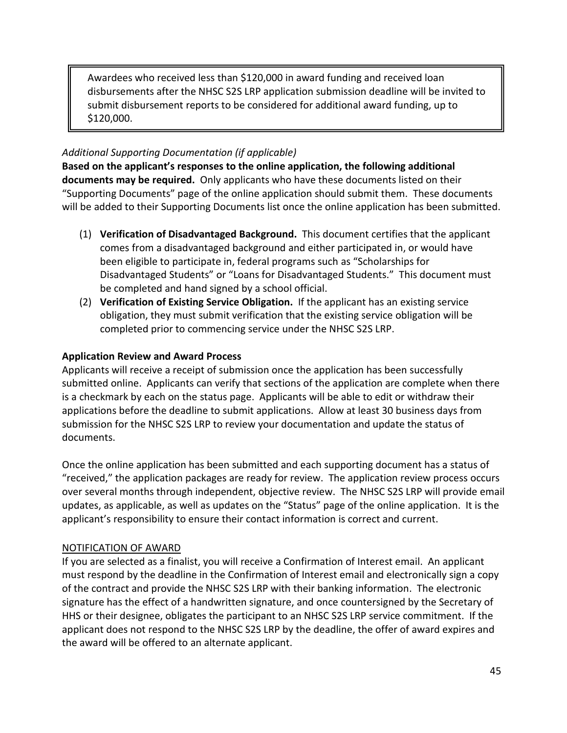> Awardees who received less than $120,000 in award funding and received loan disbursements after the NHSC S2S LRP application submission deadline will be invited to submit disbursement reports to be considered for additional award funding, up to $120,000.

*Additional Supporting Documentation (if applicable)*

**Based on the applicant's responses to the online application, the following additional documents may be required.** Only applicants who have these documents listed on their "Supporting Documents" page of the online application should submit them. These documents will be added to their Supporting Documents list once the online application has been submitted.

(1) **Verification of Disadvantaged Background.** This document certifies that the applicant comes from a disadvantaged background and either participated in, or would have been eligible to participate in, federal programs such as "Scholarships for Disadvantaged Students" or "Loans for Disadvantaged Students." This document must be completed and hand signed by a school official.

(2) **Verification of Existing Service Obligation.** If the applicant has an existing service obligation, they must submit verification that the existing service obligation will be completed prior to commencing service under the NHSC S2S LRP.

**Application Review and Award Process**

Applicants will receive a receipt of submission once the application has been successfully submitted online. Applicants can verify that sections of the application are complete when there is a checkmark by each on the status page. Applicants will be able to edit or withdraw their applications before the deadline to submit applications. Allow at least 30 business days from submission for the NHSC S2S LRP to review your documentation and update the status of documents.

Once the online application has been submitted and each supporting document has a status of "received," the application packages are ready for review. The application review process occurs over several months through independent, objective review. The NHSC S2S LRP will provide email updates, as applicable, as well as updates on the "Status" page of the online application. It is the applicant's responsibility to ensure their contact information is correct and current.

<u>NOTIFICATION OF AWARD</u>

If you are selected as a finalist, you will receive a Confirmation of Interest email. An applicant must respond by the deadline in the Confirmation of Interest email and electronically sign a copy of the contract and provide the NHSC S2S LRP with their banking information. The electronic signature has the effect of a handwritten signature, and once countersigned by the Secretary of HHS or their designee, obligates the participant to an NHSC S2S LRP service commitment. If the applicant does not respond to the NHSC S2S LRP by the deadline, the offer of award expires and the award will be offered to an alternate applicant.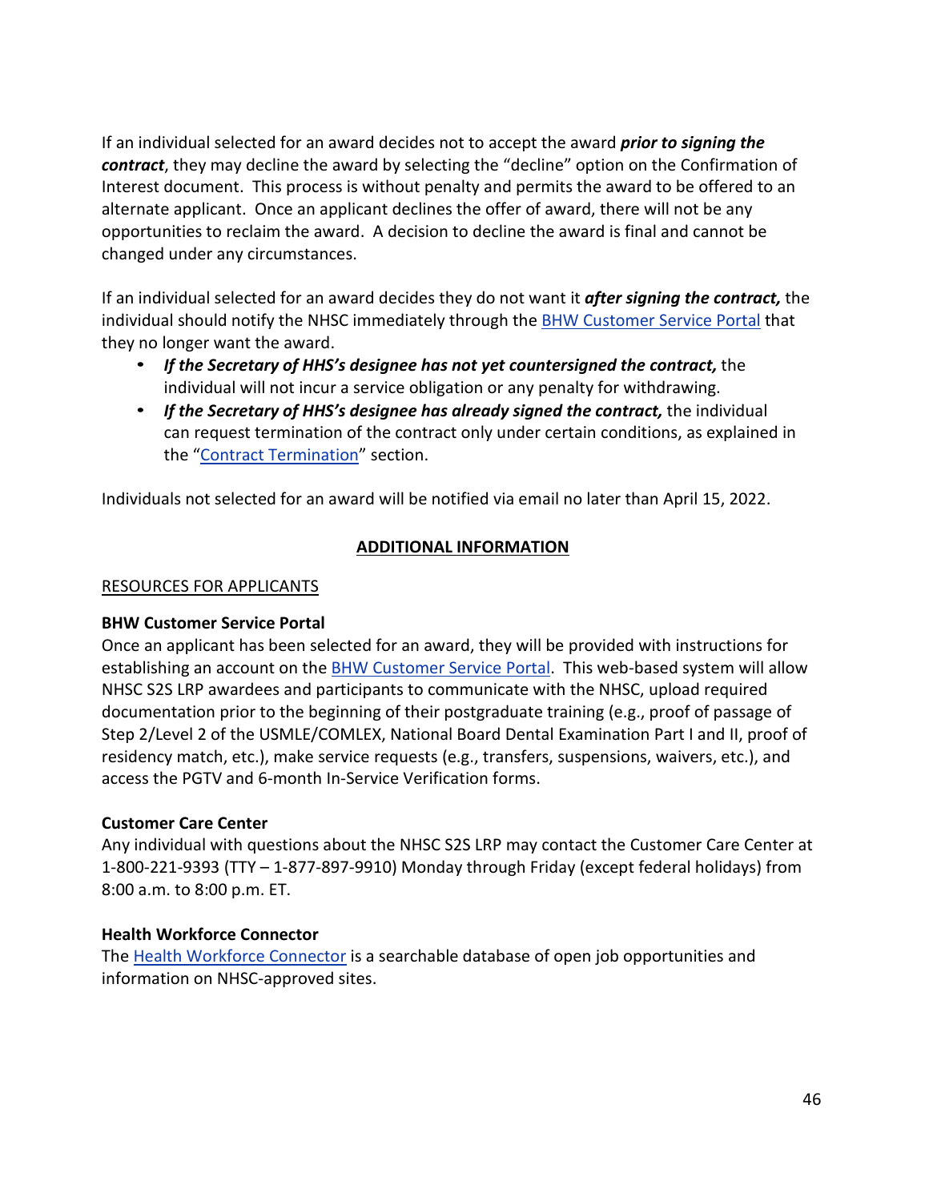If an individual selected for an award decides not to accept the award ***prior to signing the contract***, they may decline the award by selecting the "decline" option on the Confirmation of Interest document. This process is without penalty and permits the award to be offered to an alternate applicant. Once an applicant declines the offer of award, there will not be any opportunities to reclaim the award. A decision to decline the award is final and cannot be changed under any circumstances.

If an individual selected for an award decides they do not want it ***after signing the contract,*** the individual should notify the NHSC immediately through the BHW Customer Service Portal that they no longer want the award.

- ***If the Secretary of HHS's designee has not yet countersigned the contract,*** the individual will not incur a service obligation or any penalty for withdrawing.
- ***If the Secretary of HHS's designee has already signed the contract,*** the individual can request termination of the contract only under certain conditions, as explained in the "Contract Termination" section.

Individuals not selected for an award will be notified via email no later than April 15, 2022.

## ADDITIONAL INFORMATION

### RESOURCES FOR APPLICANTS

**BHW Customer Service Portal**

Once an applicant has been selected for an award, they will be provided with instructions for establishing an account on the BHW Customer Service Portal. This web-based system will allow NHSC S2S LRP awardees and participants to communicate with the NHSC, upload required documentation prior to the beginning of their postgraduate training (e.g., proof of passage of Step 2/Level 2 of the USMLE/COMLEX, National Board Dental Examination Part I and II, proof of residency match, etc.), make service requests (e.g., transfers, suspensions, waivers, etc.), and access the PGTV and 6-month In-Service Verification forms.

**Customer Care Center**

Any individual with questions about the NHSC S2S LRP may contact the Customer Care Center at 1-800-221-9393 (TTY – 1-877-897-9910) Monday through Friday (except federal holidays) from 8:00 a.m. to 8:00 p.m. ET.

**Health Workforce Connector**

The Health Workforce Connector is a searchable database of open job opportunities and information on NHSC-approved sites.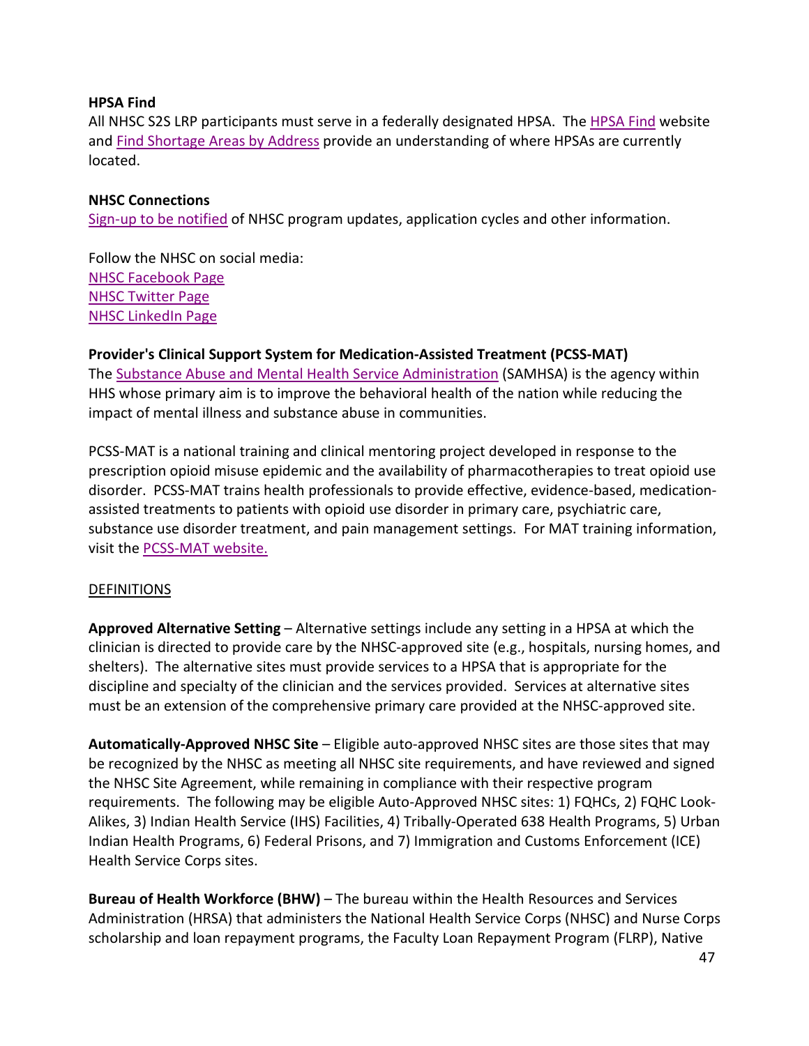**HPSA Find**

All NHSC S2S LRP participants must serve in a federally designated HPSA. The HPSA Find website and Find Shortage Areas by Address provide an understanding of where HPSAs are currently located.

**NHSC Connections**

Sign-up to be notified of NHSC program updates, application cycles and other information.

Follow the NHSC on social media:
NHSC Facebook Page
NHSC Twitter Page
NHSC LinkedIn Page

**Provider's Clinical Support System for Medication-Assisted Treatment (PCSS-MAT)**

The Substance Abuse and Mental Health Service Administration (SAMHSA) is the agency within HHS whose primary aim is to improve the behavioral health of the nation while reducing the impact of mental illness and substance abuse in communities.

PCSS-MAT is a national training and clinical mentoring project developed in response to the prescription opioid misuse epidemic and the availability of pharmacotherapies to treat opioid use disorder. PCSS-MAT trains health professionals to provide effective, evidence-based, medication-assisted treatments to patients with opioid use disorder in primary care, psychiatric care, substance use disorder treatment, and pain management settings. For MAT training information, visit the PCSS-MAT website.

DEFINITIONS

**Approved Alternative Setting** – Alternative settings include any setting in a HPSA at which the clinician is directed to provide care by the NHSC-approved site (e.g., hospitals, nursing homes, and shelters). The alternative sites must provide services to a HPSA that is appropriate for the discipline and specialty of the clinician and the services provided. Services at alternative sites must be an extension of the comprehensive primary care provided at the NHSC-approved site.

**Automatically-Approved NHSC Site** – Eligible auto-approved NHSC sites are those sites that may be recognized by the NHSC as meeting all NHSC site requirements, and have reviewed and signed the NHSC Site Agreement, while remaining in compliance with their respective program requirements. The following may be eligible Auto-Approved NHSC sites: 1) FQHCs, 2) FQHC Look-Alikes, 3) Indian Health Service (IHS) Facilities, 4) Tribally-Operated 638 Health Programs, 5) Urban Indian Health Programs, 6) Federal Prisons, and 7) Immigration and Customs Enforcement (ICE) Health Service Corps sites.

**Bureau of Health Workforce (BHW)** – The bureau within the Health Resources and Services Administration (HRSA) that administers the National Health Service Corps (NHSC) and Nurse Corps scholarship and loan repayment programs, the Faculty Loan Repayment Program (FLRP), Native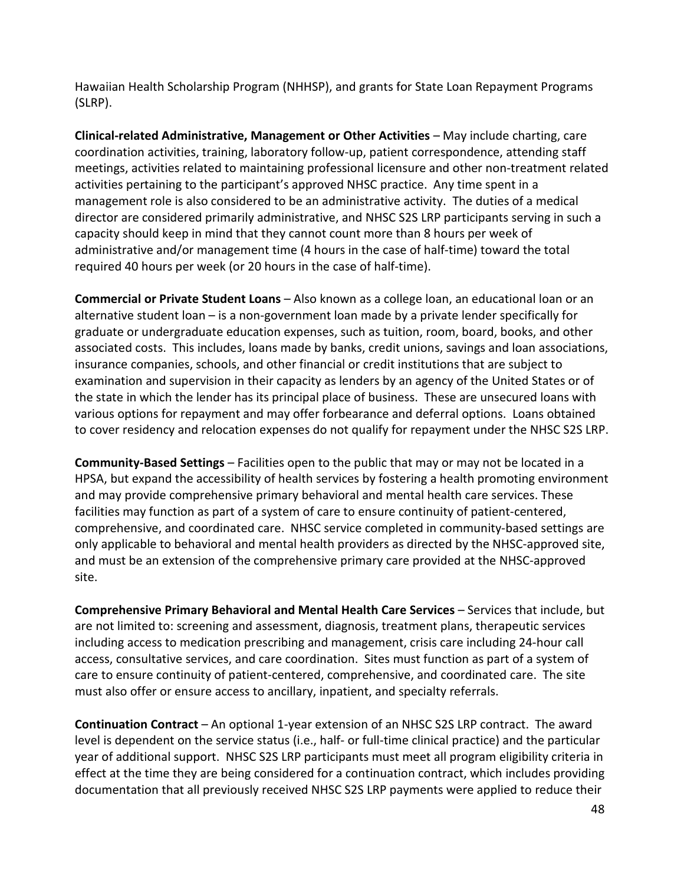Hawaiian Health Scholarship Program (NHHSP), and grants for State Loan Repayment Programs (SLRP).

**Clinical-related Administrative, Management or Other Activities** – May include charting, care coordination activities, training, laboratory follow-up, patient correspondence, attending staff meetings, activities related to maintaining professional licensure and other non-treatment related activities pertaining to the participant's approved NHSC practice. Any time spent in a management role is also considered to be an administrative activity. The duties of a medical director are considered primarily administrative, and NHSC S2S LRP participants serving in such a capacity should keep in mind that they cannot count more than 8 hours per week of administrative and/or management time (4 hours in the case of half-time) toward the total required 40 hours per week (or 20 hours in the case of half-time).

**Commercial or Private Student Loans** – Also known as a college loan, an educational loan or an alternative student loan – is a non-government loan made by a private lender specifically for graduate or undergraduate education expenses, such as tuition, room, board, books, and other associated costs. This includes, loans made by banks, credit unions, savings and loan associations, insurance companies, schools, and other financial or credit institutions that are subject to examination and supervision in their capacity as lenders by an agency of the United States or of the state in which the lender has its principal place of business. These are unsecured loans with various options for repayment and may offer forbearance and deferral options. Loans obtained to cover residency and relocation expenses do not qualify for repayment under the NHSC S2S LRP.

**Community-Based Settings** – Facilities open to the public that may or may not be located in a HPSA, but expand the accessibility of health services by fostering a health promoting environment and may provide comprehensive primary behavioral and mental health care services. These facilities may function as part of a system of care to ensure continuity of patient-centered, comprehensive, and coordinated care. NHSC service completed in community-based settings are only applicable to behavioral and mental health providers as directed by the NHSC-approved site, and must be an extension of the comprehensive primary care provided at the NHSC-approved site.

**Comprehensive Primary Behavioral and Mental Health Care Services** – Services that include, but are not limited to: screening and assessment, diagnosis, treatment plans, therapeutic services including access to medication prescribing and management, crisis care including 24-hour call access, consultative services, and care coordination. Sites must function as part of a system of care to ensure continuity of patient-centered, comprehensive, and coordinated care. The site must also offer or ensure access to ancillary, inpatient, and specialty referrals.

**Continuation Contract** – An optional 1-year extension of an NHSC S2S LRP contract. The award level is dependent on the service status (i.e., half- or full-time clinical practice) and the particular year of additional support. NHSC S2S LRP participants must meet all program eligibility criteria in effect at the time they are being considered for a continuation contract, which includes providing documentation that all previously received NHSC S2S LRP payments were applied to reduce their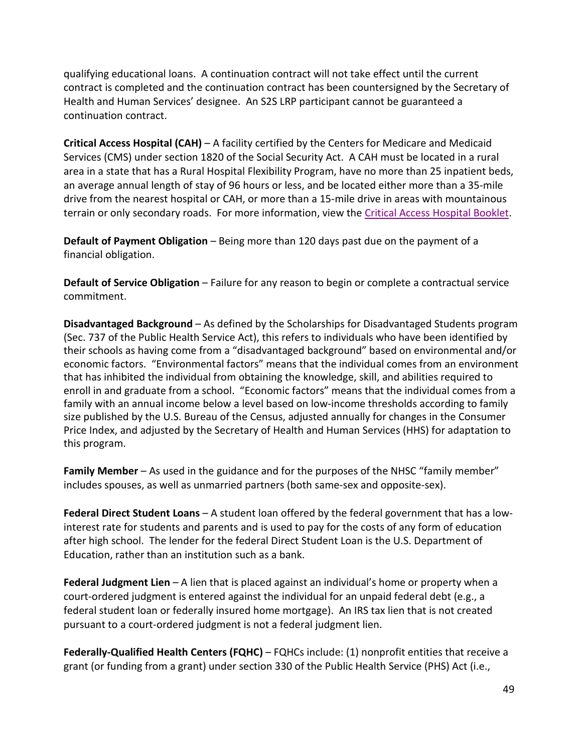qualifying educational loans. A continuation contract will not take effect until the current contract is completed and the continuation contract has been countersigned by the Secretary of Health and Human Services' designee. An S2S LRP participant cannot be guaranteed a continuation contract.

**Critical Access Hospital (CAH)** – A facility certified by the Centers for Medicare and Medicaid Services (CMS) under section 1820 of the Social Security Act. A CAH must be located in a rural area in a state that has a Rural Hospital Flexibility Program, have no more than 25 inpatient beds, an average annual length of stay of 96 hours or less, and be located either more than a 35-mile drive from the nearest hospital or CAH, or more than a 15-mile drive in areas with mountainous terrain or only secondary roads. For more information, view the Critical Access Hospital Booklet.

**Default of Payment Obligation** – Being more than 120 days past due on the payment of a financial obligation.

**Default of Service Obligation** – Failure for any reason to begin or complete a contractual service commitment.

**Disadvantaged Background** – As defined by the Scholarships for Disadvantaged Students program (Sec. 737 of the Public Health Service Act), this refers to individuals who have been identified by their schools as having come from a "disadvantaged background" based on environmental and/or economic factors. "Environmental factors" means that the individual comes from an environment that has inhibited the individual from obtaining the knowledge, skill, and abilities required to enroll in and graduate from a school. "Economic factors" means that the individual comes from a family with an annual income below a level based on low-income thresholds according to family size published by the U.S. Bureau of the Census, adjusted annually for changes in the Consumer Price Index, and adjusted by the Secretary of Health and Human Services (HHS) for adaptation to this program.

**Family Member** – As used in the guidance and for the purposes of the NHSC "family member" includes spouses, as well as unmarried partners (both same-sex and opposite-sex).

**Federal Direct Student Loans** – A student loan offered by the federal government that has a low-interest rate for students and parents and is used to pay for the costs of any form of education after high school. The lender for the federal Direct Student Loan is the U.S. Department of Education, rather than an institution such as a bank.

**Federal Judgment Lien** – A lien that is placed against an individual's home or property when a court-ordered judgment is entered against the individual for an unpaid federal debt (e.g., a federal student loan or federally insured home mortgage). An IRS tax lien that is not created pursuant to a court-ordered judgment is not a federal judgment lien.

**Federally-Qualified Health Centers (FQHC)** – FQHCs include: (1) nonprofit entities that receive a grant (or funding from a grant) under section 330 of the Public Health Service (PHS) Act (i.e.,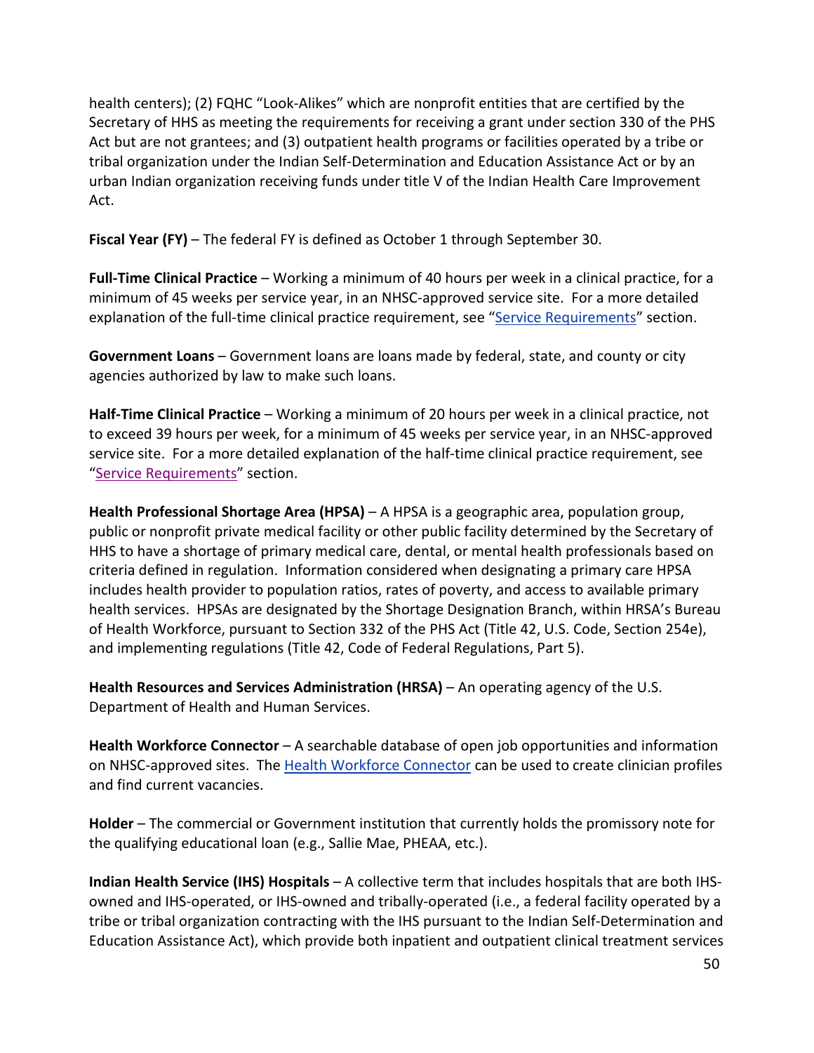health centers); (2) FQHC "Look-Alikes" which are nonprofit entities that are certified by the Secretary of HHS as meeting the requirements for receiving a grant under section 330 of the PHS Act but are not grantees; and (3) outpatient health programs or facilities operated by a tribe or tribal organization under the Indian Self-Determination and Education Assistance Act or by an urban Indian organization receiving funds under title V of the Indian Health Care Improvement Act.

**Fiscal Year (FY)** – The federal FY is defined as October 1 through September 30.

**Full-Time Clinical Practice** – Working a minimum of 40 hours per week in a clinical practice, for a minimum of 45 weeks per service year, in an NHSC-approved service site. For a more detailed explanation of the full-time clinical practice requirement, see "Service Requirements" section.

**Government Loans** – Government loans are loans made by federal, state, and county or city agencies authorized by law to make such loans.

**Half-Time Clinical Practice** – Working a minimum of 20 hours per week in a clinical practice, not to exceed 39 hours per week, for a minimum of 45 weeks per service year, in an NHSC-approved service site. For a more detailed explanation of the half-time clinical practice requirement, see "Service Requirements" section.

**Health Professional Shortage Area (HPSA)** – A HPSA is a geographic area, population group, public or nonprofit private medical facility or other public facility determined by the Secretary of HHS to have a shortage of primary medical care, dental, or mental health professionals based on criteria defined in regulation. Information considered when designating a primary care HPSA includes health provider to population ratios, rates of poverty, and access to available primary health services. HPSAs are designated by the Shortage Designation Branch, within HRSA's Bureau of Health Workforce, pursuant to Section 332 of the PHS Act (Title 42, U.S. Code, Section 254e), and implementing regulations (Title 42, Code of Federal Regulations, Part 5).

**Health Resources and Services Administration (HRSA)** – An operating agency of the U.S. Department of Health and Human Services.

**Health Workforce Connector** – A searchable database of open job opportunities and information on NHSC-approved sites. The Health Workforce Connector can be used to create clinician profiles and find current vacancies.

**Holder** – The commercial or Government institution that currently holds the promissory note for the qualifying educational loan (e.g., Sallie Mae, PHEAA, etc.).

**Indian Health Service (IHS) Hospitals** – A collective term that includes hospitals that are both IHS-owned and IHS-operated, or IHS-owned and tribally-operated (i.e., a federal facility operated by a tribe or tribal organization contracting with the IHS pursuant to the Indian Self-Determination and Education Assistance Act), which provide both inpatient and outpatient clinical treatment services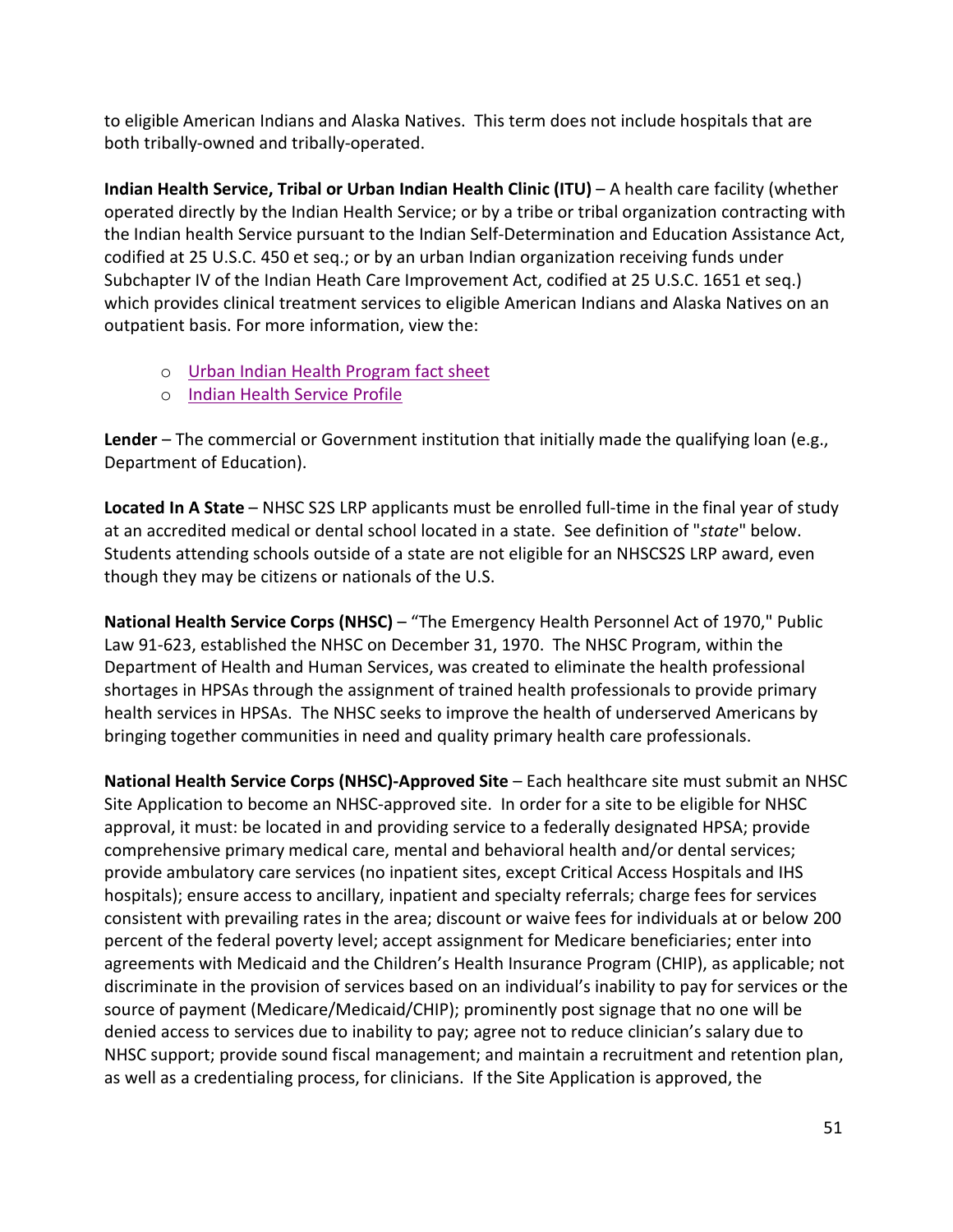to eligible American Indians and Alaska Natives. This term does not include hospitals that are both tribally-owned and tribally-operated.

**Indian Health Service, Tribal or Urban Indian Health Clinic (ITU)** – A health care facility (whether operated directly by the Indian Health Service; or by a tribe or tribal organization contracting with the Indian health Service pursuant to the Indian Self-Determination and Education Assistance Act, codified at 25 U.S.C. 450 et seq.; or by an urban Indian organization receiving funds under Subchapter IV of the Indian Heath Care Improvement Act, codified at 25 U.S.C. 1651 et seq.) which provides clinical treatment services to eligible American Indians and Alaska Natives on an outpatient basis. For more information, view the:

- Urban Indian Health Program fact sheet
- Indian Health Service Profile

**Lender** – The commercial or Government institution that initially made the qualifying loan (e.g., Department of Education).

**Located In A State** – NHSC S2S LRP applicants must be enrolled full-time in the final year of study at an accredited medical or dental school located in a state. See definition of "*state*" below. Students attending schools outside of a state are not eligible for an NHSCS2S LRP award, even though they may be citizens or nationals of the U.S.

**National Health Service Corps (NHSC)** – "The Emergency Health Personnel Act of 1970," Public Law 91-623, established the NHSC on December 31, 1970. The NHSC Program, within the Department of Health and Human Services, was created to eliminate the health professional shortages in HPSAs through the assignment of trained health professionals to provide primary health services in HPSAs. The NHSC seeks to improve the health of underserved Americans by bringing together communities in need and quality primary health care professionals.

**National Health Service Corps (NHSC)-Approved Site** – Each healthcare site must submit an NHSC Site Application to become an NHSC-approved site. In order for a site to be eligible for NHSC approval, it must: be located in and providing service to a federally designated HPSA; provide comprehensive primary medical care, mental and behavioral health and/or dental services; provide ambulatory care services (no inpatient sites, except Critical Access Hospitals and IHS hospitals); ensure access to ancillary, inpatient and specialty referrals; charge fees for services consistent with prevailing rates in the area; discount or waive fees for individuals at or below 200 percent of the federal poverty level; accept assignment for Medicare beneficiaries; enter into agreements with Medicaid and the Children's Health Insurance Program (CHIP), as applicable; not discriminate in the provision of services based on an individual's inability to pay for services or the source of payment (Medicare/Medicaid/CHIP); prominently post signage that no one will be denied access to services due to inability to pay; agree not to reduce clinician's salary due to NHSC support; provide sound fiscal management; and maintain a recruitment and retention plan, as well as a credentialing process, for clinicians. If the Site Application is approved, the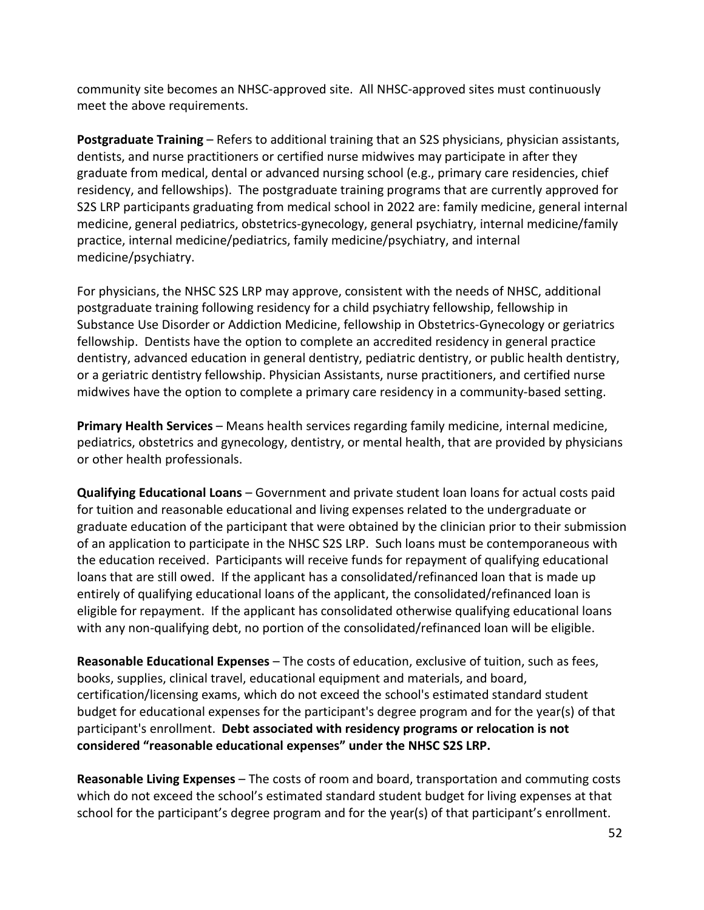community site becomes an NHSC-approved site. All NHSC-approved sites must continuously meet the above requirements.

**Postgraduate Training** – Refers to additional training that an S2S physicians, physician assistants, dentists, and nurse practitioners or certified nurse midwives may participate in after they graduate from medical, dental or advanced nursing school (e.g., primary care residencies, chief residency, and fellowships). The postgraduate training programs that are currently approved for S2S LRP participants graduating from medical school in 2022 are: family medicine, general internal medicine, general pediatrics, obstetrics-gynecology, general psychiatry, internal medicine/family practice, internal medicine/pediatrics, family medicine/psychiatry, and internal medicine/psychiatry.

For physicians, the NHSC S2S LRP may approve, consistent with the needs of NHSC, additional postgraduate training following residency for a child psychiatry fellowship, fellowship in Substance Use Disorder or Addiction Medicine, fellowship in Obstetrics-Gynecology or geriatrics fellowship. Dentists have the option to complete an accredited residency in general practice dentistry, advanced education in general dentistry, pediatric dentistry, or public health dentistry, or a geriatric dentistry fellowship. Physician Assistants, nurse practitioners, and certified nurse midwives have the option to complete a primary care residency in a community-based setting.

**Primary Health Services** – Means health services regarding family medicine, internal medicine, pediatrics, obstetrics and gynecology, dentistry, or mental health, that are provided by physicians or other health professionals.

**Qualifying Educational Loans** – Government and private student loan loans for actual costs paid for tuition and reasonable educational and living expenses related to the undergraduate or graduate education of the participant that were obtained by the clinician prior to their submission of an application to participate in the NHSC S2S LRP. Such loans must be contemporaneous with the education received. Participants will receive funds for repayment of qualifying educational loans that are still owed. If the applicant has a consolidated/refinanced loan that is made up entirely of qualifying educational loans of the applicant, the consolidated/refinanced loan is eligible for repayment. If the applicant has consolidated otherwise qualifying educational loans with any non-qualifying debt, no portion of the consolidated/refinanced loan will be eligible.

**Reasonable Educational Expenses** – The costs of education, exclusive of tuition, such as fees, books, supplies, clinical travel, educational equipment and materials, and board, certification/licensing exams, which do not exceed the school's estimated standard student budget for educational expenses for the participant's degree program and for the year(s) of that participant's enrollment. **Debt associated with residency programs or relocation is not considered "reasonable educational expenses" under the NHSC S2S LRP.**

**Reasonable Living Expenses** – The costs of room and board, transportation and commuting costs which do not exceed the school's estimated standard student budget for living expenses at that school for the participant's degree program and for the year(s) of that participant's enrollment.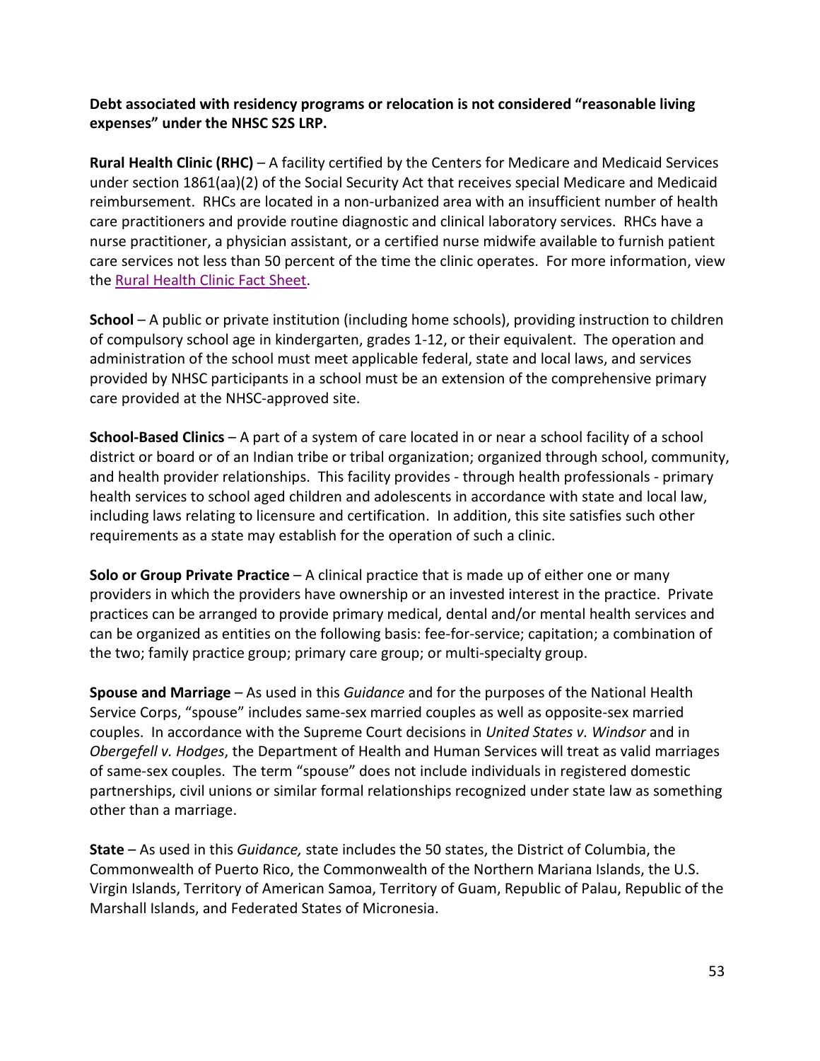**Debt associated with residency programs or relocation is not considered "reasonable living expenses" under the NHSC S2S LRP.**

**Rural Health Clinic (RHC)** – A facility certified by the Centers for Medicare and Medicaid Services under section 1861(aa)(2) of the Social Security Act that receives special Medicare and Medicaid reimbursement. RHCs are located in a non-urbanized area with an insufficient number of health care practitioners and provide routine diagnostic and clinical laboratory services. RHCs have a nurse practitioner, a physician assistant, or a certified nurse midwife available to furnish patient care services not less than 50 percent of the time the clinic operates. For more information, view the Rural Health Clinic Fact Sheet.

**School** – A public or private institution (including home schools), providing instruction to children of compulsory school age in kindergarten, grades 1-12, or their equivalent. The operation and administration of the school must meet applicable federal, state and local laws, and services provided by NHSC participants in a school must be an extension of the comprehensive primary care provided at the NHSC-approved site.

**School-Based Clinics** – A part of a system of care located in or near a school facility of a school district or board or of an Indian tribe or tribal organization; organized through school, community, and health provider relationships. This facility provides - through health professionals - primary health services to school aged children and adolescents in accordance with state and local law, including laws relating to licensure and certification. In addition, this site satisfies such other requirements as a state may establish for the operation of such a clinic.

**Solo or Group Private Practice** – A clinical practice that is made up of either one or many providers in which the providers have ownership or an invested interest in the practice. Private practices can be arranged to provide primary medical, dental and/or mental health services and can be organized as entities on the following basis: fee-for-service; capitation; a combination of the two; family practice group; primary care group; or multi-specialty group.

**Spouse and Marriage** – As used in this *Guidance* and for the purposes of the National Health Service Corps, "spouse" includes same-sex married couples as well as opposite-sex married couples. In accordance with the Supreme Court decisions in *United States v. Windsor* and in *Obergefell v. Hodges*, the Department of Health and Human Services will treat as valid marriages of same-sex couples. The term "spouse" does not include individuals in registered domestic partnerships, civil unions or similar formal relationships recognized under state law as something other than a marriage.

**State** – As used in this *Guidance,* state includes the 50 states, the District of Columbia, the Commonwealth of Puerto Rico, the Commonwealth of the Northern Mariana Islands, the U.S. Virgin Islands, Territory of American Samoa, Territory of Guam, Republic of Palau, Republic of the Marshall Islands, and Federated States of Micronesia.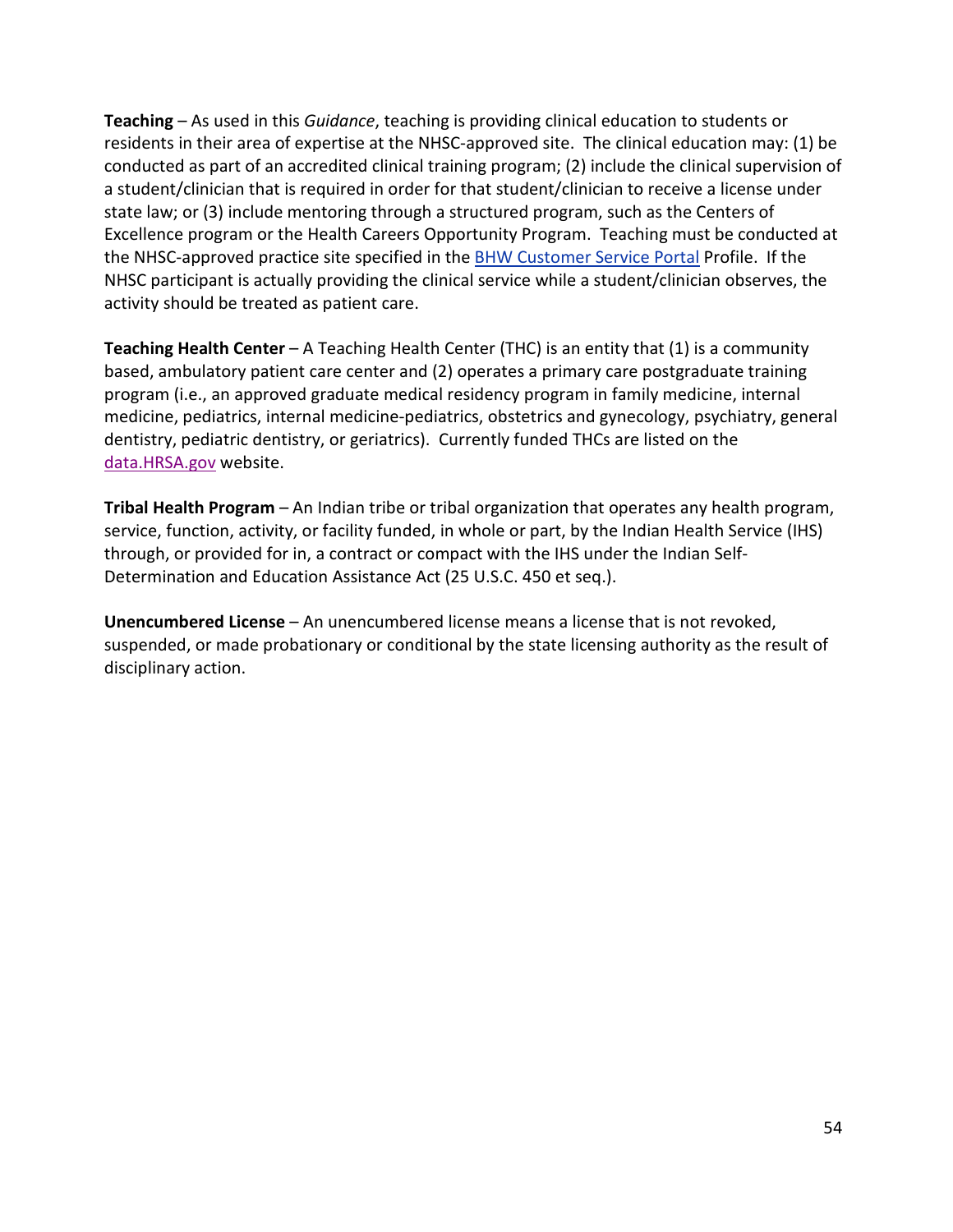**Teaching** – As used in this *Guidance*, teaching is providing clinical education to students or residents in their area of expertise at the NHSC-approved site. The clinical education may: (1) be conducted as part of an accredited clinical training program; (2) include the clinical supervision of a student/clinician that is required in order for that student/clinician to receive a license under state law; or (3) include mentoring through a structured program, such as the Centers of Excellence program or the Health Careers Opportunity Program. Teaching must be conducted at the NHSC-approved practice site specified in the BHW Customer Service Portal Profile. If the NHSC participant is actually providing the clinical service while a student/clinician observes, the activity should be treated as patient care.

**Teaching Health Center** – A Teaching Health Center (THC) is an entity that (1) is a community based, ambulatory patient care center and (2) operates a primary care postgraduate training program (i.e., an approved graduate medical residency program in family medicine, internal medicine, pediatrics, internal medicine-pediatrics, obstetrics and gynecology, psychiatry, general dentistry, pediatric dentistry, or geriatrics). Currently funded THCs are listed on the data.HRSA.gov website.

**Tribal Health Program** – An Indian tribe or tribal organization that operates any health program, service, function, activity, or facility funded, in whole or part, by the Indian Health Service (IHS) through, or provided for in, a contract or compact with the IHS under the Indian Self-Determination and Education Assistance Act (25 U.S.C. 450 et seq.).

**Unencumbered License** – An unencumbered license means a license that is not revoked, suspended, or made probationary or conditional by the state licensing authority as the result of disciplinary action.